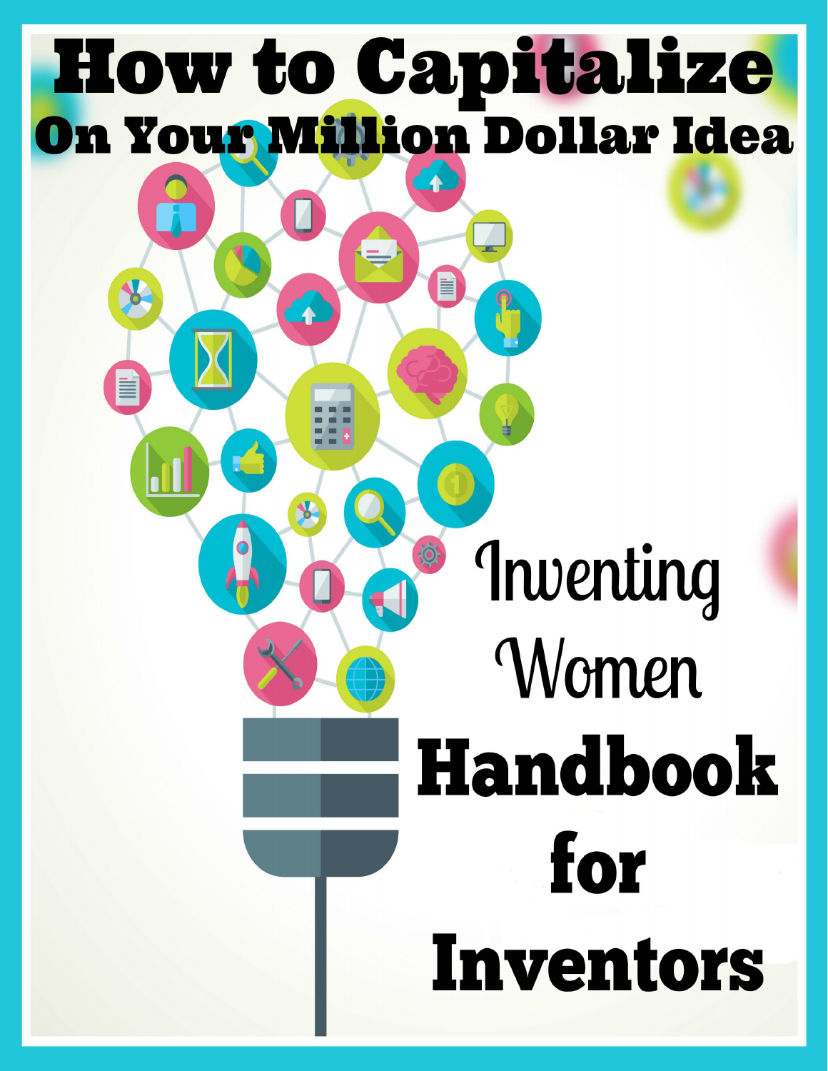# How to Capitalize

## On Your Million Dollar Idea

Inventing Women

# Handbook for Inventors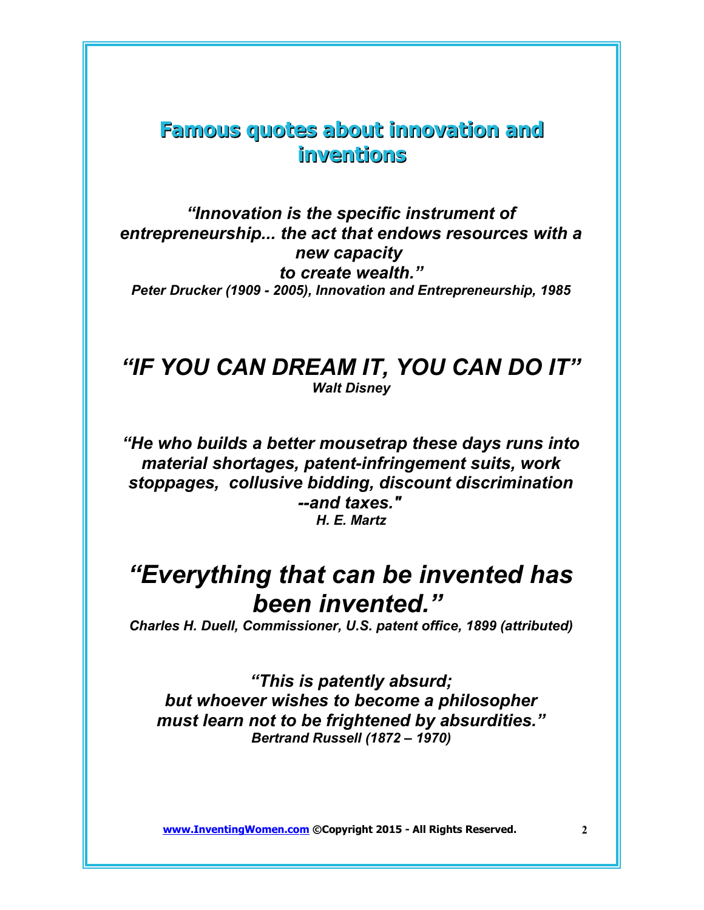## Famous quotes about innovation and inventions

*"Innovation is the specific instrument of entrepreneurship... the act that endows resources with a new capacity to create wealth."*
***Peter Drucker (1909 - 2005), Innovation and Entrepreneurship, 1985***

*"IF YOU CAN DREAM IT, YOU CAN DO IT"*
***Walt Disney***

*"He who builds a better mousetrap these days runs into material shortages, patent-infringement suits, work stoppages, collusive bidding, discount discrimination --and taxes."*
***H. E. Martz***

*"Everything that can be invented has been invented."*
***Charles H. Duell, Commissioner, U.S. patent office, 1899 (attributed)***

*"This is patently absurd; but whoever wishes to become a philosopher must learn not to be frightened by absurdities."*
***Bertrand Russell (1872 – 1970)***

www.InventingWomen.com ©Copyright 2015 - All Rights Reserved.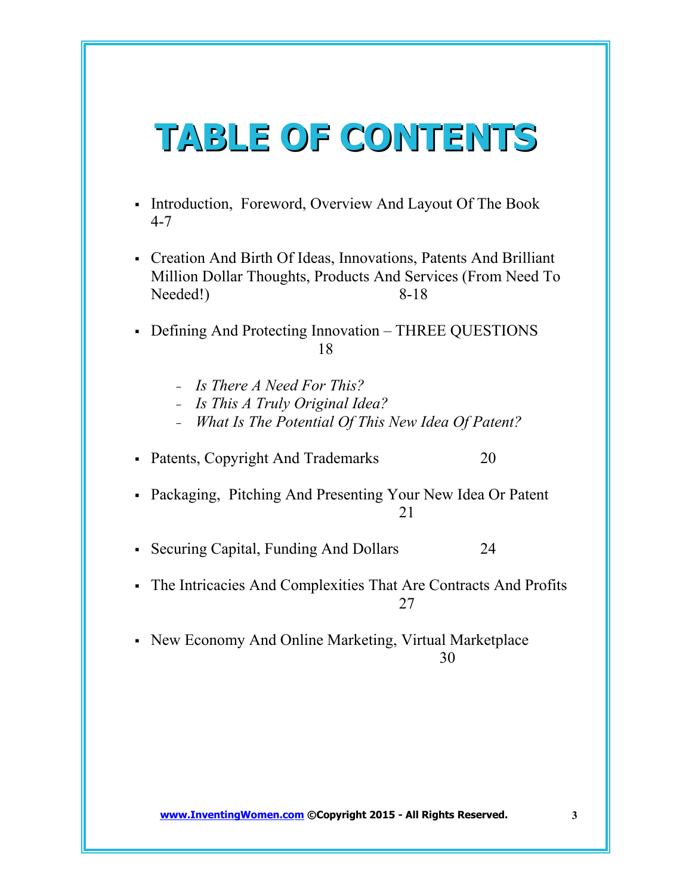# TABLE OF CONTENTS

- Introduction, Foreword, Overview And Layout Of The Book 4-7
- Creation And Birth Of Ideas, Innovations, Patents And Brilliant Million Dollar Thoughts, Products And Services (From Need To Needed!) 8-18
- Defining And Protecting Innovation – THREE QUESTIONS 18
  - *Is There A Need For This?*
  - *Is This A Truly Original Idea?*
  - *What Is The Potential Of This New Idea Of Patent?*
- Patents, Copyright And Trademarks 20
- Packaging, Pitching And Presenting Your New Idea Or Patent 21
- Securing Capital, Funding And Dollars 24
- The Intricacies And Complexities That Are Contracts And Profits 27
- New Economy And Online Marketing, Virtual Marketplace 30

**www.InventingWomen.com ©Copyright 2015 - All Rights Reserved.**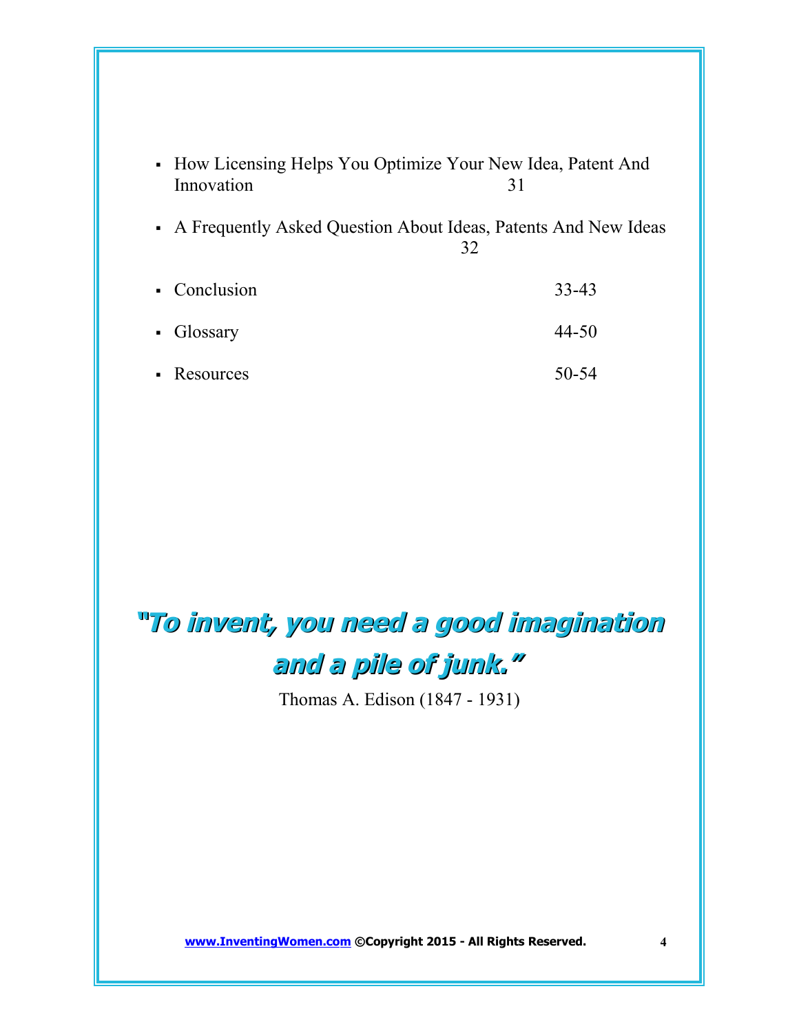- How Licensing Helps You Optimize Your New Idea, Patent And Innovation 31
- A Frequently Asked Question About Ideas, Patents And New Ideas 32
- Conclusion 33-43
- Glossary 44-50
- Resources 50-54

***"To invent, you need a good imagination and a pile of junk."***

Thomas A. Edison (1847 - 1931)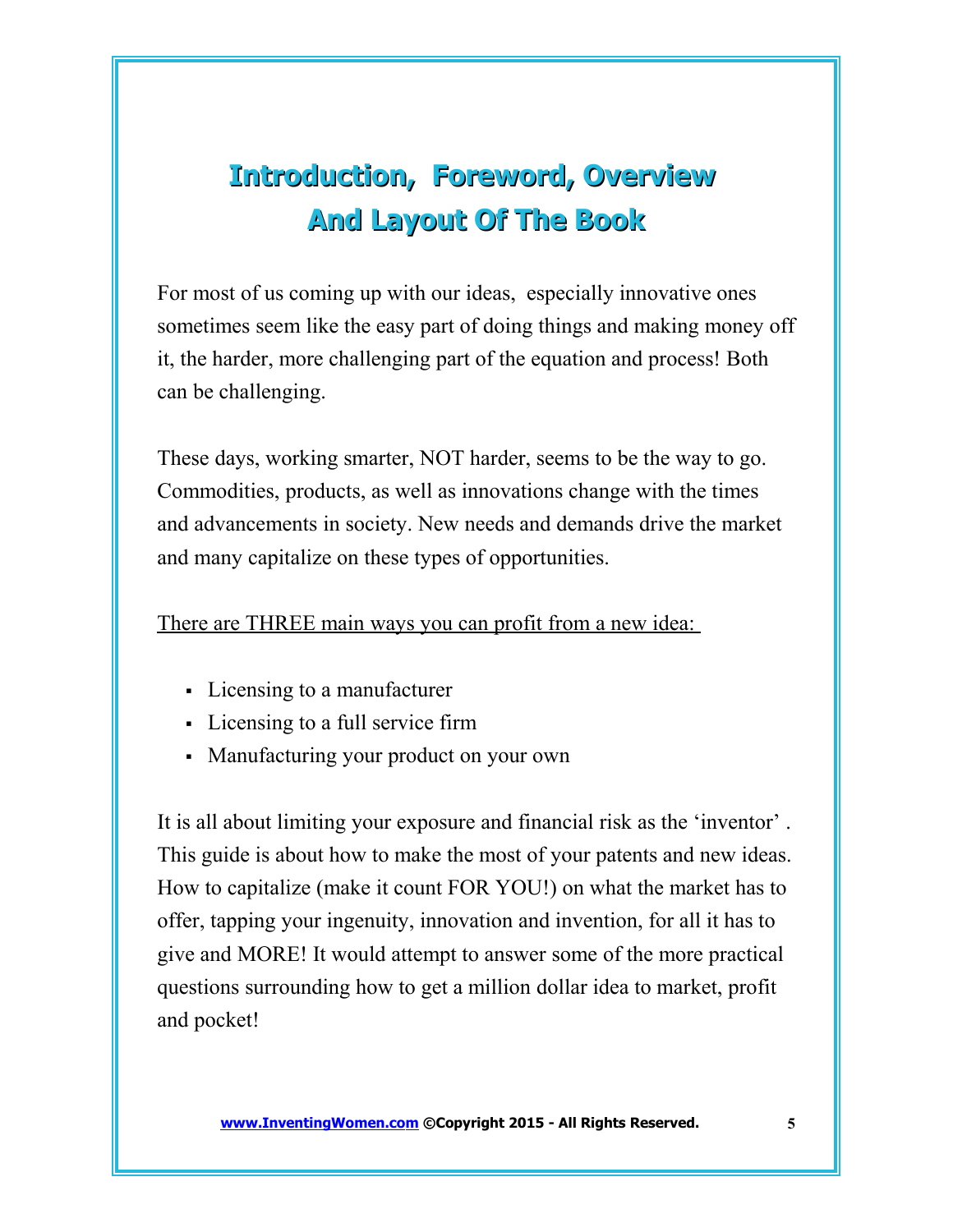# Introduction, Foreword, Overview And Layout Of The Book

For most of us coming up with our ideas, especially innovative ones sometimes seem like the easy part of doing things and making money off it, the harder, more challenging part of the equation and process! Both can be challenging.

These days, working smarter, NOT harder, seems to be the way to go. Commodities, products, as well as innovations change with the times and advancements in society. New needs and demands drive the market and many capitalize on these types of opportunities.

<u>There are THREE main ways you can profit from a new idea:</u>

- Licensing to a manufacturer
- Licensing to a full service firm
- Manufacturing your product on your own

It is all about limiting your exposure and financial risk as the 'inventor' . This guide is about how to make the most of your patents and new ideas. How to capitalize (make it count FOR YOU!) on what the market has to offer, tapping your ingenuity, innovation and invention, for all it has to give and MORE! It would attempt to answer some of the more practical questions surrounding how to get a million dollar idea to market, profit and pocket!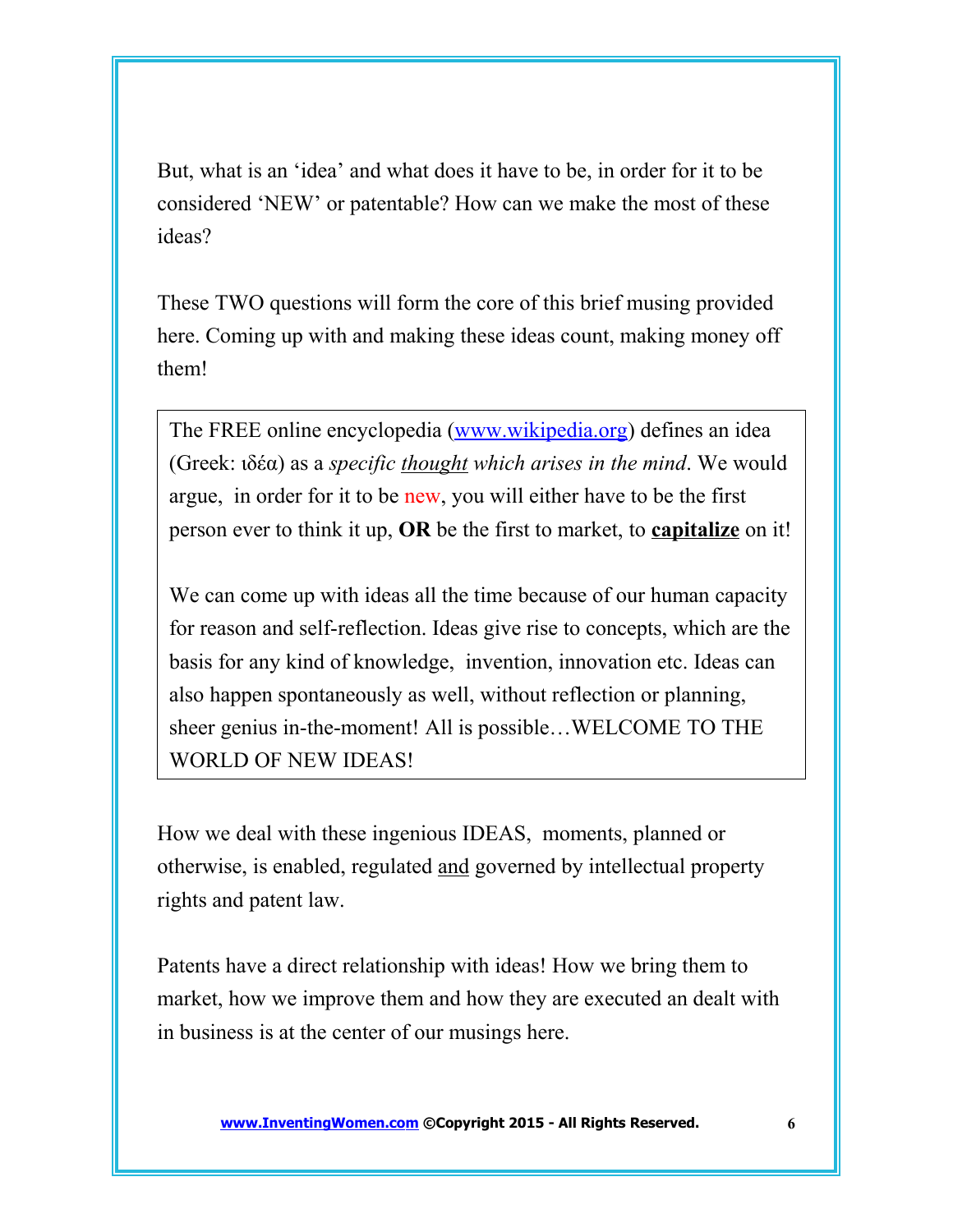But, what is an 'idea' and what does it have to be, in order for it to be considered 'NEW' or patentable? How can we make the most of these ideas?

These TWO questions will form the core of this brief musing provided here. Coming up with and making these ideas count, making money off them!

> The FREE online encyclopedia (www.wikipedia.org) defines an idea (Greek: ιδέα) as a *specific thought which arises in the mind*. We would argue, in order for it to be new, you will either have to be the first person ever to think it up, **OR** be the first to market, to **capitalize** on it!
>
> We can come up with ideas all the time because of our human capacity for reason and self-reflection. Ideas give rise to concepts, which are the basis for any kind of knowledge, invention, innovation etc. Ideas can also happen spontaneously as well, without reflection or planning, sheer genius in-the-moment! All is possible…WELCOME TO THE WORLD OF NEW IDEAS!

How we deal with these ingenious IDEAS, moments, planned or otherwise, is enabled, regulated and governed by intellectual property rights and patent law.

Patents have a direct relationship with ideas! How we bring them to market, how we improve them and how they are executed an dealt with in business is at the center of our musings here.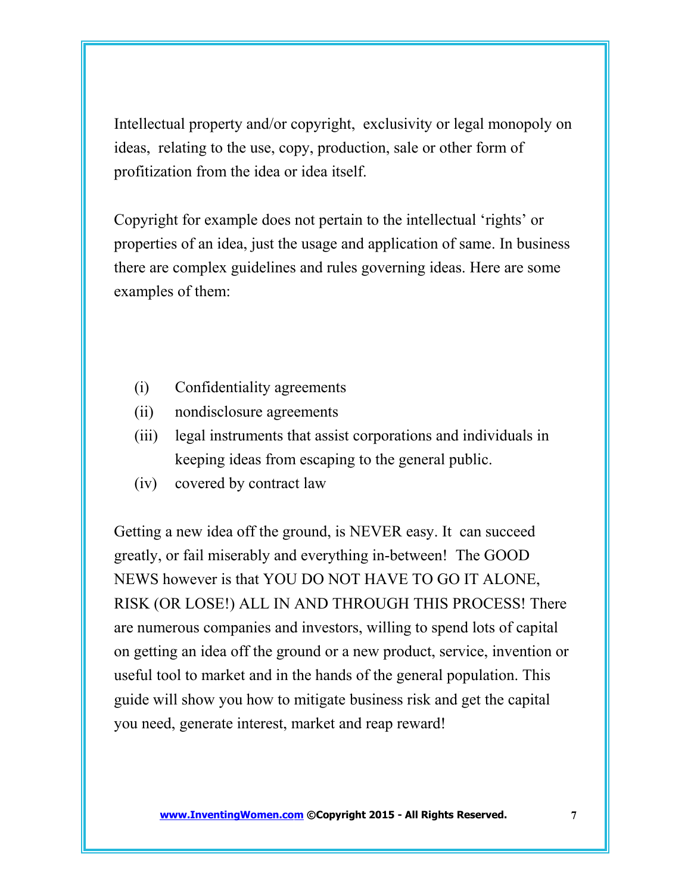Intellectual property and/or copyright, exclusivity or legal monopoly on ideas, relating to the use, copy, production, sale or other form of profitization from the idea or idea itself.

Copyright for example does not pertain to the intellectual 'rights' or properties of an idea, just the usage and application of same. In business there are complex guidelines and rules governing ideas. Here are some examples of them:

(i) Confidentiality agreements
(ii) nondisclosure agreements
(iii) legal instruments that assist corporations and individuals in keeping ideas from escaping to the general public.
(iv) covered by contract law

Getting a new idea off the ground, is NEVER easy. It can succeed greatly, or fail miserably and everything in-between! The GOOD NEWS however is that YOU DO NOT HAVE TO GO IT ALONE, RISK (OR LOSE!) ALL IN AND THROUGH THIS PROCESS! There are numerous companies and investors, willing to spend lots of capital on getting an idea off the ground or a new product, service, invention or useful tool to market and in the hands of the general population. This guide will show you how to mitigate business risk and get the capital you need, generate interest, market and reap reward!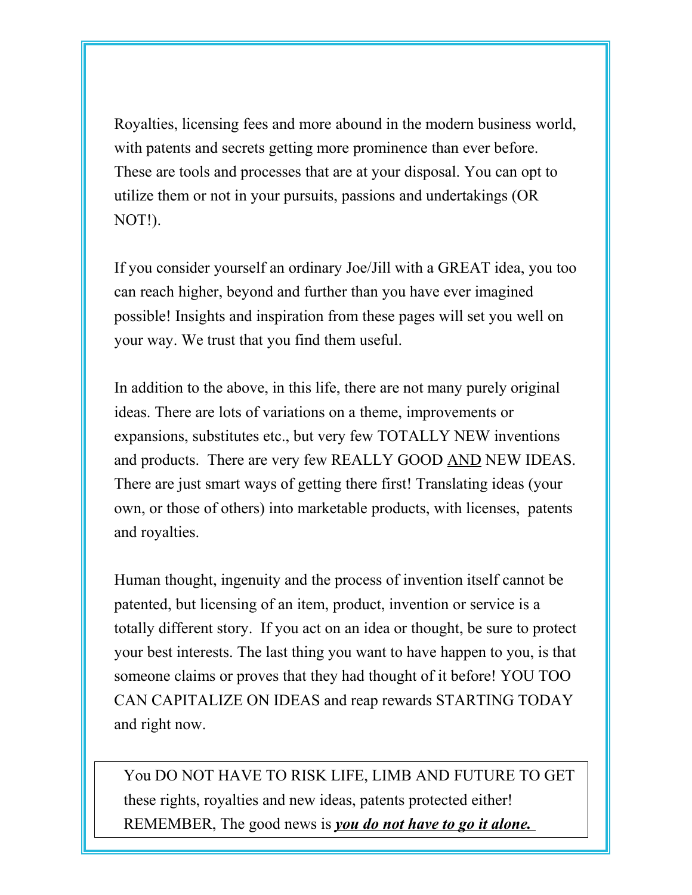Royalties, licensing fees and more abound in the modern business world, with patents and secrets getting more prominence than ever before. These are tools and processes that are at your disposal. You can opt to utilize them or not in your pursuits, passions and undertakings (OR NOT!).

If you consider yourself an ordinary Joe/Jill with a GREAT idea, you too can reach higher, beyond and further than you have ever imagined possible! Insights and inspiration from these pages will set you well on your way. We trust that you find them useful.

In addition to the above, in this life, there are not many purely original ideas. There are lots of variations on a theme, improvements or expansions, substitutes etc., but very few TOTALLY NEW inventions and products. There are very few REALLY GOOD <u>AND</u> NEW IDEAS. There are just smart ways of getting there first! Translating ideas (your own, or those of others) into marketable products, with licenses, patents and royalties.

Human thought, ingenuity and the process of invention itself cannot be patented, but licensing of an item, product, invention or service is a totally different story. If you act on an idea or thought, be sure to protect your best interests. The last thing you want to have happen to you, is that someone claims or proves that they had thought of it before! YOU TOO CAN CAPITALIZE ON IDEAS and reap rewards STARTING TODAY and right now.

You DO NOT HAVE TO RISK LIFE, LIMB AND FUTURE TO GET these rights, royalties and new ideas, patents protected either! REMEMBER, The good news is ***<u>you do not have to go it alone.</u>***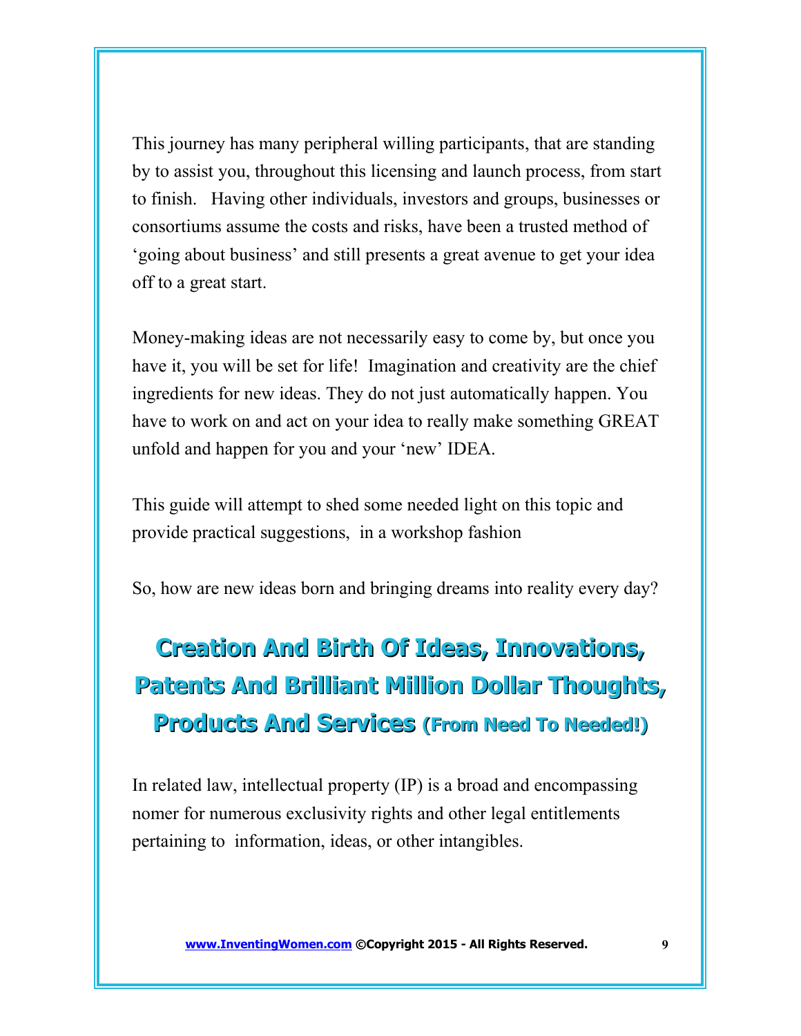This journey has many peripheral willing participants, that are standing by to assist you, throughout this licensing and launch process, from start to finish. Having other individuals, investors and groups, businesses or consortiums assume the costs and risks, have been a trusted method of 'going about business' and still presents a great avenue to get your idea off to a great start.

Money-making ideas are not necessarily easy to come by, but once you have it, you will be set for life! Imagination and creativity are the chief ingredients for new ideas. They do not just automatically happen. You have to work on and act on your idea to really make something GREAT unfold and happen for you and your 'new' IDEA.

This guide will attempt to shed some needed light on this topic and provide practical suggestions, in a workshop fashion

So, how are new ideas born and bringing dreams into reality every day?

## Creation And Birth Of Ideas, Innovations, Patents And Brilliant Million Dollar Thoughts, Products And Services (From Need To Needed!)

In related law, intellectual property (IP) is a broad and encompassing nomer for numerous exclusivity rights and other legal entitlements pertaining to information, ideas, or other intangibles.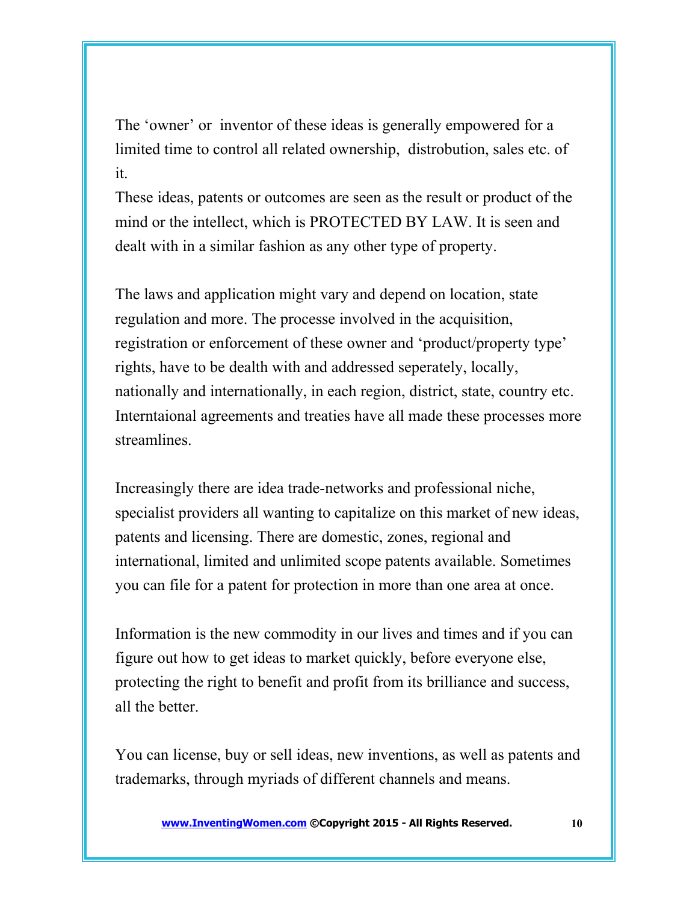The 'owner' or inventor of these ideas is generally empowered for a limited time to control all related ownership, distrobution, sales etc. of it.

These ideas, patents or outcomes are seen as the result or product of the mind or the intellect, which is PROTECTED BY LAW. It is seen and dealt with in a similar fashion as any other type of property.

The laws and application might vary and depend on location, state regulation and more. The processe involved in the acquisition, registration or enforcement of these owner and 'product/property type' rights, have to be dealth with and addressed seperately, locally, nationally and internationally, in each region, district, state, country etc. Interntaional agreements and treaties have all made these processes more streamlines.

Increasingly there are idea trade-networks and professional niche, specialist providers all wanting to capitalize on this market of new ideas, patents and licensing. There are domestic, zones, regional and international, limited and unlimited scope patents available. Sometimes you can file for a patent for protection in more than one area at once.

Information is the new commodity in our lives and times and if you can figure out how to get ideas to market quickly, before everyone else, protecting the right to benefit and profit from its brilliance and success, all the better.

You can license, buy or sell ideas, new inventions, as well as patents and trademarks, through myriads of different channels and means.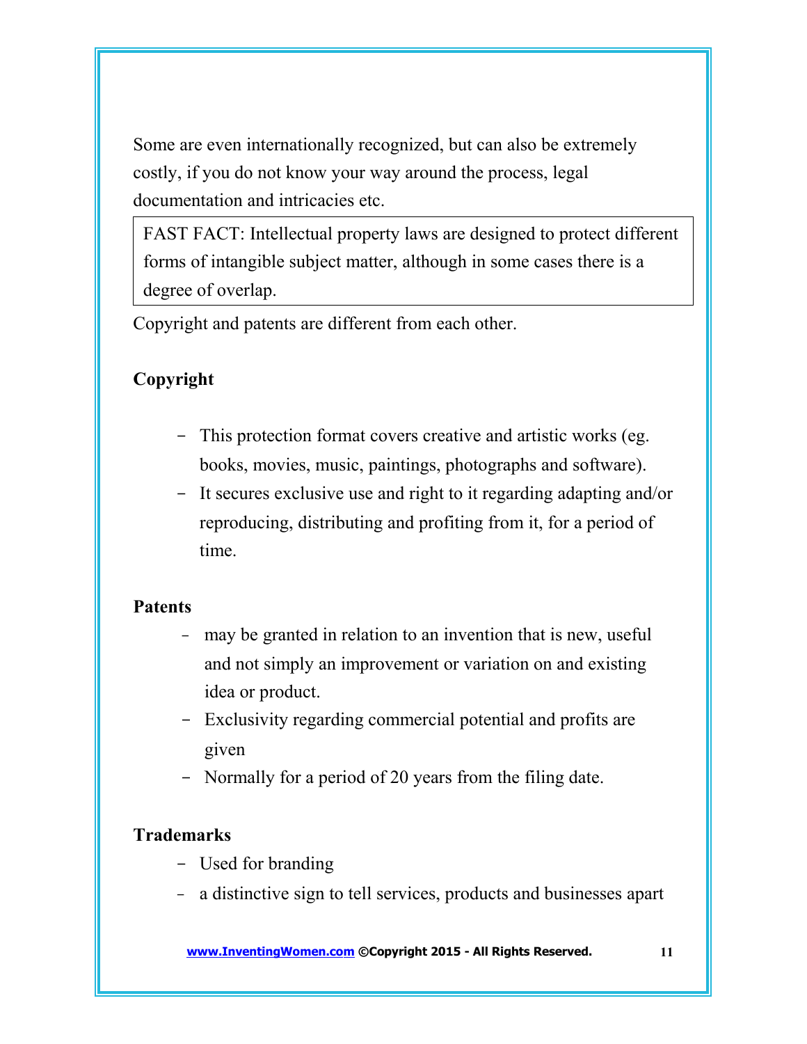Some are even internationally recognized, but can also be extremely costly, if you do not know your way around the process, legal documentation and intricacies etc.

> FAST FACT: Intellectual property laws are designed to protect different forms of intangible subject matter, although in some cases there is a degree of overlap.

Copyright and patents are different from each other.

**Copyright**

- This protection format covers creative and artistic works (eg. books, movies, music, paintings, photographs and software).
- It secures exclusive use and right to it regarding adapting and/or reproducing, distributing and profiting from it, for a period of time.

**Patents**

- may be granted in relation to an invention that is new, useful and not simply an improvement or variation on and existing idea or product.
- Exclusivity regarding commercial potential and profits are given
- Normally for a period of 20 years from the filing date.

**Trademarks**

- Used for branding
- a distinctive sign to tell services, products and businesses apart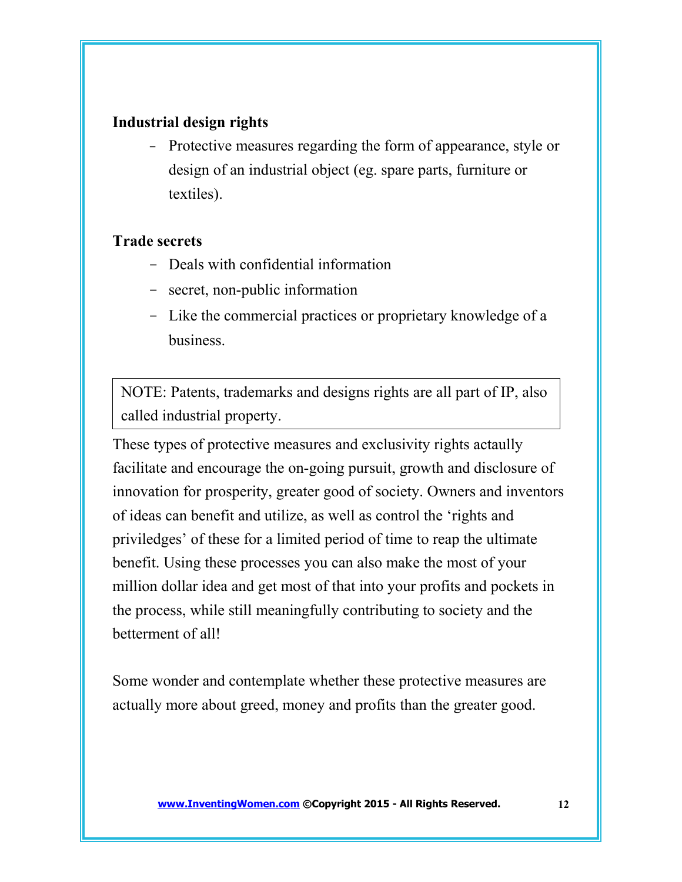**Industrial design rights**

- Protective measures regarding the form of appearance, style or design of an industrial object (eg. spare parts, furniture or textiles).

**Trade secrets**

- Deals with confidential information
- secret, non-public information
- Like the commercial practices or proprietary knowledge of a business.

> NOTE: Patents, trademarks and designs rights are all part of IP, also called industrial property.

These types of protective measures and exclusivity rights actaully facilitate and encourage the on-going pursuit, growth and disclosure of innovation for prosperity, greater good of society. Owners and inventors of ideas can benefit and utilize, as well as control the 'rights and priviledges' of these for a limited period of time to reap the ultimate benefit. Using these processes you can also make the most of your million dollar idea and get most of that into your profits and pockets in the process, while still meaningfully contributing to society and the betterment of all!

Some wonder and contemplate whether these protective measures are actually more about greed, money and profits than the greater good.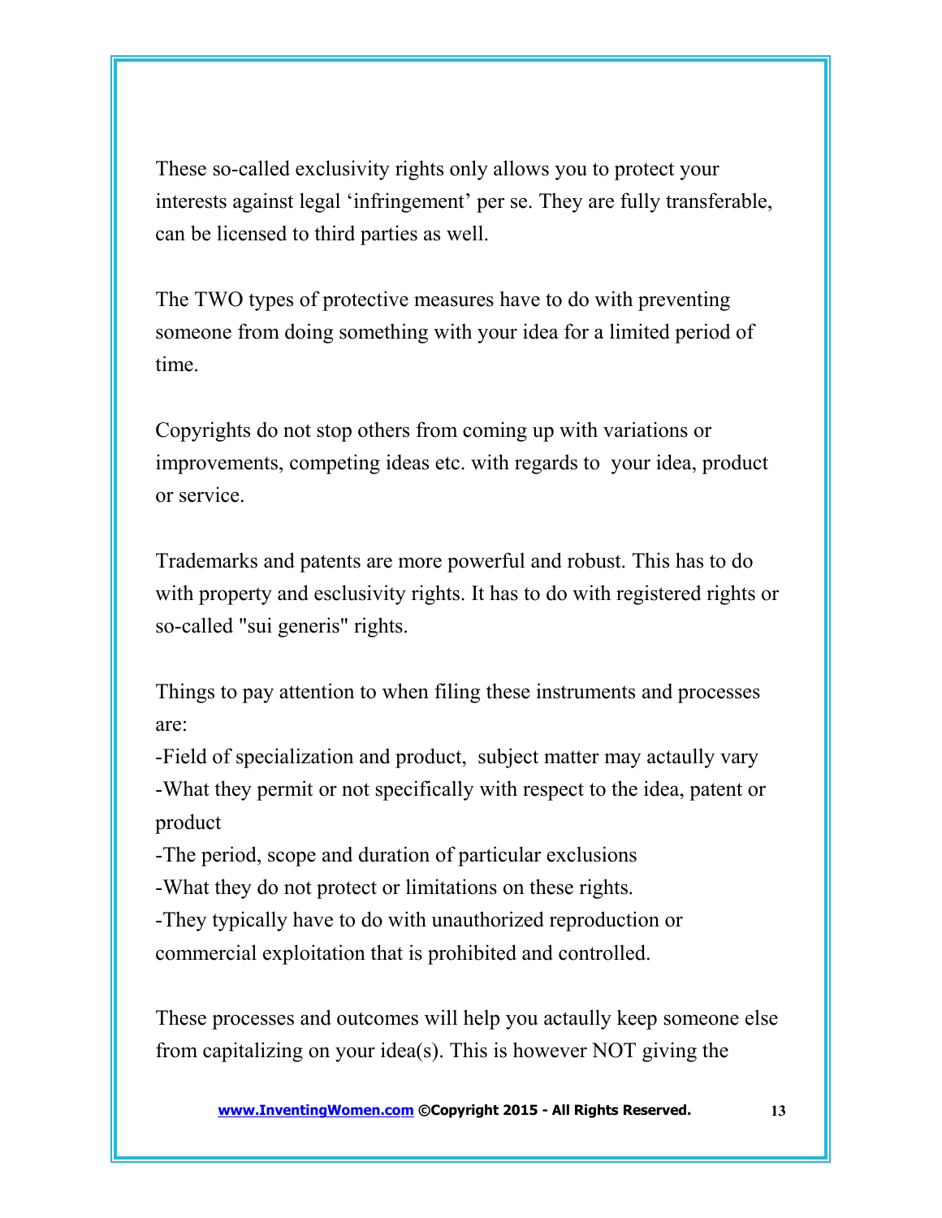These so-called exclusivity rights only allows you to protect your interests against legal 'infringement' per se. They are fully transferable, can be licensed to third parties as well.

The TWO types of protective measures have to do with preventing someone from doing something with your idea for a limited period of time.

Copyrights do not stop others from coming up with variations or improvements, competing ideas etc. with regards to your idea, product or service.

Trademarks and patents are more powerful and robust. This has to do with property and esclusivity rights. It has to do with registered rights or so-called "sui generis" rights.

Things to pay attention to when filing these instruments and processes are:

-Field of specialization and product, subject matter may actaully vary
-What they permit or not specifically with respect to the idea, patent or product
-The period, scope and duration of particular exclusions
-What they do not protect or limitations on these rights.
-They typically have to do with unauthorized reproduction or commercial exploitation that is prohibited and controlled.

These processes and outcomes will help you actaully keep someone else from capitalizing on your idea(s). This is however NOT giving the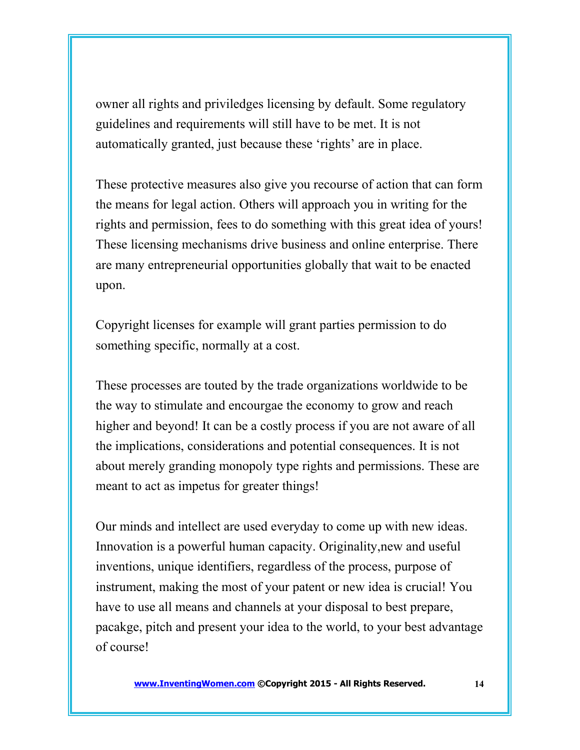owner all rights and priviledges licensing by default. Some regulatory guidelines and requirements will still have to be met. It is not automatically granted, just because these 'rights' are in place.

These protective measures also give you recourse of action that can form the means for legal action. Others will approach you in writing for the rights and permission, fees to do something with this great idea of yours! These licensing mechanisms drive business and online enterprise. There are many entrepreneurial opportunities globally that wait to be enacted upon.

Copyright licenses for example will grant parties permission to do something specific, normally at a cost.

These processes are touted by the trade organizations worldwide to be the way to stimulate and encourgae the economy to grow and reach higher and beyond! It can be a costly process if you are not aware of all the implications, considerations and potential consequences. It is not about merely granding monopoly type rights and permissions. These are meant to act as impetus for greater things!

Our minds and intellect are used everyday to come up with new ideas. Innovation is a powerful human capacity. Originality,new and useful inventions, unique identifiers, regardless of the process, purpose of instrument, making the most of your patent or new idea is crucial! You have to use all means and channels at your disposal to best prepare, pacakge, pitch and present your idea to the world, to your best advantage of course!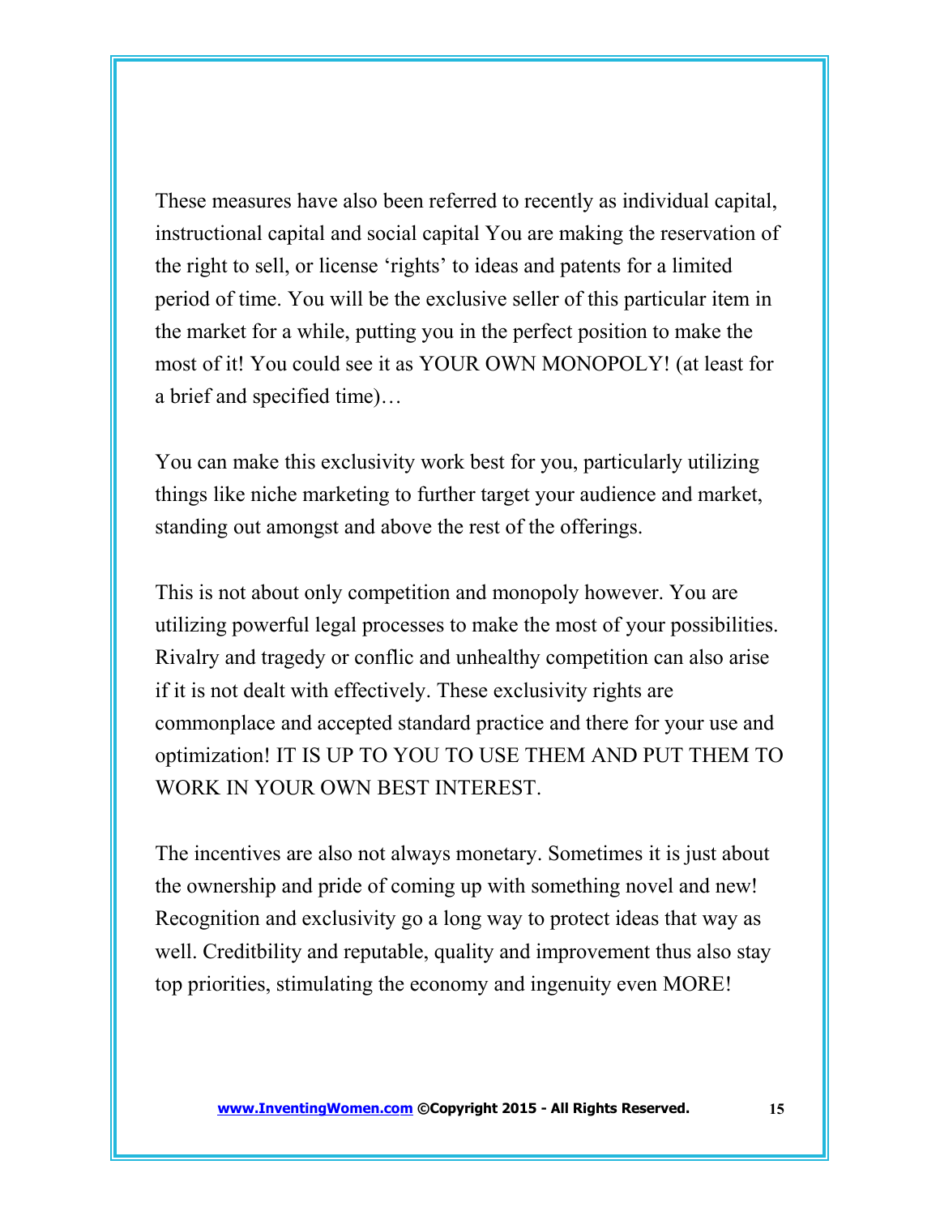These measures have also been referred to recently as individual capital, instructional capital and social capital You are making the reservation of the right to sell, or license 'rights' to ideas and patents for a limited period of time. You will be the exclusive seller of this particular item in the market for a while, putting you in the perfect position to make the most of it! You could see it as YOUR OWN MONOPOLY! (at least for a brief and specified time)…

You can make this exclusivity work best for you, particularly utilizing things like niche marketing to further target your audience and market, standing out amongst and above the rest of the offerings.

This is not about only competition and monopoly however. You are utilizing powerful legal processes to make the most of your possibilities. Rivalry and tragedy or conflic and unhealthy competition can also arise if it is not dealt with effectively. These exclusivity rights are commonplace and accepted standard practice and there for your use and optimization! IT IS UP TO YOU TO USE THEM AND PUT THEM TO WORK IN YOUR OWN BEST INTEREST.

The incentives are also not always monetary. Sometimes it is just about the ownership and pride of coming up with something novel and new! Recognition and exclusivity go a long way to protect ideas that way as well. Creditbility and reputable, quality and improvement thus also stay top priorities, stimulating the economy and ingenuity even MORE!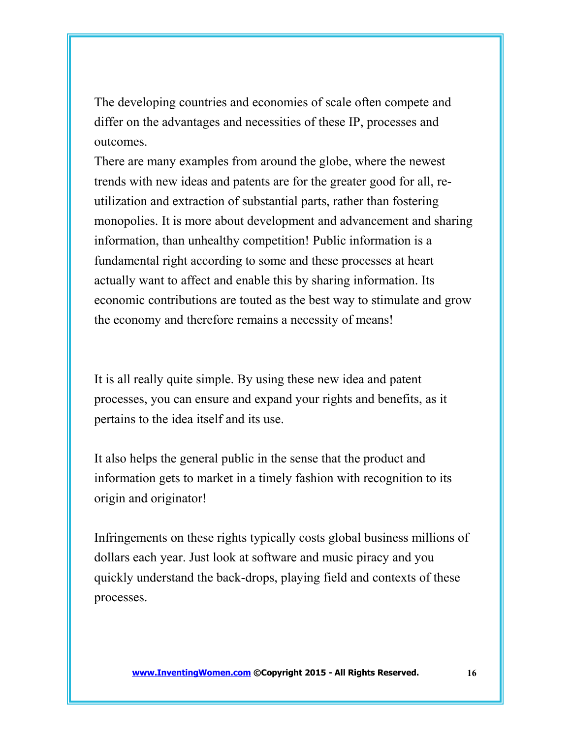The developing countries and economies of scale often compete and differ on the advantages and necessities of these IP, processes and outcomes.

There are many examples from around the globe, where the newest trends with new ideas and patents are for the greater good for all, re-utilization and extraction of substantial parts, rather than fostering monopolies. It is more about development and advancement and sharing information, than unhealthy competition! Public information is a fundamental right according to some and these processes at heart actually want to affect and enable this by sharing information. Its economic contributions are touted as the best way to stimulate and grow the economy and therefore remains a necessity of means!

It is all really quite simple. By using these new idea and patent processes, you can ensure and expand your rights and benefits, as it pertains to the idea itself and its use.

It also helps the general public in the sense that the product and information gets to market in a timely fashion with recognition to its origin and originator!

Infringements on these rights typically costs global business millions of dollars each year. Just look at software and music piracy and you quickly understand the back-drops, playing field and contexts of these processes.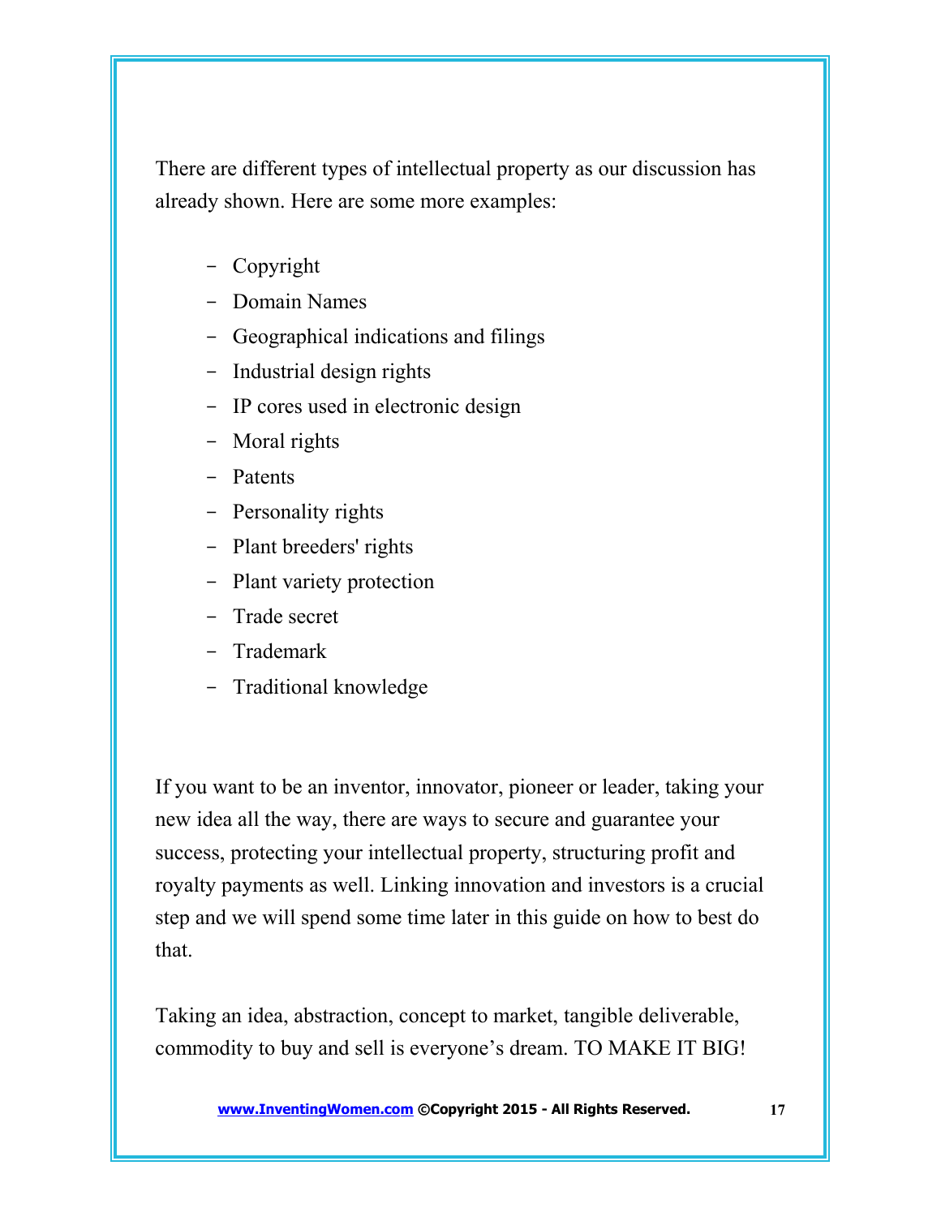There are different types of intellectual property as our discussion has already shown. Here are some more examples:

- Copyright
- Domain Names
- Geographical indications and filings
- Industrial design rights
- IP cores used in electronic design
- Moral rights
- Patents
- Personality rights
- Plant breeders' rights
- Plant variety protection
- Trade secret
- Trademark
- Traditional knowledge

If you want to be an inventor, innovator, pioneer or leader, taking your new idea all the way, there are ways to secure and guarantee your success, protecting your intellectual property, structuring profit and royalty payments as well. Linking innovation and investors is a crucial step and we will spend some time later in this guide on how to best do that.

Taking an idea, abstraction, concept to market, tangible deliverable, commodity to buy and sell is everyone's dream. TO MAKE IT BIG!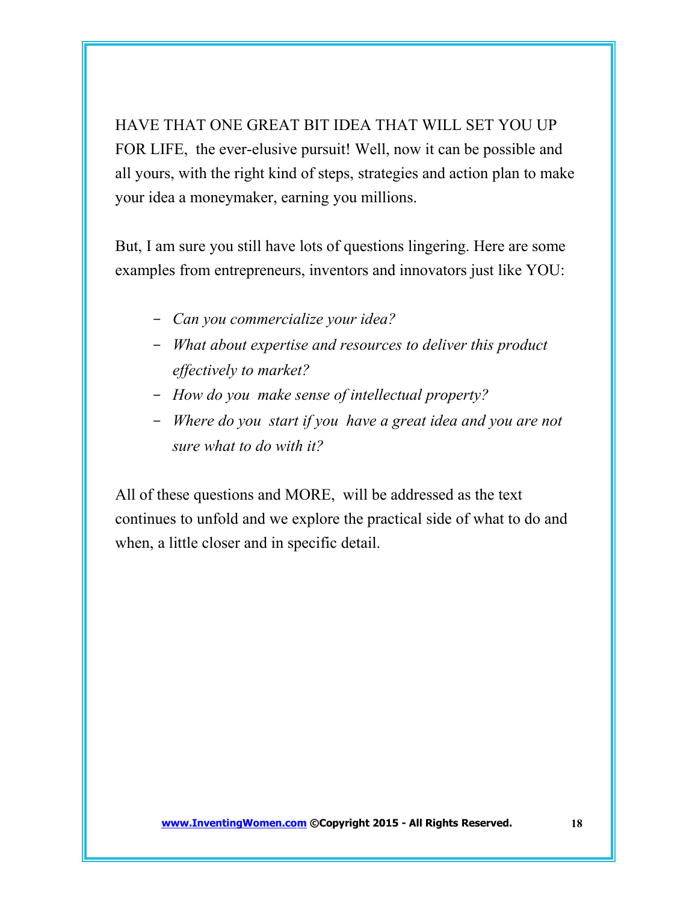HAVE THAT ONE GREAT BIT IDEA THAT WILL SET YOU UP FOR LIFE, the ever-elusive pursuit! Well, now it can be possible and all yours, with the right kind of steps, strategies and action plan to make your idea a moneymaker, earning you millions.

But, I am sure you still have lots of questions lingering. Here are some examples from entrepreneurs, inventors and innovators just like YOU:

- *Can you commercialize your idea?*
- *What about expertise and resources to deliver this product effectively to market?*
- *How do you make sense of intellectual property?*
- *Where do you start if you have a great idea and you are not sure what to do with it?*

All of these questions and MORE, will be addressed as the text continues to unfold and we explore the practical side of what to do and when, a little closer and in specific detail.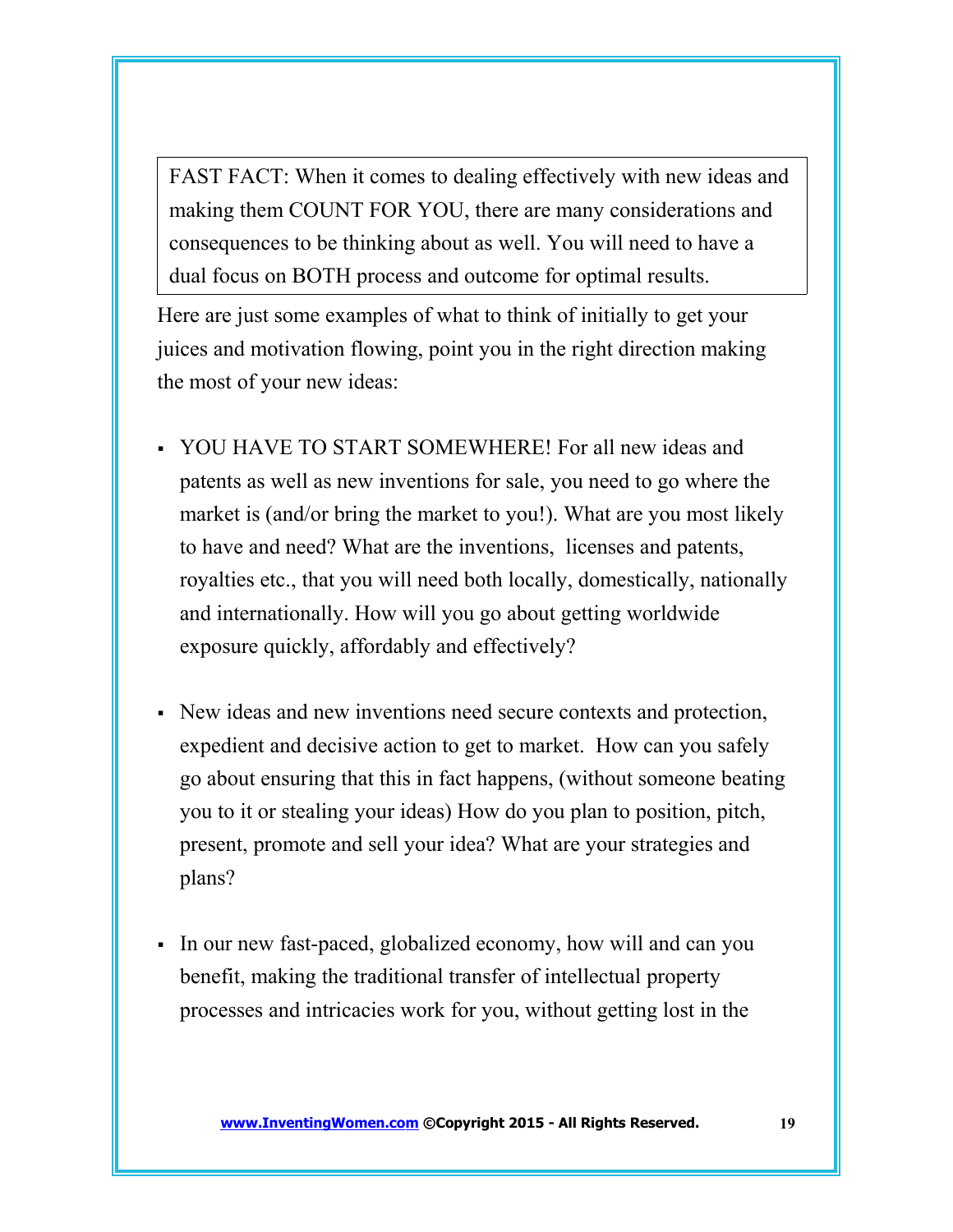> FAST FACT: When it comes to dealing effectively with new ideas and making them COUNT FOR YOU, there are many considerations and consequences to be thinking about as well. You will need to have a dual focus on BOTH process and outcome for optimal results.

Here are just some examples of what to think of initially to get your juices and motivation flowing, point you in the right direction making the most of your new ideas:

- YOU HAVE TO START SOMEWHERE! For all new ideas and patents as well as new inventions for sale, you need to go where the market is (and/or bring the market to you!). What are you most likely to have and need? What are the inventions, licenses and patents, royalties etc., that you will need both locally, domestically, nationally and internationally. How will you go about getting worldwide exposure quickly, affordably and effectively?

- New ideas and new inventions need secure contexts and protection, expedient and decisive action to get to market. How can you safely go about ensuring that this in fact happens, (without someone beating you to it or stealing your ideas) How do you plan to position, pitch, present, promote and sell your idea? What are your strategies and plans?

- In our new fast-paced, globalized economy, how will and can you benefit, making the traditional transfer of intellectual property processes and intricacies work for you, without getting lost in the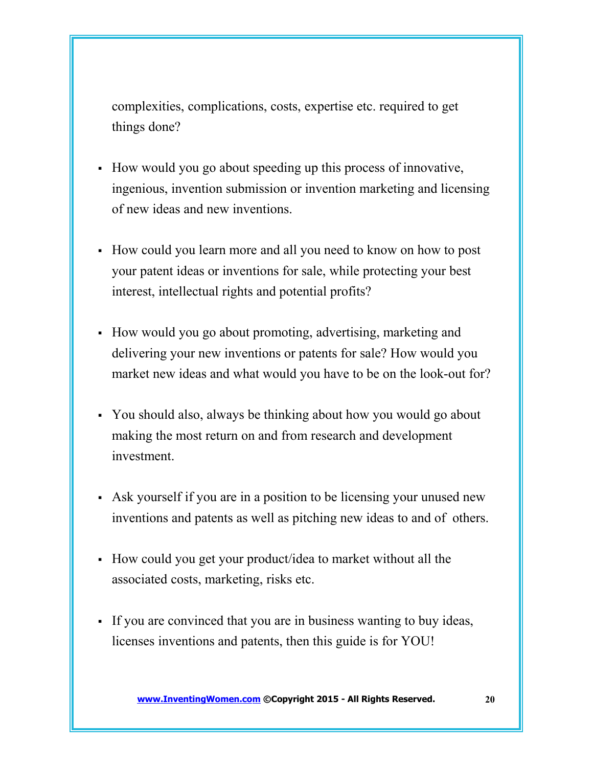complexities, complications, costs, expertise etc. required to get things done?

- How would you go about speeding up this process of innovative, ingenious, invention submission or invention marketing and licensing of new ideas and new inventions.

- How could you learn more and all you need to know on how to post your patent ideas or inventions for sale, while protecting your best interest, intellectual rights and potential profits?

- How would you go about promoting, advertising, marketing and delivering your new inventions or patents for sale? How would you market new ideas and what would you have to be on the look-out for?

- You should also, always be thinking about how you would go about making the most return on and from research and development investment.

- Ask yourself if you are in a position to be licensing your unused new inventions and patents as well as pitching new ideas to and of others.

- How could you get your product/idea to market without all the associated costs, marketing, risks etc.

- If you are convinced that you are in business wanting to buy ideas, licenses inventions and patents, then this guide is for YOU!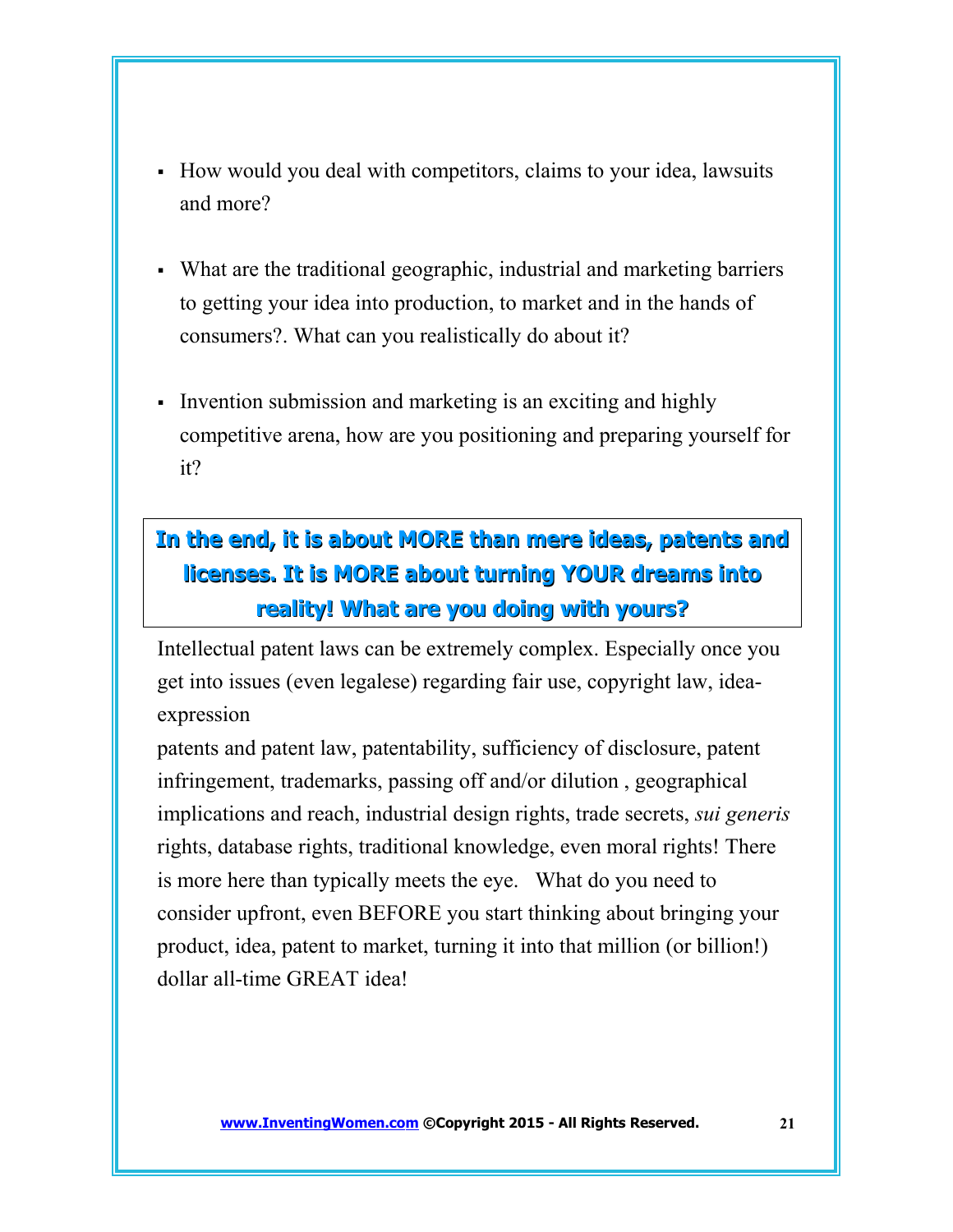- How would you deal with competitors, claims to your idea, lawsuits and more?

- What are the traditional geographic, industrial and marketing barriers to getting your idea into production, to market and in the hands of consumers?. What can you realistically do about it?

- Invention submission and marketing is an exciting and highly competitive arena, how are you positioning and preparing yourself for it?

**In the end, it is about MORE than mere ideas, patents and licenses. It is MORE about turning YOUR dreams into reality! What are you doing with yours?**

Intellectual patent laws can be extremely complex. Especially once you get into issues (even legalese) regarding fair use, copyright law, idea-expression

patents and patent law, patentability, sufficiency of disclosure, patent infringement, trademarks, passing off and/or dilution , geographical implications and reach, industrial design rights, trade secrets, *sui generis* rights, database rights, traditional knowledge, even moral rights! There is more here than typically meets the eye. What do you need to consider upfront, even BEFORE you start thinking about bringing your product, idea, patent to market, turning it into that million (or billion!) dollar all-time GREAT idea!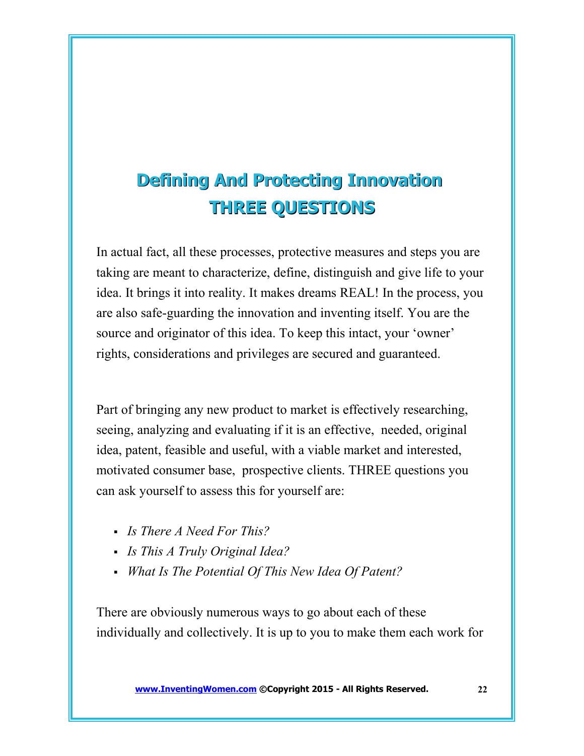# Defining And Protecting Innovation
# THREE QUESTIONS

In actual fact, all these processes, protective measures and steps you are taking are meant to characterize, define, distinguish and give life to your idea. It brings it into reality. It makes dreams REAL! In the process, you are also safe-guarding the innovation and inventing itself. You are the source and originator of this idea. To keep this intact, your 'owner' rights, considerations and privileges are secured and guaranteed.

Part of bringing any new product to market is effectively researching, seeing, analyzing and evaluating if it is an effective, needed, original idea, patent, feasible and useful, with a viable market and interested, motivated consumer base, prospective clients. THREE questions you can ask yourself to assess this for yourself are:

- *Is There A Need For This?*
- *Is This A Truly Original Idea?*
- *What Is The Potential Of This New Idea Of Patent?*

There are obviously numerous ways to go about each of these individually and collectively. It is up to you to make them each work for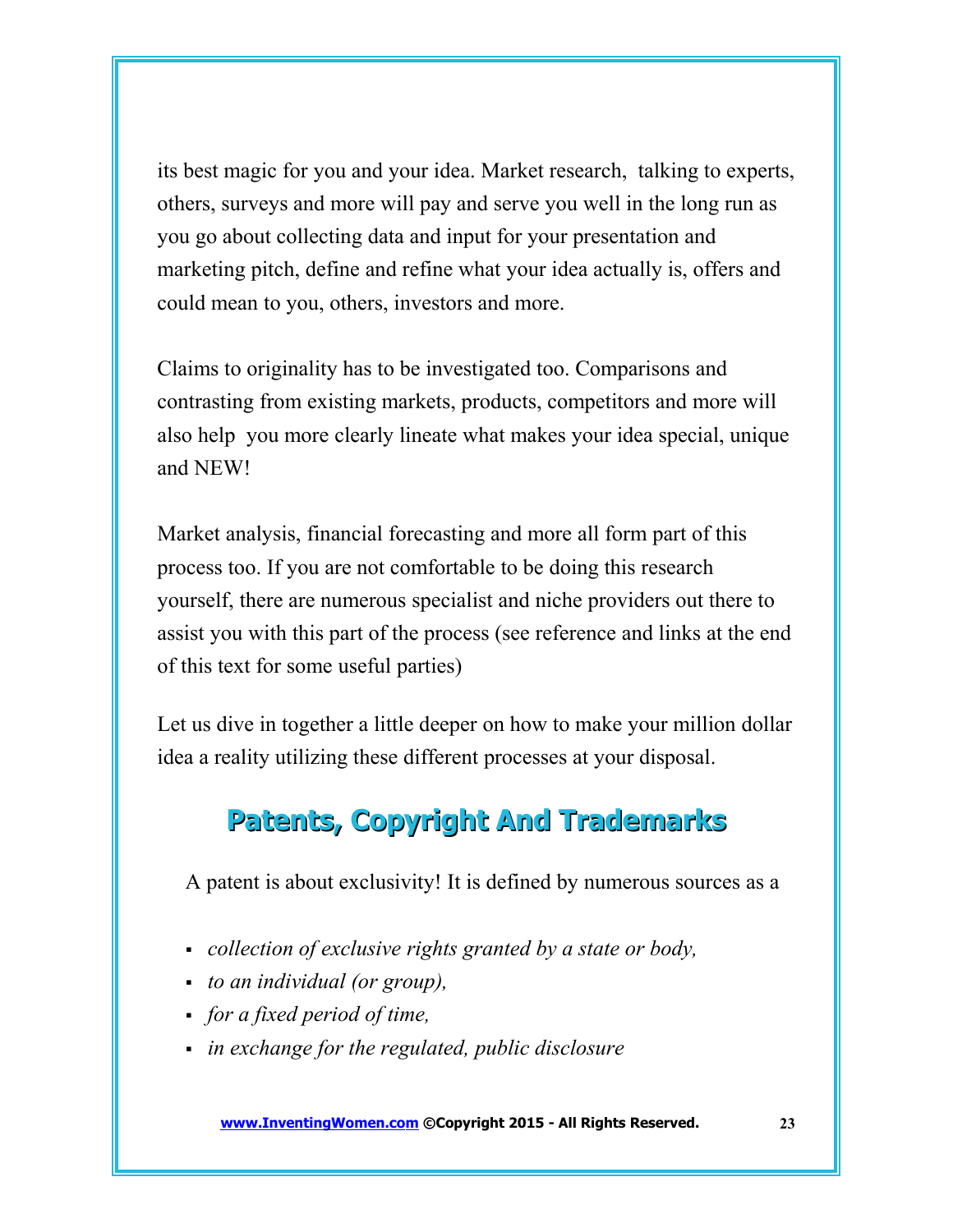its best magic for you and your idea. Market research,  talking to experts, others, surveys and more will pay and serve you well in the long run as you go about collecting data and input for your presentation and marketing pitch, define and refine what your idea actually is, offers and could mean to you, others, investors and more.

Claims to originality has to be investigated too. Comparisons and contrasting from existing markets, products, competitors and more will also help  you more clearly lineate what makes your idea special, unique and NEW!

Market analysis, financial forecasting and more all form part of this process too. If you are not comfortable to be doing this research yourself, there are numerous specialist and niche providers out there to assist you with this part of the process (see reference and links at the end of this text for some useful parties)

Let us dive in together a little deeper on how to make your million dollar idea a reality utilizing these different processes at your disposal.

## Patents, Copyright And Trademarks

A patent is about exclusivity! It is defined by numerous sources as a

- *collection of exclusive rights granted by a state or body,*
- *to an individual (or group),*
- *for a fixed period of time,*
- *in exchange for the regulated, public disclosure*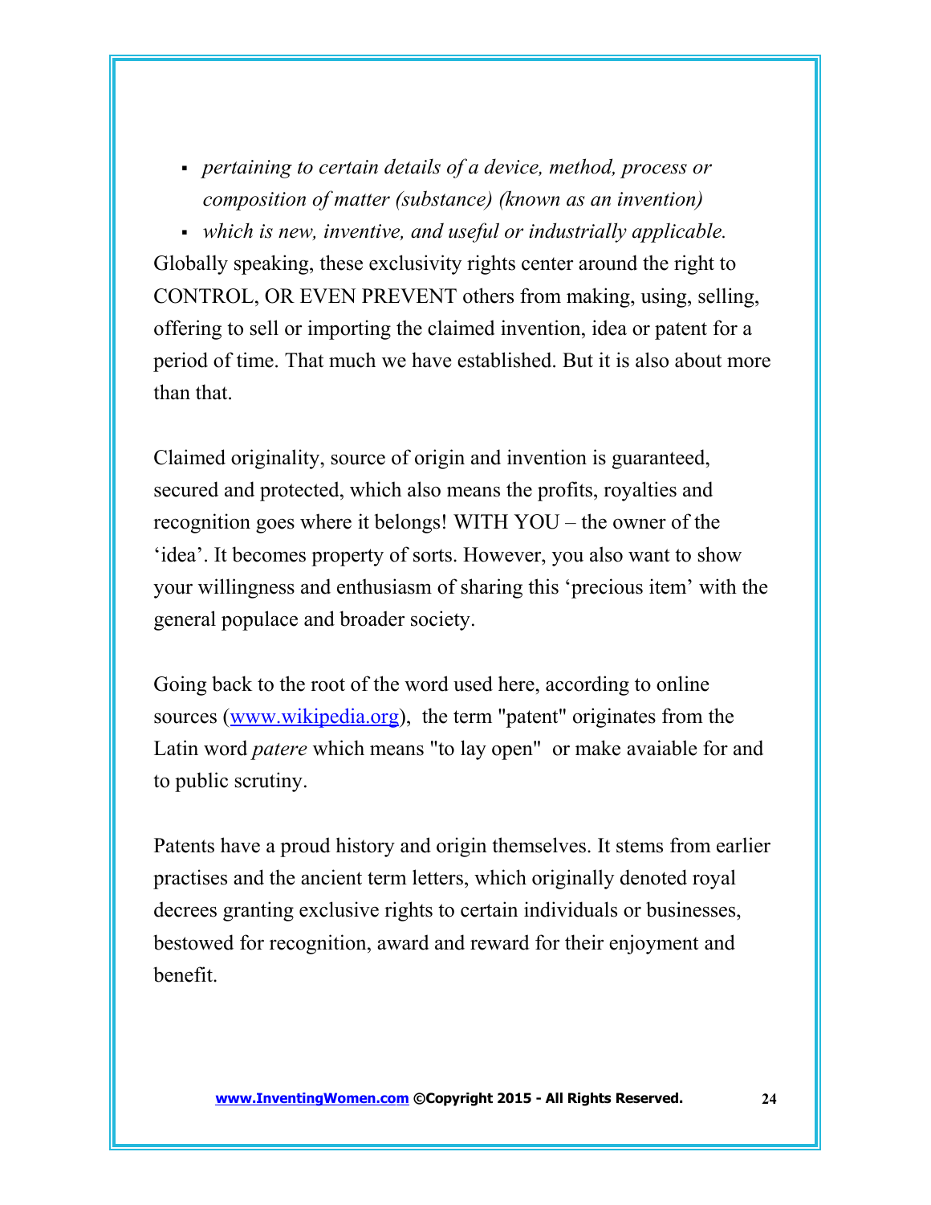- *pertaining to certain details of a device, method, process or composition of matter (substance) (known as an invention)*
- *which is new, inventive, and useful or industrially applicable.*

Globally speaking, these exclusivity rights center around the right to CONTROL, OR EVEN PREVENT others from making, using, selling, offering to sell or importing the claimed invention, idea or patent for a period of time. That much we have established. But it is also about more than that.

Claimed originality, source of origin and invention is guaranteed, secured and protected, which also means the profits, royalties and recognition goes where it belongs! WITH YOU – the owner of the 'idea'. It becomes property of sorts. However, you also want to show your willingness and enthusiasm of sharing this 'precious item' with the general populace and broader society.

Going back to the root of the word used here, according to online sources (www.wikipedia.org), the term "patent" originates from the Latin word *patere* which means "to lay open" or make avaiable for and to public scrutiny.

Patents have a proud history and origin themselves. It stems from earlier practises and the ancient term letters, which originally denoted royal decrees granting exclusive rights to certain individuals or businesses, bestowed for recognition, award and reward for their enjoyment and benefit.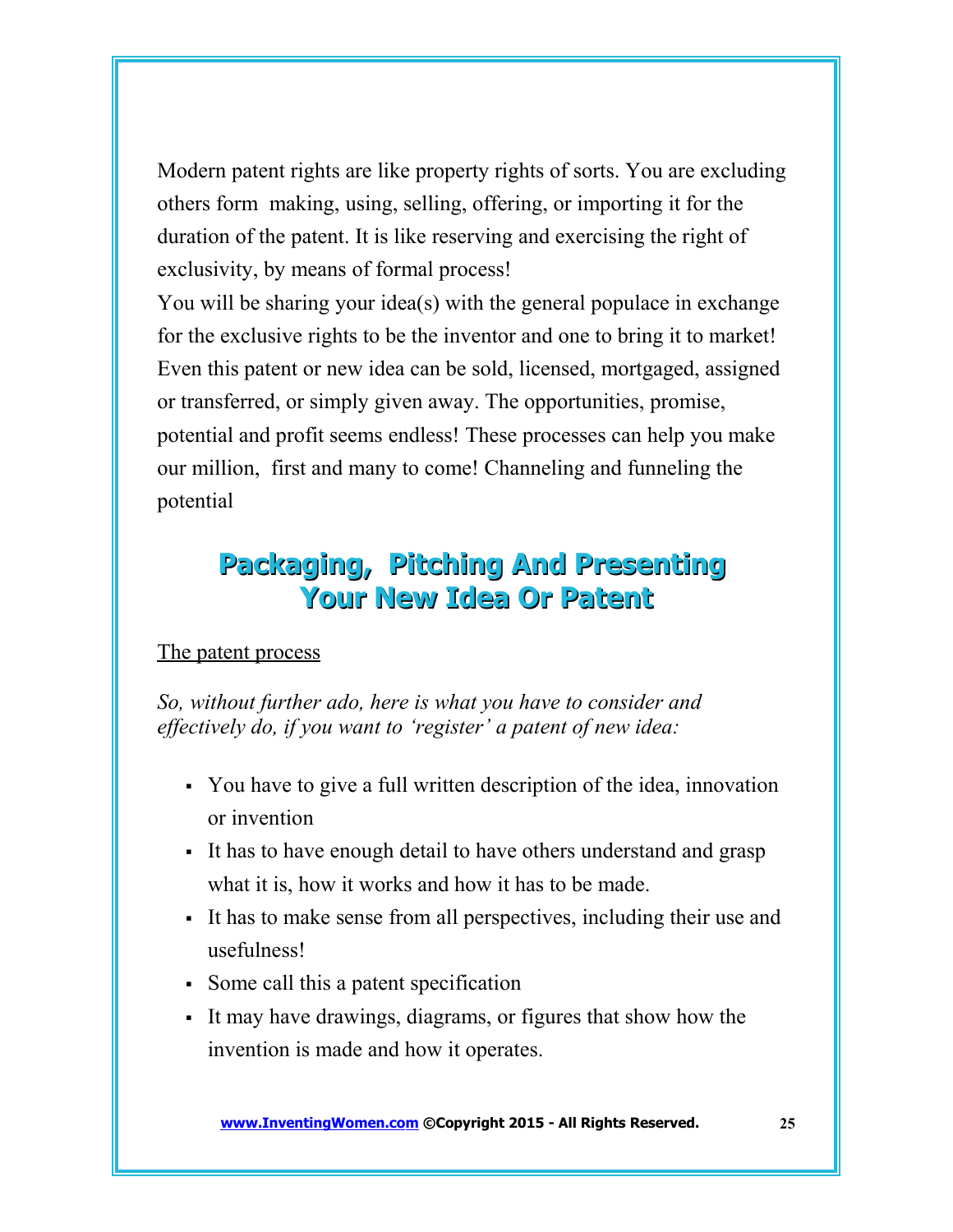Modern patent rights are like property rights of sorts. You are excluding others form  making, using, selling, offering, or importing it for the duration of the patent. It is like reserving and exercising the right of exclusivity, by means of formal process!

You will be sharing your idea(s) with the general populace in exchange for the exclusive rights to be the inventor and one to bring it to market! Even this patent or new idea can be sold, licensed, mortgaged, assigned or transferred, or simply given away. The opportunities, promise, potential and profit seems endless! These processes can help you make our million,  first and many to come! Channeling and funneling the potential

## Packaging,  Pitching And Presenting Your New Idea Or Patent

<u>The patent process</u>

*So, without further ado, here is what you have to consider and effectively do, if you want to 'register' a patent of new idea:*

- You have to give a full written description of the idea, innovation or invention
- It has to have enough detail to have others understand and grasp what it is, how it works and how it has to be made.
- It has to make sense from all perspectives, including their use and usefulness!
- Some call this a patent specification
- It may have drawings, diagrams, or figures that show how the invention is made and how it operates.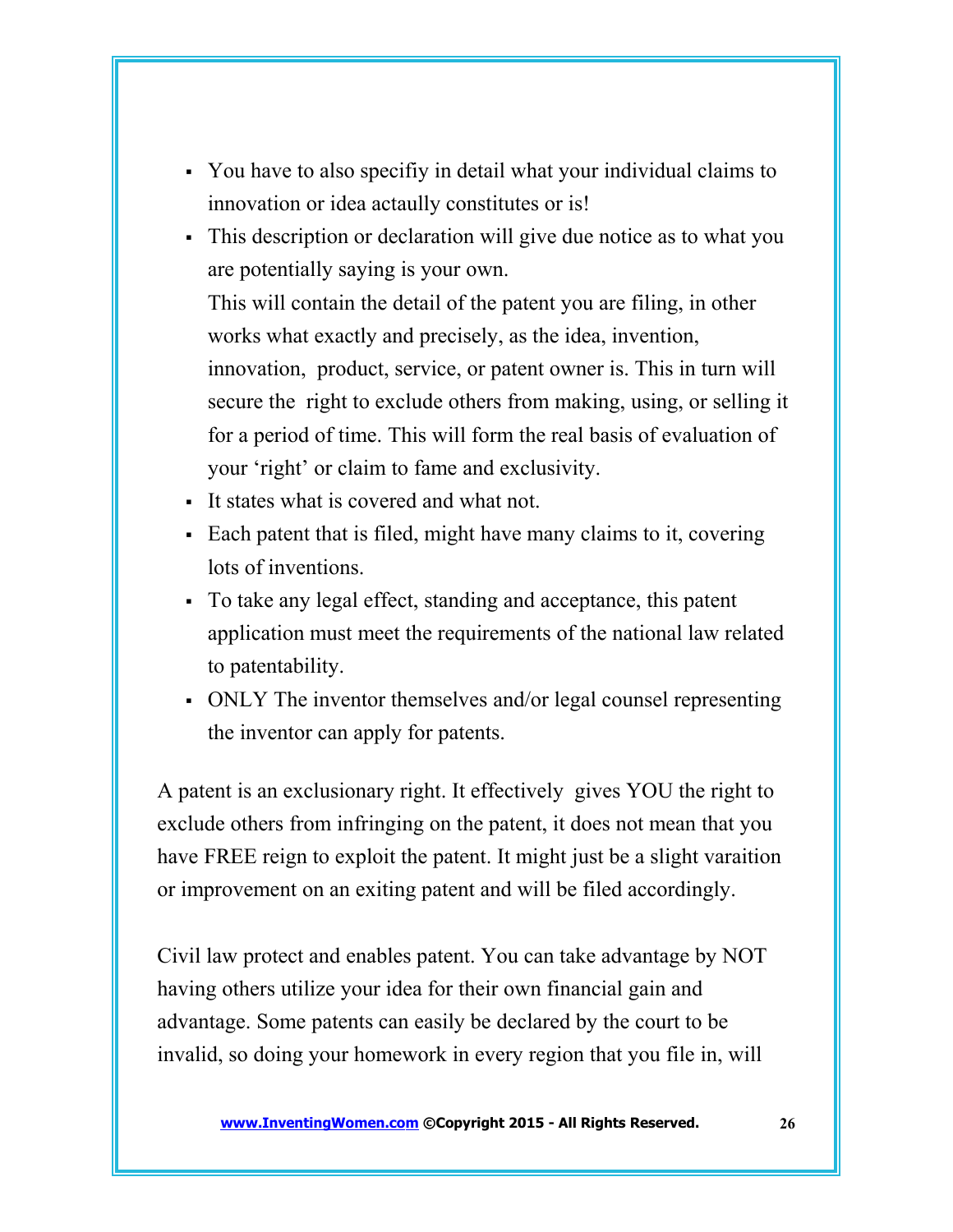- You have to also specifiy in detail what your individual claims to innovation or idea actaully constitutes or is!
- This description or declaration will give due notice as to what you are potentially saying is your own.
  This will contain the detail of the patent you are filing, in other works what exactly and precisely, as the idea, invention, innovation, product, service, or patent owner is. This in turn will secure the right to exclude others from making, using, or selling it for a period of time. This will form the real basis of evaluation of your 'right' or claim to fame and exclusivity.
- It states what is covered and what not.
- Each patent that is filed, might have many claims to it, covering lots of inventions.
- To take any legal effect, standing and acceptance, this patent application must meet the requirements of the national law related to patentability.
- ONLY The inventor themselves and/or legal counsel representing the inventor can apply for patents.

A patent is an exclusionary right. It effectively gives YOU the right to exclude others from infringing on the patent, it does not mean that you have FREE reign to exploit the patent. It might just be a slight varaition or improvement on an exiting patent and will be filed accordingly.

Civil law protect and enables patent. You can take advantage by NOT having others utilize your idea for their own financial gain and advantage. Some patents can easily be declared by the court to be invalid, so doing your homework in every region that you file in, will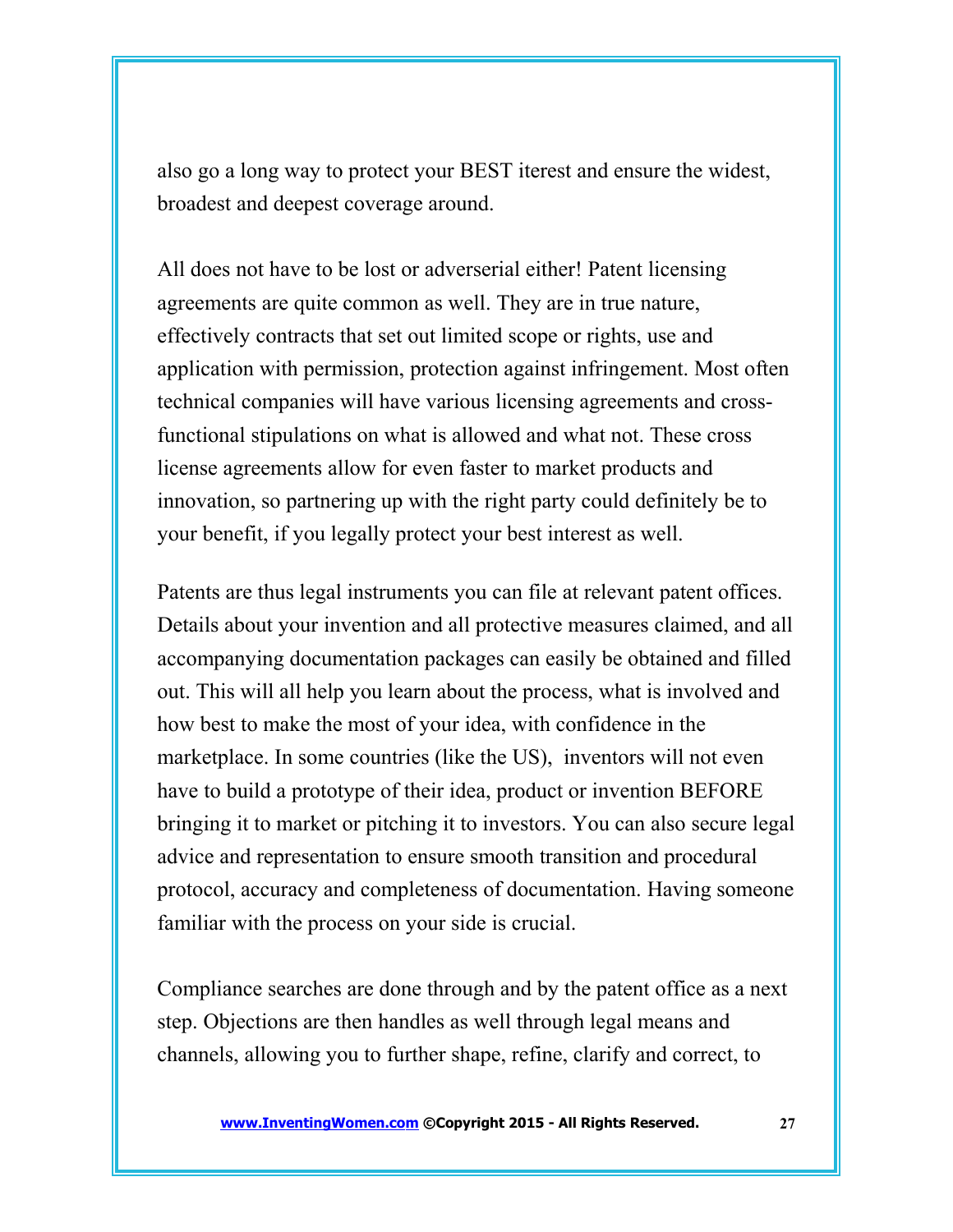also go a long way to protect your BEST iterest and ensure the widest, broadest and deepest coverage around.

All does not have to be lost or adverserial either! Patent licensing agreements are quite common as well. They are in true nature, effectively contracts that set out limited scope or rights, use and application with permission, protection against infringement. Most often technical companies will have various licensing agreements and cross-functional stipulations on what is allowed and what not. These cross license agreements allow for even faster to market products and innovation, so partnering up with the right party could definitely be to your benefit, if you legally protect your best interest as well.

Patents are thus legal instruments you can file at relevant patent offices. Details about your invention and all protective measures claimed, and all accompanying documentation packages can easily be obtained and filled out. This will all help you learn about the process, what is involved and how best to make the most of your idea, with confidence in the marketplace. In some countries (like the US), inventors will not even have to build a prototype of their idea, product or invention BEFORE bringing it to market or pitching it to investors. You can also secure legal advice and representation to ensure smooth transition and procedural protocol, accuracy and completeness of documentation. Having someone familiar with the process on your side is crucial.

Compliance searches are done through and by the patent office as a next step. Objections are then handles as well through legal means and channels, allowing you to further shape, refine, clarify and correct, to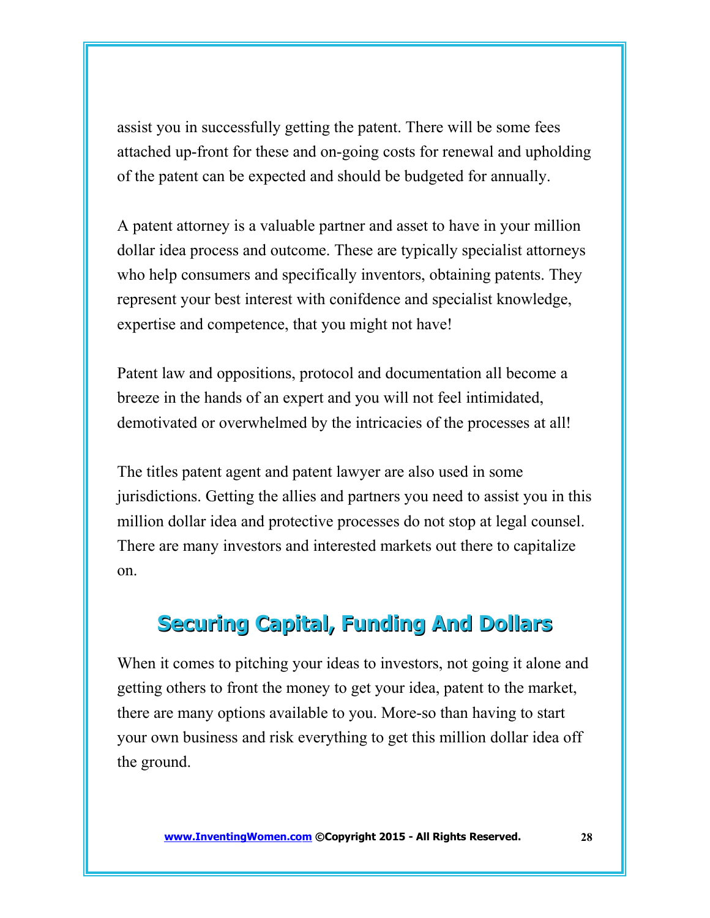assist you in successfully getting the patent. There will be some fees attached up-front for these and on-going costs for renewal and upholding of the patent can be expected and should be budgeted for annually.

A patent attorney is a valuable partner and asset to have in your million dollar idea process and outcome. These are typically specialist attorneys who help consumers and specifically inventors, obtaining patents. They represent your best interest with conifdence and specialist knowledge, expertise and competence, that you might not have!

Patent law and oppositions, protocol and documentation all become a breeze in the hands of an expert and you will not feel intimidated, demotivated or overwhelmed by the intricacies of the processes at all!

The titles patent agent and patent lawyer are also used in some jurisdictions. Getting the allies and partners you need to assist you in this million dollar idea and protective processes do not stop at legal counsel. There are many investors and interested markets out there to capitalize on.

## Securing Capital, Funding And Dollars

When it comes to pitching your ideas to investors, not going it alone and getting others to front the money to get your idea, patent to the market, there are many options available to you. More-so than having to start your own business and risk everything to get this million dollar idea off the ground.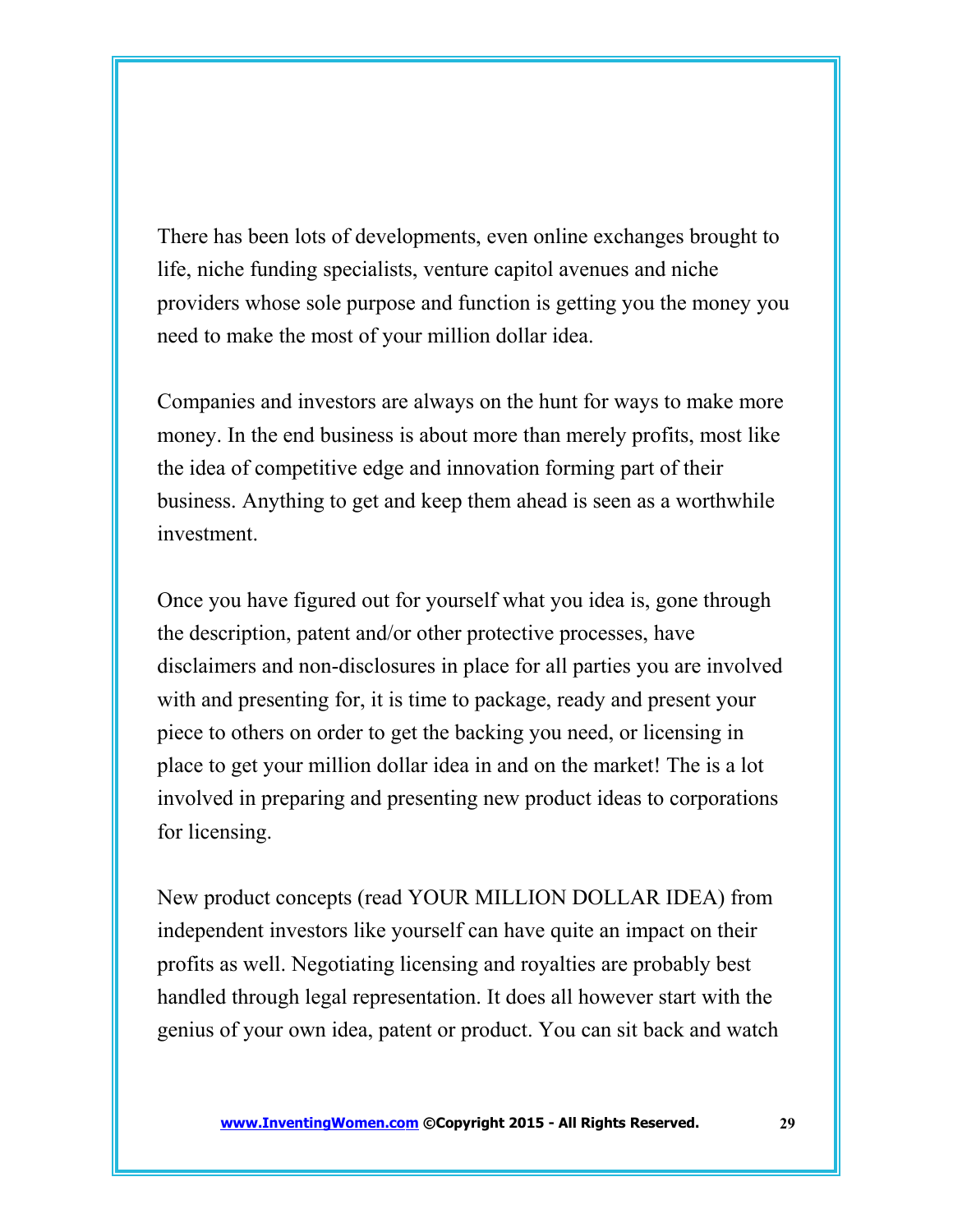There has been lots of developments, even online exchanges brought to life, niche funding specialists, venture capitol avenues and niche providers whose sole purpose and function is getting you the money you need to make the most of your million dollar idea.

Companies and investors are always on the hunt for ways to make more money. In the end business is about more than merely profits, most like the idea of competitive edge and innovation forming part of their business. Anything to get and keep them ahead is seen as a worthwhile investment.

Once you have figured out for yourself what you idea is, gone through the description, patent and/or other protective processes, have disclaimers and non-disclosures in place for all parties you are involved with and presenting for, it is time to package, ready and present your piece to others on order to get the backing you need, or licensing in place to get your million dollar idea in and on the market! The is a lot involved in preparing and presenting new product ideas to corporations for licensing.

New product concepts (read YOUR MILLION DOLLAR IDEA) from independent investors like yourself can have quite an impact on their profits as well. Negotiating licensing and royalties are probably best handled through legal representation. It does all however start with the genius of your own idea, patent or product. You can sit back and watch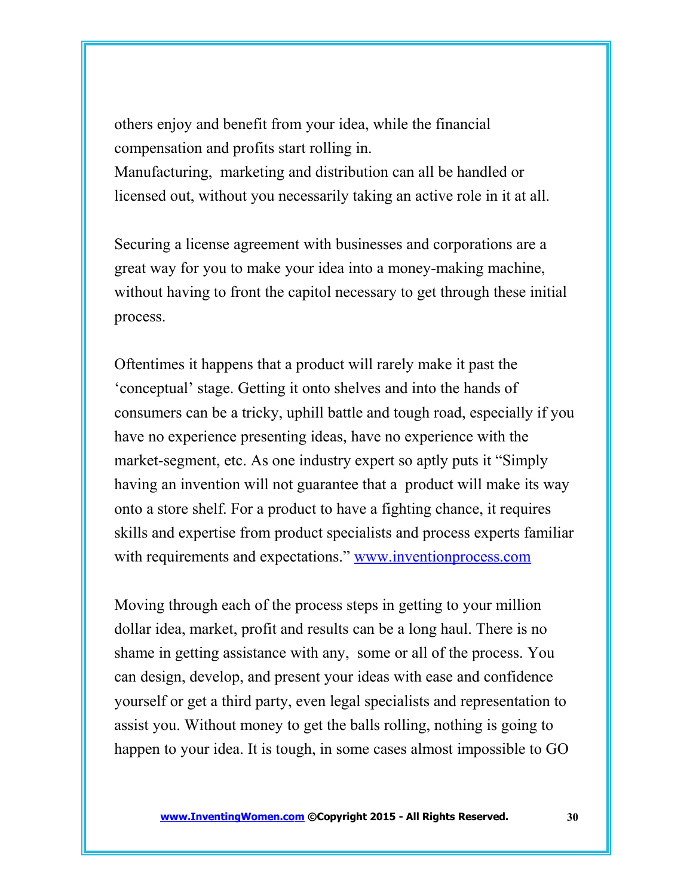others enjoy and benefit from your idea, while the financial compensation and profits start rolling in.
Manufacturing, marketing and distribution can all be handled or licensed out, without you necessarily taking an active role in it at all.

Securing a license agreement with businesses and corporations are a great way for you to make your idea into a money-making machine, without having to front the capitol necessary to get through these initial process.

Oftentimes it happens that a product will rarely make it past the 'conceptual' stage. Getting it onto shelves and into the hands of consumers can be a tricky, uphill battle and tough road, especially if you have no experience presenting ideas, have no experience with the market-segment, etc. As one industry expert so aptly puts it "Simply having an invention will not guarantee that a product will make its way onto a store shelf. For a product to have a fighting chance, it requires skills and expertise from product specialists and process experts familiar with requirements and expectations." [www.inventionprocess.com](http://www.inventionprocess.com)

Moving through each of the process steps in getting to your million dollar idea, market, profit and results can be a long haul. There is no shame in getting assistance with any, some or all of the process. You can design, develop, and present your ideas with ease and confidence yourself or get a third party, even legal specialists and representation to assist you. Without money to get the balls rolling, nothing is going to happen to your idea. It is tough, in some cases almost impossible to GO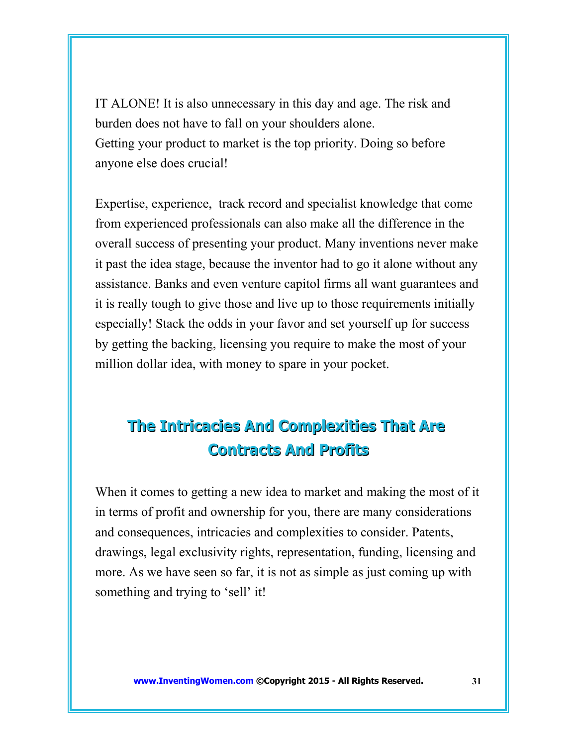IT ALONE! It is also unnecessary in this day and age. The risk and burden does not have to fall on your shoulders alone.
Getting your product to market is the top priority. Doing so before anyone else does crucial!

Expertise, experience,  track record and specialist knowledge that come from experienced professionals can also make all the difference in the overall success of presenting your product. Many inventions never make it past the idea stage, because the inventor had to go it alone without any assistance. Banks and even venture capitol firms all want guarantees and it is really tough to give those and live up to those requirements initially especially! Stack the odds in your favor and set yourself up for success by getting the backing, licensing you require to make the most of your million dollar idea, with money to spare in your pocket.

## The Intricacies And Complexities That Are Contracts And Profits

When it comes to getting a new idea to market and making the most of it in terms of profit and ownership for you, there are many considerations and consequences, intricacies and complexities to consider. Patents, drawings, legal exclusivity rights, representation, funding, licensing and more. As we have seen so far, it is not as simple as just coming up with something and trying to 'sell' it!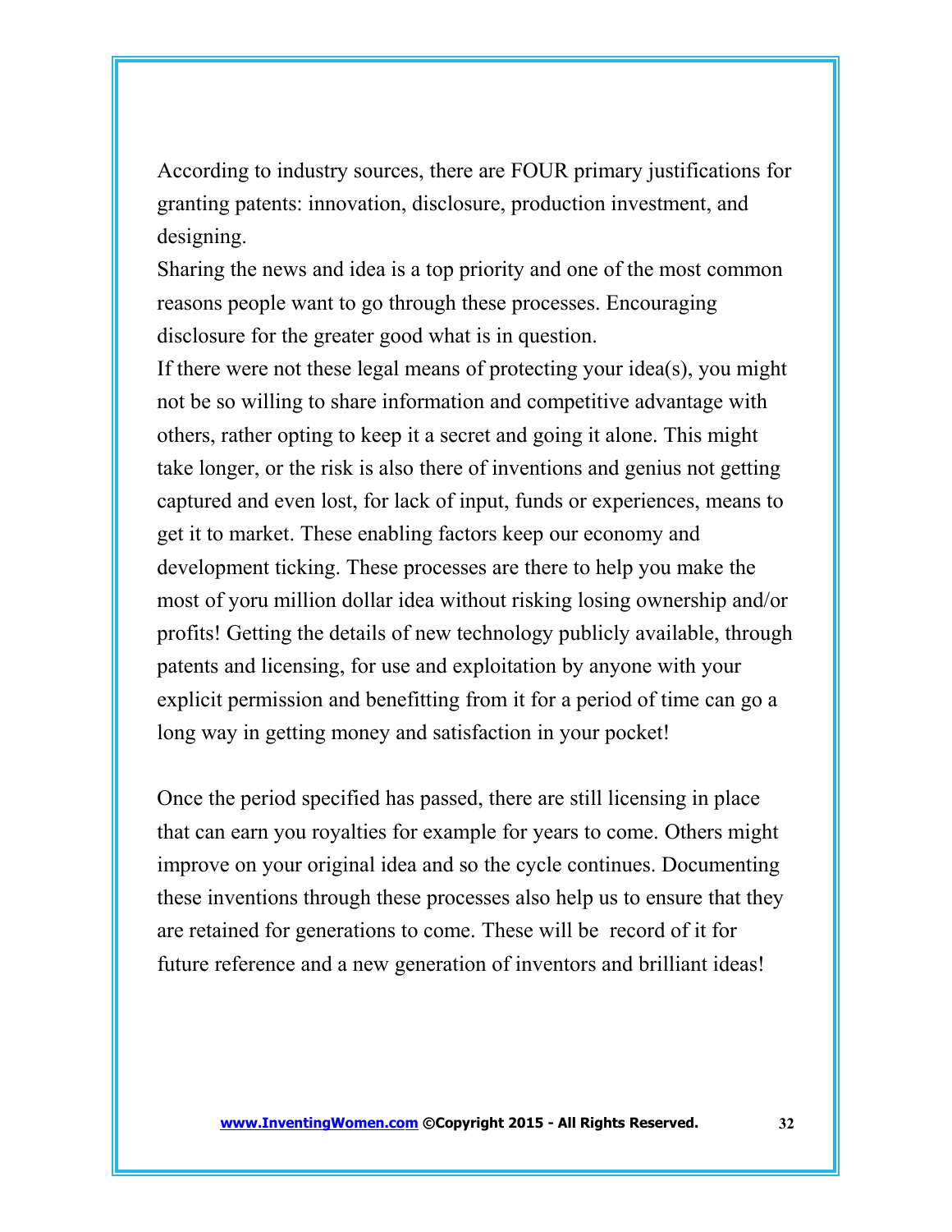According to industry sources, there are FOUR primary justifications for granting patents: innovation, disclosure, production investment, and designing.

Sharing the news and idea is a top priority and one of the most common reasons people want to go through these processes. Encouraging disclosure for the greater good what is in question.

If there were not these legal means of protecting your idea(s), you might not be so willing to share information and competitive advantage with others, rather opting to keep it a secret and going it alone. This might take longer, or the risk is also there of inventions and genius not getting captured and even lost, for lack of input, funds or experiences, means to get it to market. These enabling factors keep our economy and development ticking. These processes are there to help you make the most of yoru million dollar idea without risking losing ownership and/or profits! Getting the details of new technology publicly available, through patents and licensing, for use and exploitation by anyone with your explicit permission and benefitting from it for a period of time can go a long way in getting money and satisfaction in your pocket!

Once the period specified has passed, there are still licensing in place that can earn you royalties for example for years to come. Others might improve on your original idea and so the cycle continues. Documenting these inventions through these processes also help us to ensure that they are retained for generations to come. These will be  record of it for future reference and a new generation of inventors and brilliant ideas!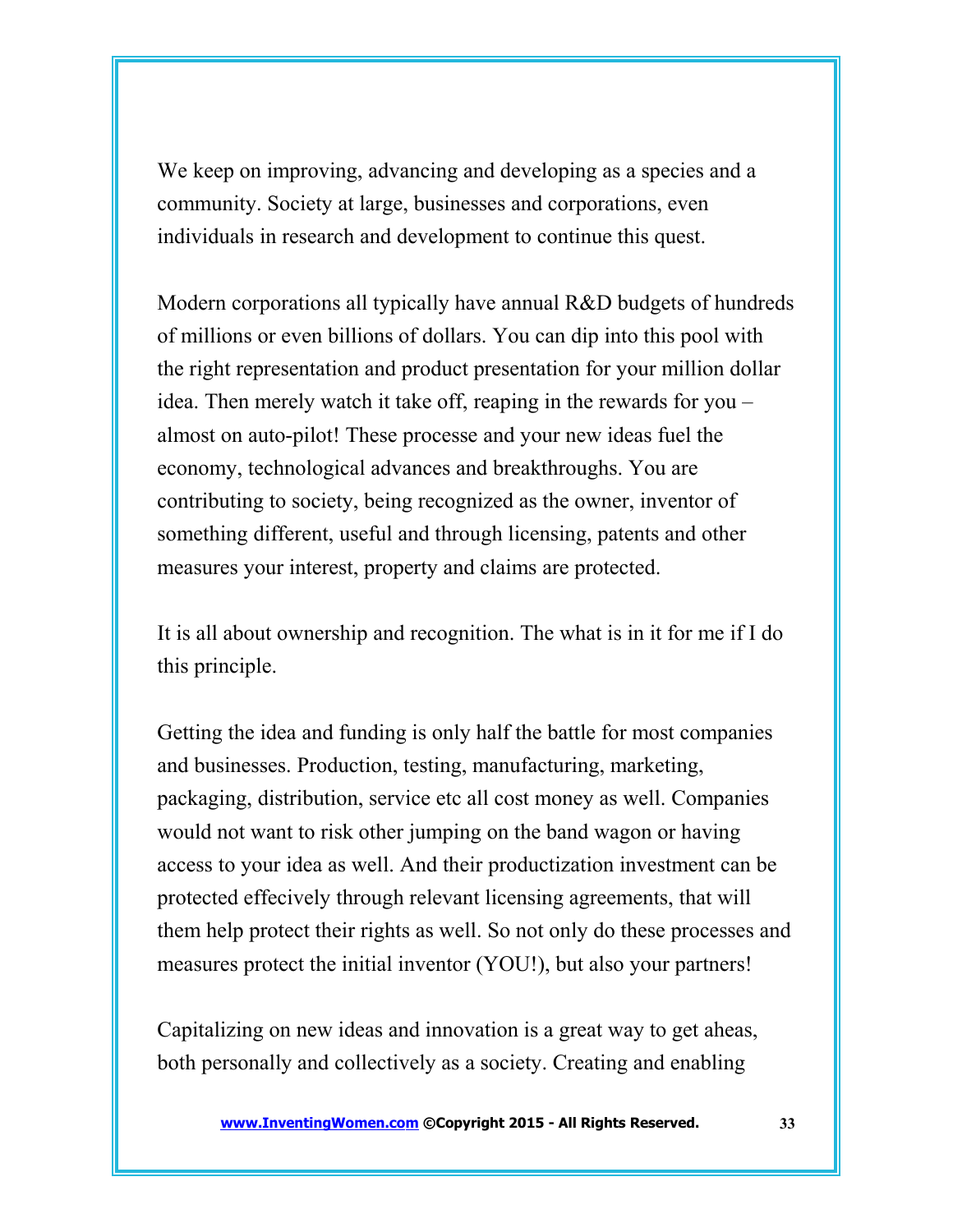We keep on improving, advancing and developing as a species and a community. Society at large, businesses and corporations, even individuals in research and development to continue this quest.

Modern corporations all typically have annual R&D budgets of hundreds of millions or even billions of dollars. You can dip into this pool with the right representation and product presentation for your million dollar idea. Then merely watch it take off, reaping in the rewards for you – almost on auto-pilot! These processe and your new ideas fuel the economy, technological advances and breakthroughs. You are contributing to society, being recognized as the owner, inventor of something different, useful and through licensing, patents and other measures your interest, property and claims are protected.

It is all about ownership and recognition. The what is in it for me if I do this principle.

Getting the idea and funding is only half the battle for most companies and businesses. Production, testing, manufacturing, marketing, packaging, distribution, service etc all cost money as well. Companies would not want to risk other jumping on the band wagon or having access to your idea as well. And their productization investment can be protected effecively through relevant licensing agreements, that will them help protect their rights as well. So not only do these processes and measures protect the initial inventor (YOU!), but also your partners!

Capitalizing on new ideas and innovation is a great way to get aheas, both personally and collectively as a society. Creating and enabling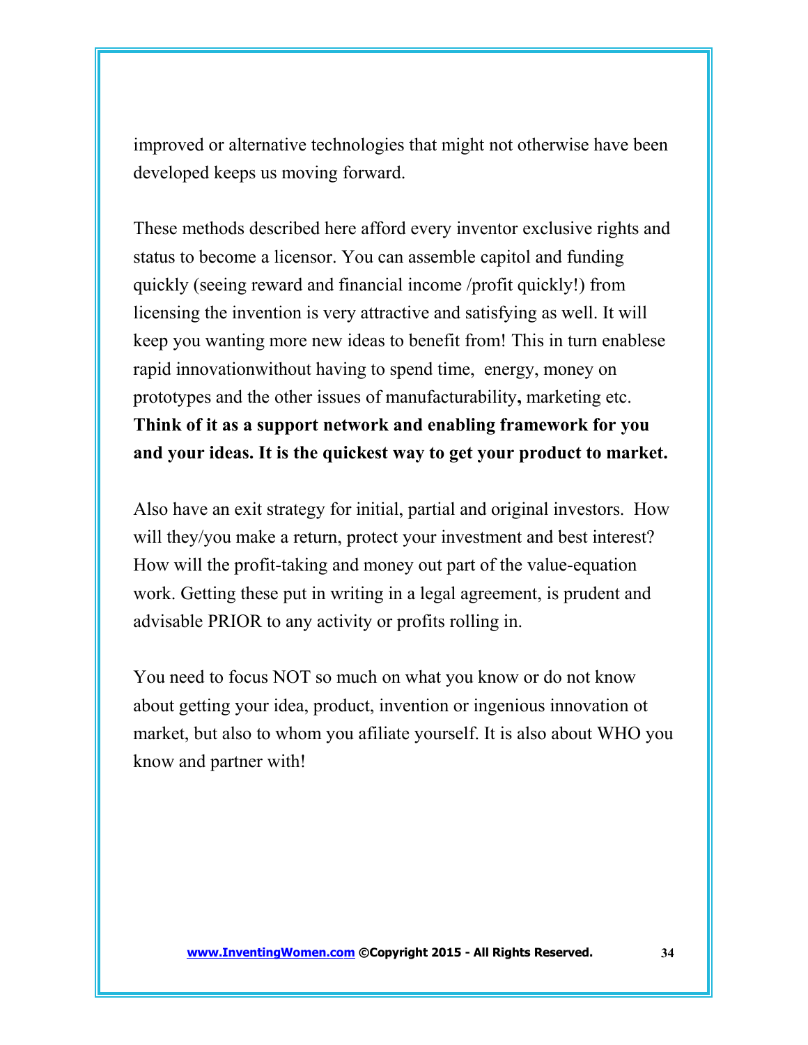improved or alternative technologies that might not otherwise have been developed keeps us moving forward.

These methods described here afford every inventor exclusive rights and status to become a licensor. You can assemble capitol and funding quickly (seeing reward and financial income /profit quickly!) from licensing the invention is very attractive and satisfying as well. It will keep you wanting more new ideas to benefit from! This in turn enablese rapid innovationwithout having to spend time, energy, money on prototypes and the other issues of manufacturability**,** marketing etc. **Think of it as a support network and enabling framework for you and your ideas. It is the quickest way to get your product to market.**

Also have an exit strategy for initial, partial and original investors. How will they/you make a return, protect your investment and best interest? How will the profit-taking and money out part of the value-equation work. Getting these put in writing in a legal agreement, is prudent and advisable PRIOR to any activity or profits rolling in.

You need to focus NOT so much on what you know or do not know about getting your idea, product, invention or ingenious innovation ot market, but also to whom you afiliate yourself. It is also about WHO you know and partner with!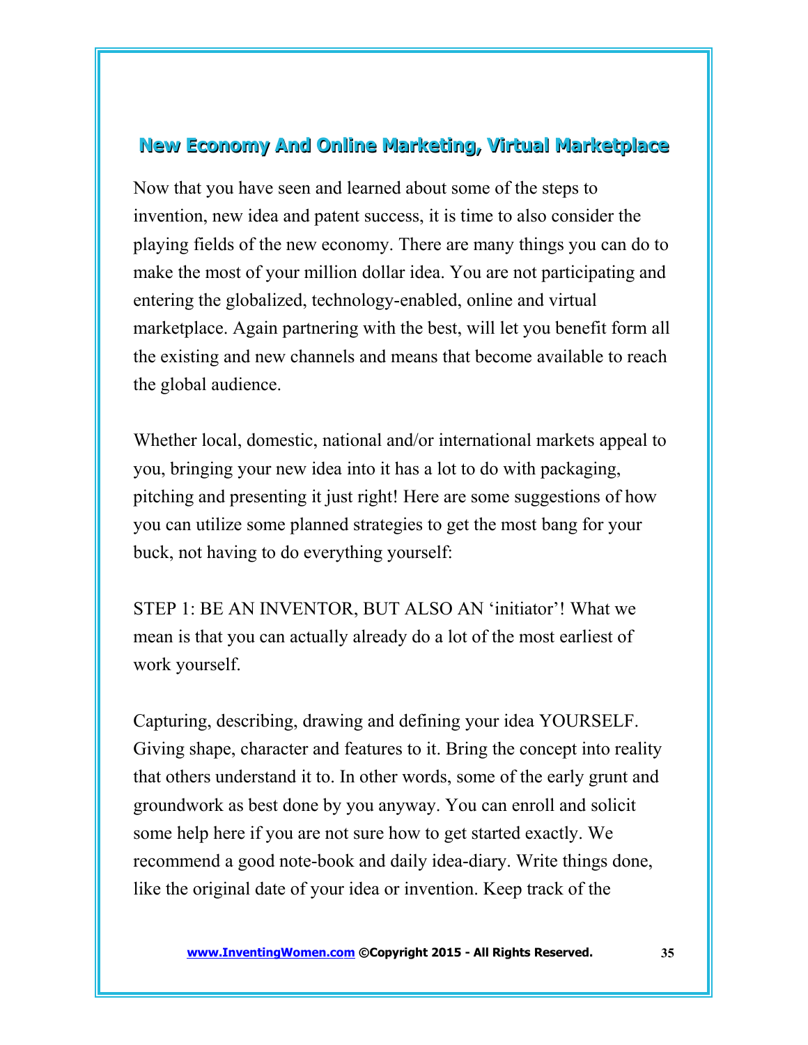## New Economy And Online Marketing, Virtual Marketplace

Now that you have seen and learned about some of the steps to invention, new idea and patent success, it is time to also consider the playing fields of the new economy. There are many things you can do to make the most of your million dollar idea. You are not participating and entering the globalized, technology-enabled, online and virtual marketplace. Again partnering with the best, will let you benefit form all the existing and new channels and means that become available to reach the global audience.

Whether local, domestic, national and/or international markets appeal to you, bringing your new idea into it has a lot to do with packaging, pitching and presenting it just right! Here are some suggestions of how you can utilize some planned strategies to get the most bang for your buck, not having to do everything yourself:

STEP 1: BE AN INVENTOR, BUT ALSO AN 'initiator'! What we mean is that you can actually already do a lot of the most earliest of work yourself.

Capturing, describing, drawing and defining your idea YOURSELF. Giving shape, character and features to it. Bring the concept into reality that others understand it to. In other words, some of the early grunt and groundwork as best done by you anyway. You can enroll and solicit some help here if you are not sure how to get started exactly. We recommend a good note-book and daily idea-diary. Write things done, like the original date of your idea or invention. Keep track of the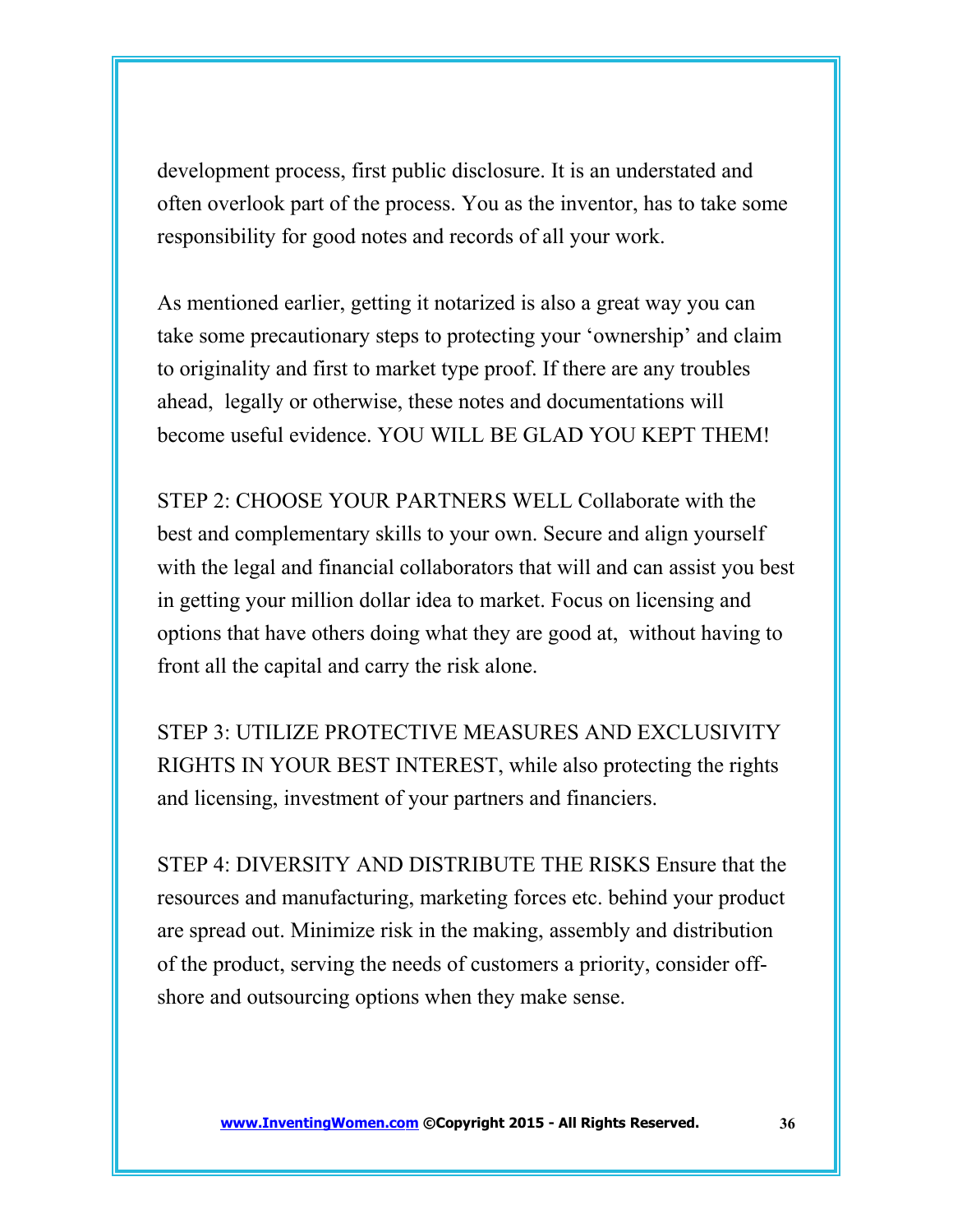development process, first public disclosure. It is an understated and often overlook part of the process. You as the inventor, has to take some responsibility for good notes and records of all your work.

As mentioned earlier, getting it notarized is also a great way you can take some precautionary steps to protecting your 'ownership' and claim to originality and first to market type proof. If there are any troubles ahead, legally or otherwise, these notes and documentations will become useful evidence. YOU WILL BE GLAD YOU KEPT THEM!

STEP 2: CHOOSE YOUR PARTNERS WELL Collaborate with the best and complementary skills to your own. Secure and align yourself with the legal and financial collaborators that will and can assist you best in getting your million dollar idea to market. Focus on licensing and options that have others doing what they are good at, without having to front all the capital and carry the risk alone.

STEP 3: UTILIZE PROTECTIVE MEASURES AND EXCLUSIVITY RIGHTS IN YOUR BEST INTEREST, while also protecting the rights and licensing, investment of your partners and financiers.

STEP 4: DIVERSITY AND DISTRIBUTE THE RISKS Ensure that the resources and manufacturing, marketing forces etc. behind your product are spread out. Minimize risk in the making, assembly and distribution of the product, serving the needs of customers a priority, consider off-shore and outsourcing options when they make sense.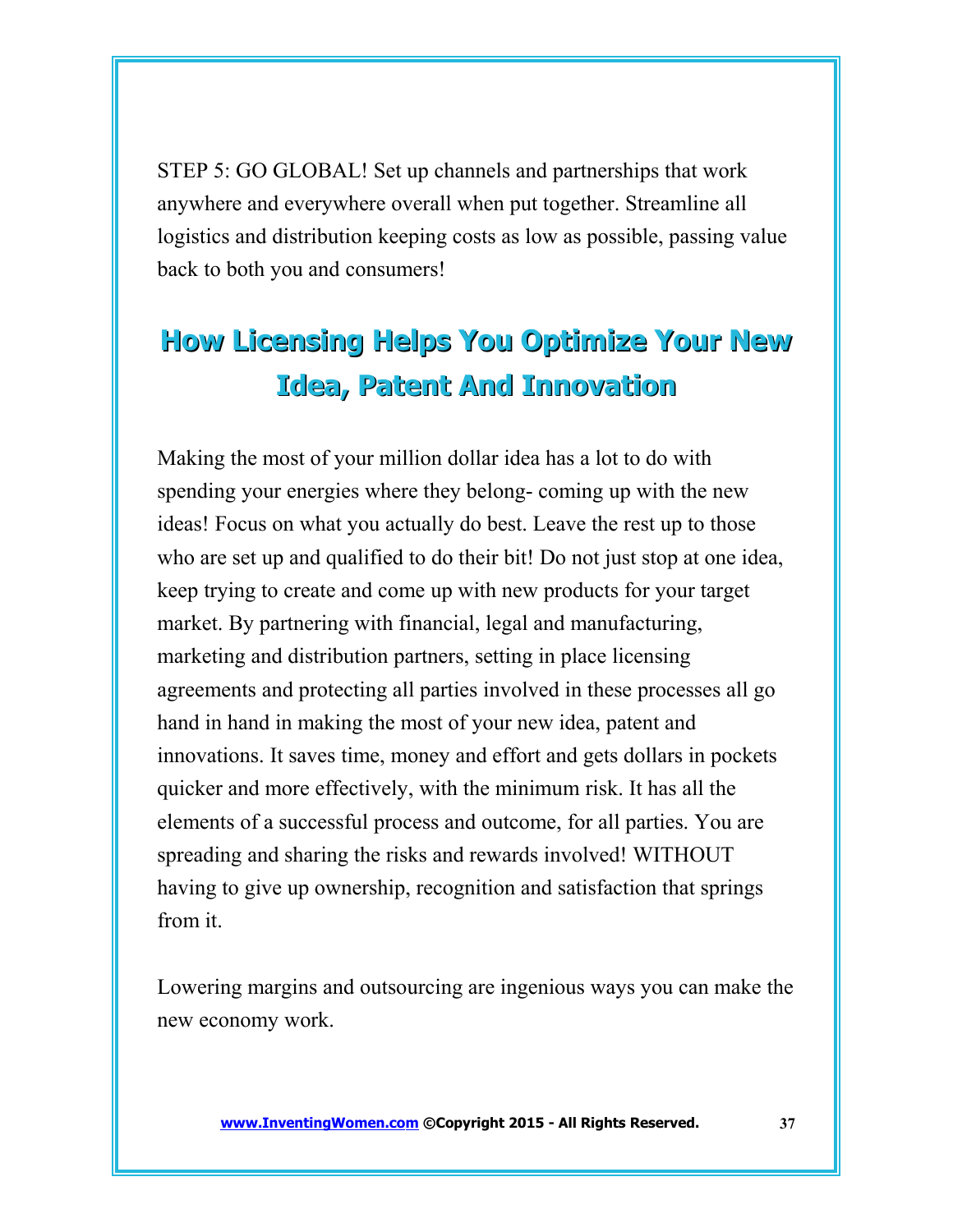STEP 5: GO GLOBAL! Set up channels and partnerships that work anywhere and everywhere overall when put together. Streamline all logistics and distribution keeping costs as low as possible, passing value back to both you and consumers!

## How Licensing Helps You Optimize Your New Idea, Patent And Innovation

Making the most of your million dollar idea has a lot to do with spending your energies where they belong- coming up with the new ideas! Focus on what you actually do best. Leave the rest up to those who are set up and qualified to do their bit! Do not just stop at one idea, keep trying to create and come up with new products for your target market. By partnering with financial, legal and manufacturing, marketing and distribution partners, setting in place licensing agreements and protecting all parties involved in these processes all go hand in hand in making the most of your new idea, patent and innovations. It saves time, money and effort and gets dollars in pockets quicker and more effectively, with the minimum risk. It has all the elements of a successful process and outcome, for all parties. You are spreading and sharing the risks and rewards involved! WITHOUT having to give up ownership, recognition and satisfaction that springs from it.

Lowering margins and outsourcing are ingenious ways you can make the new economy work.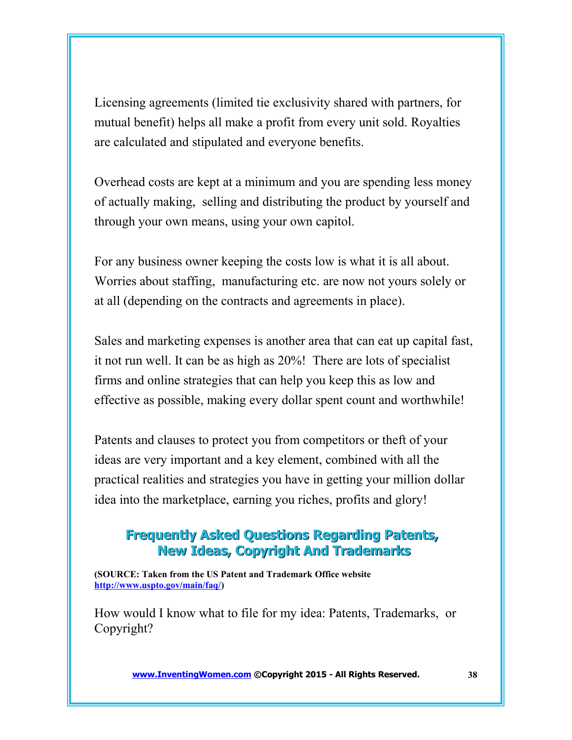Licensing agreements (limited tie exclusivity shared with partners, for mutual benefit) helps all make a profit from every unit sold. Royalties are calculated and stipulated and everyone benefits.

Overhead costs are kept at a minimum and you are spending less money of actually making, selling and distributing the product by yourself and through your own means, using your own capitol.

For any business owner keeping the costs low is what it is all about. Worries about staffing, manufacturing etc. are now not yours solely or at all (depending on the contracts and agreements in place).

Sales and marketing expenses is another area that can eat up capital fast, it not run well. It can be as high as 20%! There are lots of specialist firms and online strategies that can help you keep this as low and effective as possible, making every dollar spent count and worthwhile!

Patents and clauses to protect you from competitors or theft of your ideas are very important and a key element, combined with all the practical realities and strategies you have in getting your million dollar idea into the marketplace, earning you riches, profits and glory!

## Frequently Asked Questions Regarding Patents, New Ideas, Copyright And Trademarks

**(SOURCE: Taken from the US Patent and Trademark Office website http://www.uspto.gov/main/faq/)**

How would I know what to file for my idea: Patents, Trademarks, or Copyright?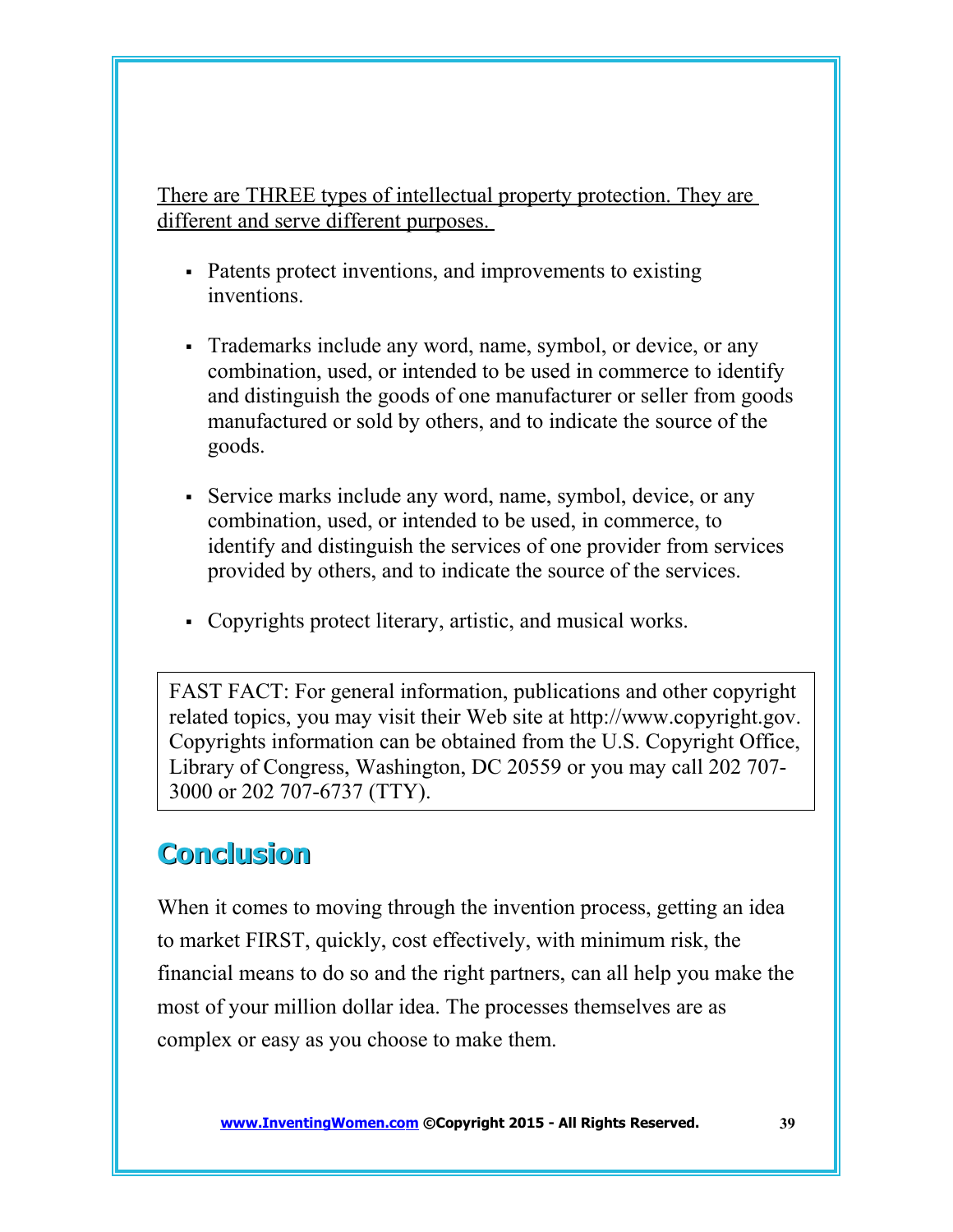There are THREE types of intellectual property protection. They are different and serve different purposes.

- Patents protect inventions, and improvements to existing inventions.
- Trademarks include any word, name, symbol, or device, or any combination, used, or intended to be used in commerce to identify and distinguish the goods of one manufacturer or seller from goods manufactured or sold by others, and to indicate the source of the goods.
- Service marks include any word, name, symbol, device, or any combination, used, or intended to be used, in commerce, to identify and distinguish the services of one provider from services provided by others, and to indicate the source of the services.
- Copyrights protect literary, artistic, and musical works.

> FAST FACT: For general information, publications and other copyright related topics, you may visit their Web site at http://www.copyright.gov. Copyrights information can be obtained from the U.S. Copyright Office, Library of Congress, Washington, DC 20559 or you may call 202 707-3000 or 202 707-6737 (TTY).

## Conclusion

When it comes to moving through the invention process, getting an idea to market FIRST, quickly, cost effectively, with minimum risk, the financial means to do so and the right partners, can all help you make the most of your million dollar idea. The processes themselves are as complex or easy as you choose to make them.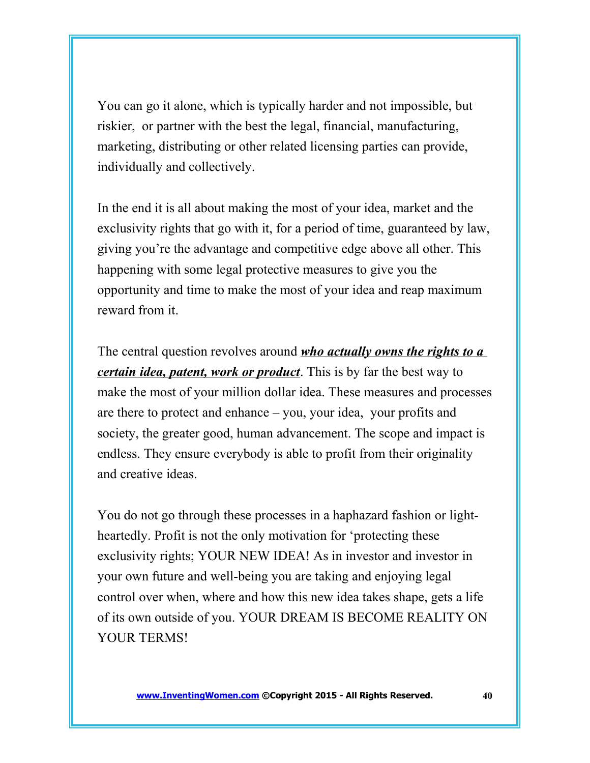You can go it alone, which is typically harder and not impossible, but riskier, or partner with the best the legal, financial, manufacturing, marketing, distributing or other related licensing parties can provide, individually and collectively.

In the end it is all about making the most of your idea, market and the exclusivity rights that go with it, for a period of time, guaranteed by law, giving you're the advantage and competitive edge above all other. This happening with some legal protective measures to give you the opportunity and time to make the most of your idea and reap maximum reward from it.

The central question revolves around ***who actually owns the rights to a certain idea, patent, work or product***. This is by far the best way to make the most of your million dollar idea. These measures and processes are there to protect and enhance – you, your idea, your profits and society, the greater good, human advancement. The scope and impact is endless. They ensure everybody is able to profit from their originality and creative ideas.

You do not go through these processes in a haphazard fashion or light-heartedly. Profit is not the only motivation for 'protecting these exclusivity rights; YOUR NEW IDEA! As in investor and investor in your own future and well-being you are taking and enjoying legal control over when, where and how this new idea takes shape, gets a life of its own outside of you. YOUR DREAM IS BECOME REALITY ON YOUR TERMS!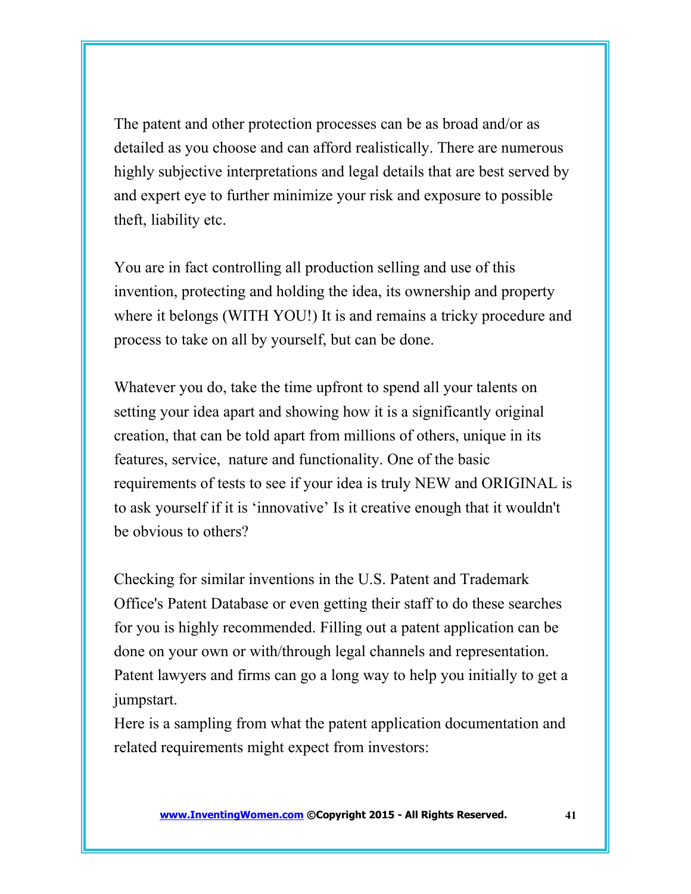The patent and other protection processes can be as broad and/or as detailed as you choose and can afford realistically. There are numerous highly subjective interpretations and legal details that are best served by and expert eye to further minimize your risk and exposure to possible theft, liability etc.

You are in fact controlling all production selling and use of this invention, protecting and holding the idea, its ownership and property where it belongs (WITH YOU!) It is and remains a tricky procedure and process to take on all by yourself, but can be done.

Whatever you do, take the time upfront to spend all your talents on setting your idea apart and showing how it is a significantly original creation, that can be told apart from millions of others, unique in its features, service,  nature and functionality. One of the basic requirements of tests to see if your idea is truly NEW and ORIGINAL is to ask yourself if it is 'innovative' Is it creative enough that it wouldn't be obvious to others?

Checking for similar inventions in the U.S. Patent and Trademark Office's Patent Database or even getting their staff to do these searches for you is highly recommended. Filling out a patent application can be done on your own or with/through legal channels and representation. Patent lawyers and firms can go a long way to help you initially to get a jumpstart.
Here is a sampling from what the patent application documentation and related requirements might expect from investors: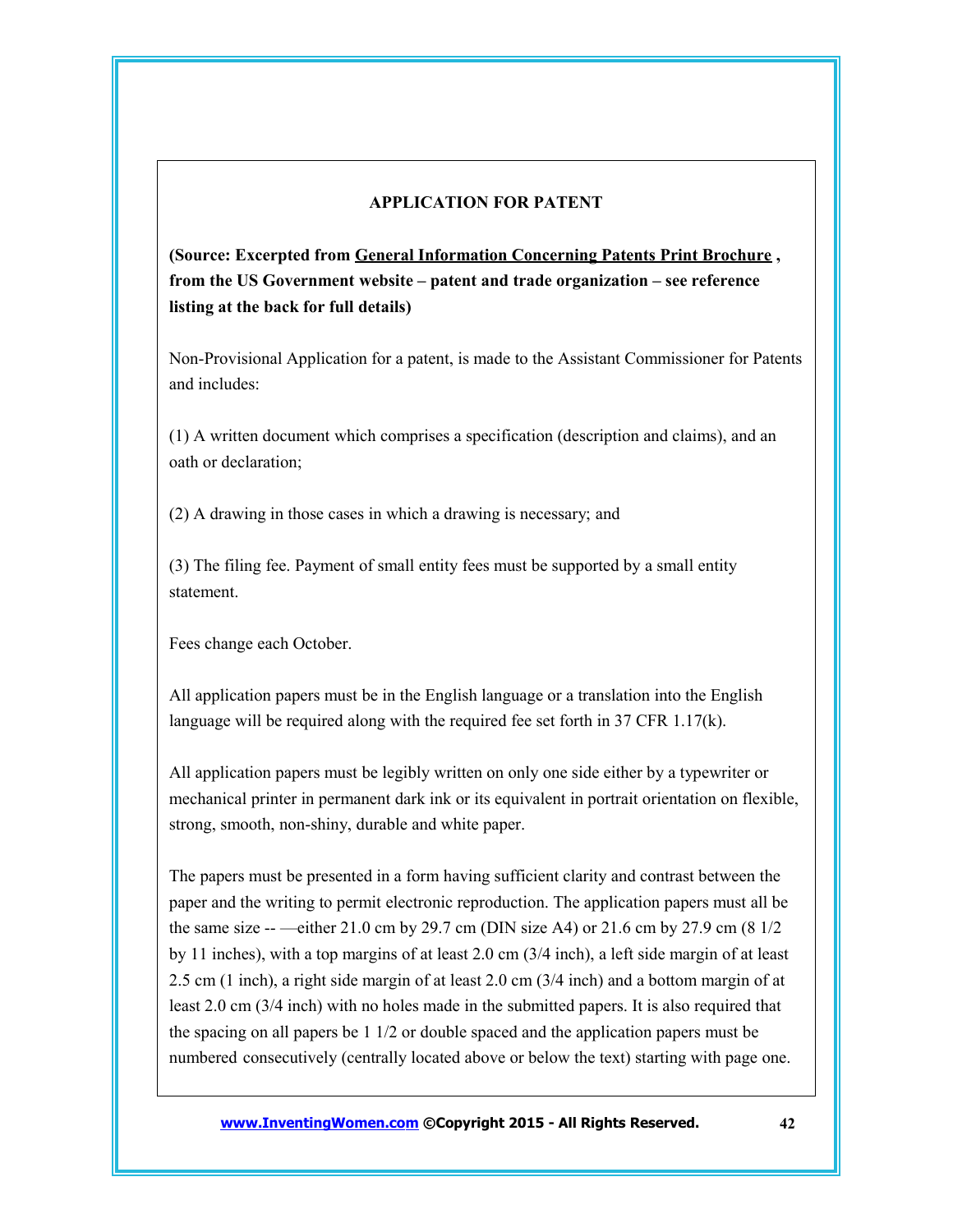## APPLICATION FOR PATENT

**(Source: Excerpted from General Information Concerning Patents Print Brochure , from the US Government website – patent and trade organization – see reference listing at the back for full details)**

Non-Provisional Application for a patent, is made to the Assistant Commissioner for Patents and includes:

(1) A written document which comprises a specification (description and claims), and an oath or declaration;

(2) A drawing in those cases in which a drawing is necessary; and

(3) The filing fee. Payment of small entity fees must be supported by a small entity statement.

Fees change each October.

All application papers must be in the English language or a translation into the English language will be required along with the required fee set forth in 37 CFR 1.17(k).

All application papers must be legibly written on only one side either by a typewriter or mechanical printer in permanent dark ink or its equivalent in portrait orientation on flexible, strong, smooth, non-shiny, durable and white paper.

The papers must be presented in a form having sufficient clarity and contrast between the paper and the writing to permit electronic reproduction. The application papers must all be the same size -- —either 21.0 cm by 29.7 cm (DIN size A4) or 21.6 cm by 27.9 cm (8 1/2 by 11 inches), with a top margins of at least 2.0 cm (3/4 inch), a left side margin of at least 2.5 cm (1 inch), a right side margin of at least 2.0 cm (3/4 inch) and a bottom margin of at least 2.0 cm (3/4 inch) with no holes made in the submitted papers. It is also required that the spacing on all papers be 1 1/2 or double spaced and the application papers must be numbered consecutively (centrally located above or below the text) starting with page one.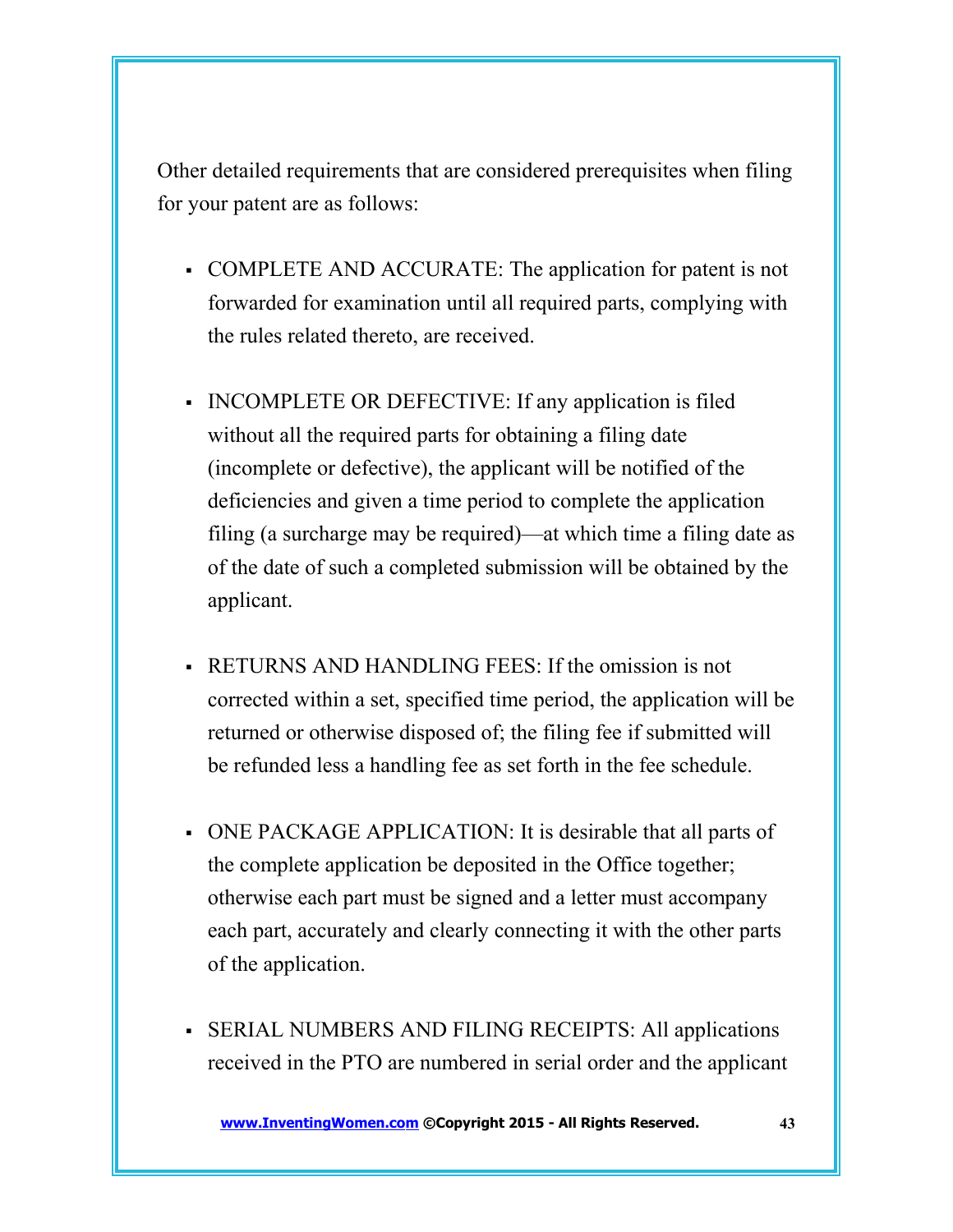Other detailed requirements that are considered prerequisites when filing for your patent are as follows:

- COMPLETE AND ACCURATE: The application for patent is not forwarded for examination until all required parts, complying with the rules related thereto, are received.

- INCOMPLETE OR DEFECTIVE: If any application is filed without all the required parts for obtaining a filing date (incomplete or defective), the applicant will be notified of the deficiencies and given a time period to complete the application filing (a surcharge may be required)—at which time a filing date as of the date of such a completed submission will be obtained by the applicant.

- RETURNS AND HANDLING FEES: If the omission is not corrected within a set, specified time period, the application will be returned or otherwise disposed of; the filing fee if submitted will be refunded less a handling fee as set forth in the fee schedule.

- ONE PACKAGE APPLICATION: It is desirable that all parts of the complete application be deposited in the Office together; otherwise each part must be signed and a letter must accompany each part, accurately and clearly connecting it with the other parts of the application.

- SERIAL NUMBERS AND FILING RECEIPTS: All applications received in the PTO are numbered in serial order and the applicant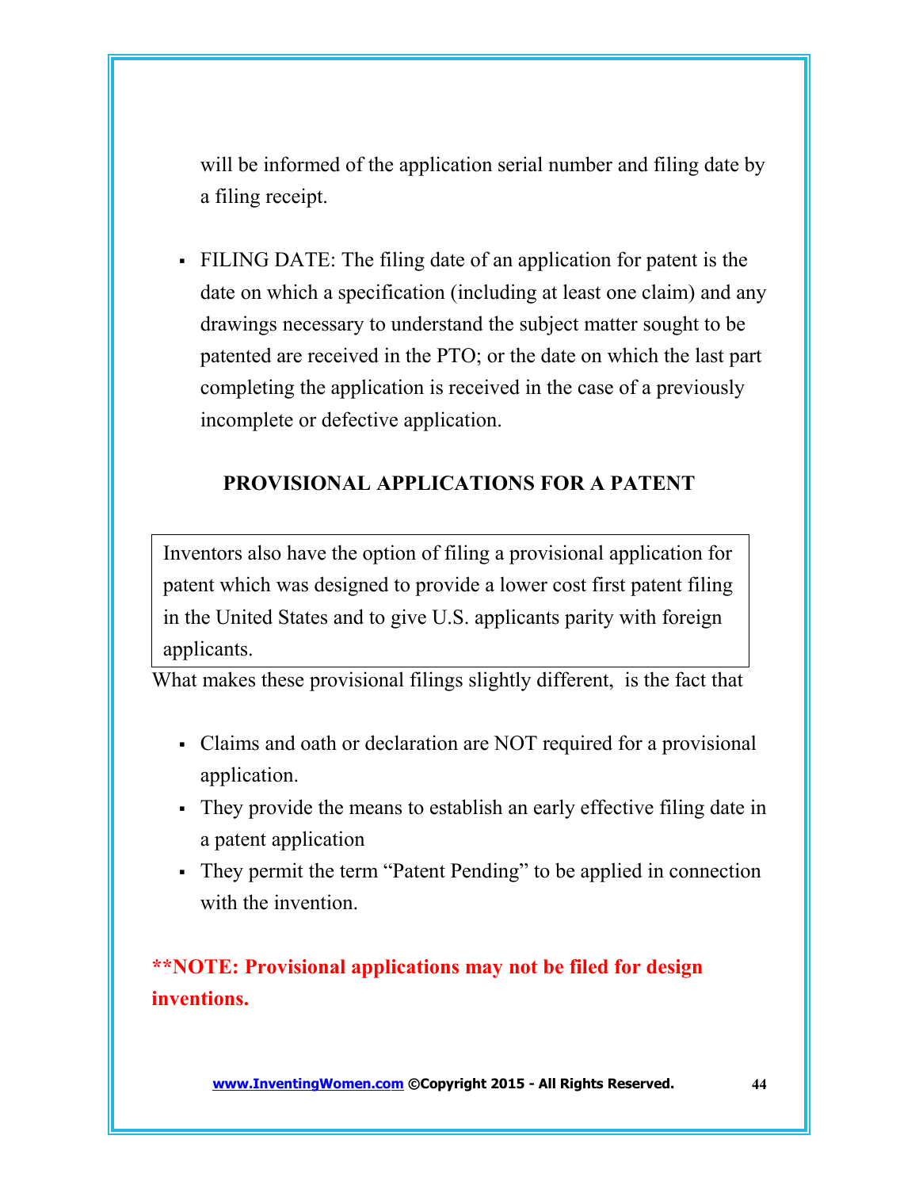will be informed of the application serial number and filing date by a filing receipt.

- FILING DATE: The filing date of an application for patent is the date on which a specification (including at least one claim) and any drawings necessary to understand the subject matter sought to be patented are received in the PTO; or the date on which the last part completing the application is received in the case of a previously incomplete or defective application.

## PROVISIONAL APPLICATIONS FOR A PATENT

Inventors also have the option of filing a provisional application for patent which was designed to provide a lower cost first patent filing in the United States and to give U.S. applicants parity with foreign applicants.

What makes these provisional filings slightly different, is the fact that

- Claims and oath or declaration are NOT required for a provisional application.
- They provide the means to establish an early effective filing date in a patent application
- They permit the term “Patent Pending” to be applied in connection with the invention.

**\*\*NOTE: Provisional applications may not be filed for design inventions.**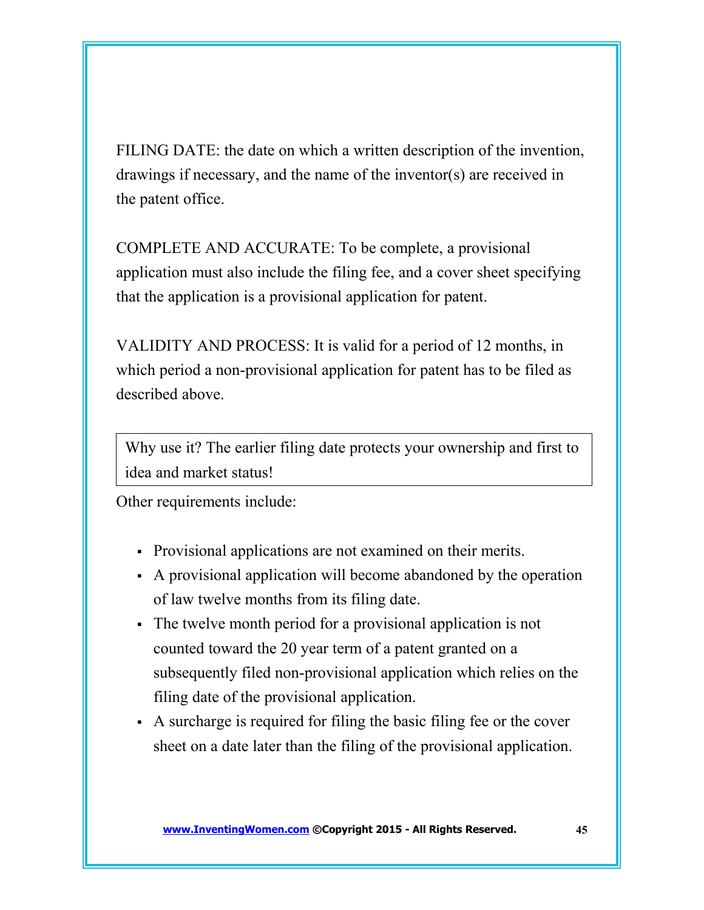FILING DATE: the date on which a written description of the invention, drawings if necessary, and the name of the inventor(s) are received in the patent office.

COMPLETE AND ACCURATE: To be complete, a provisional application must also include the filing fee, and a cover sheet specifying that the application is a provisional application for patent.

VALIDITY AND PROCESS: It is valid for a period of 12 months, in which period a non-provisional application for patent has to be filed as described above.

> Why use it? The earlier filing date protects your ownership and first to idea and market status!

Other requirements include:

- Provisional applications are not examined on their merits.
- A provisional application will become abandoned by the operation of law twelve months from its filing date.
- The twelve month period for a provisional application is not counted toward the 20 year term of a patent granted on a subsequently filed non-provisional application which relies on the filing date of the provisional application.
- A surcharge is required for filing the basic filing fee or the cover sheet on a date later than the filing of the provisional application.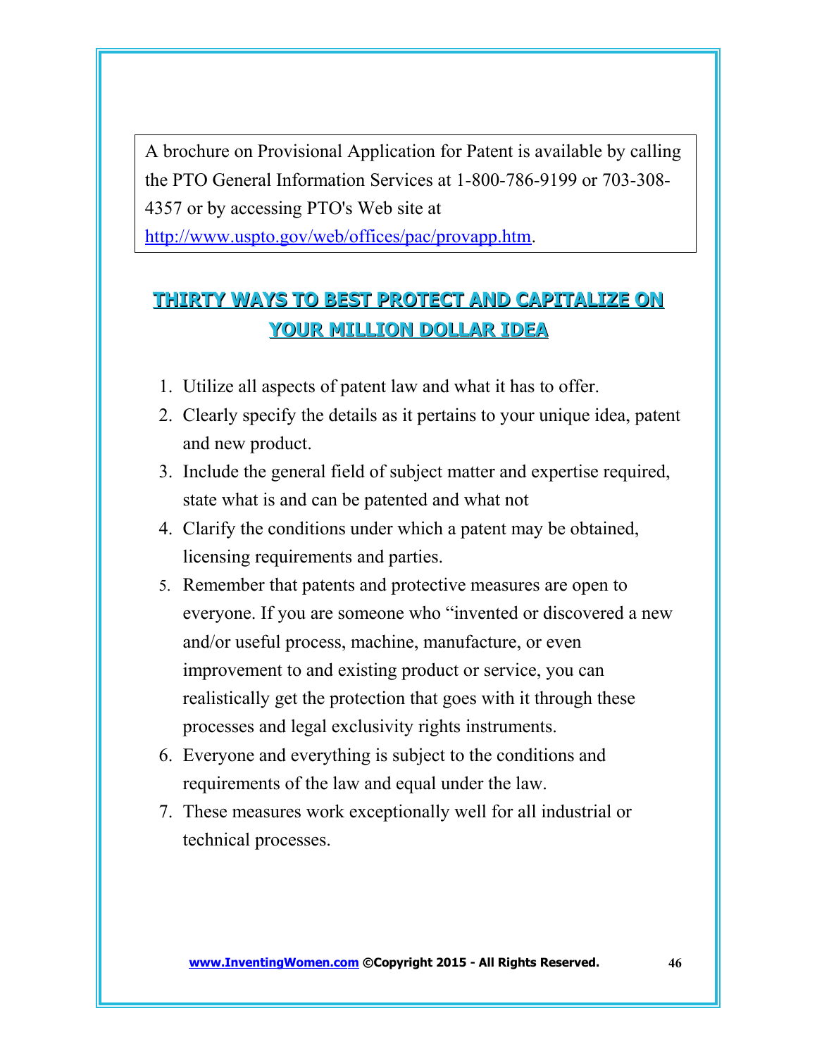A brochure on Provisional Application for Patent is available by calling the PTO General Information Services at 1-800-786-9199 or 703-308-4357 or by accessing PTO's Web site at http://www.uspto.gov/web/offices/pac/provapp.htm.

## THIRTY WAYS TO BEST PROTECT AND CAPITALIZE ON YOUR MILLION DOLLAR IDEA

1. Utilize all aspects of patent law and what it has to offer.
2. Clearly specify the details as it pertains to your unique idea, patent and new product.
3. Include the general field of subject matter and expertise required, state what is and can be patented and what not
4. Clarify the conditions under which a patent may be obtained, licensing requirements and parties.
5. Remember that patents and protective measures are open to everyone. If you are someone who "invented or discovered a new and/or useful process, machine, manufacture, or even improvement to and existing product or service, you can realistically get the protection that goes with it through these processes and legal exclusivity rights instruments.
6. Everyone and everything is subject to the conditions and requirements of the law and equal under the law.
7. These measures work exceptionally well for all industrial or technical processes.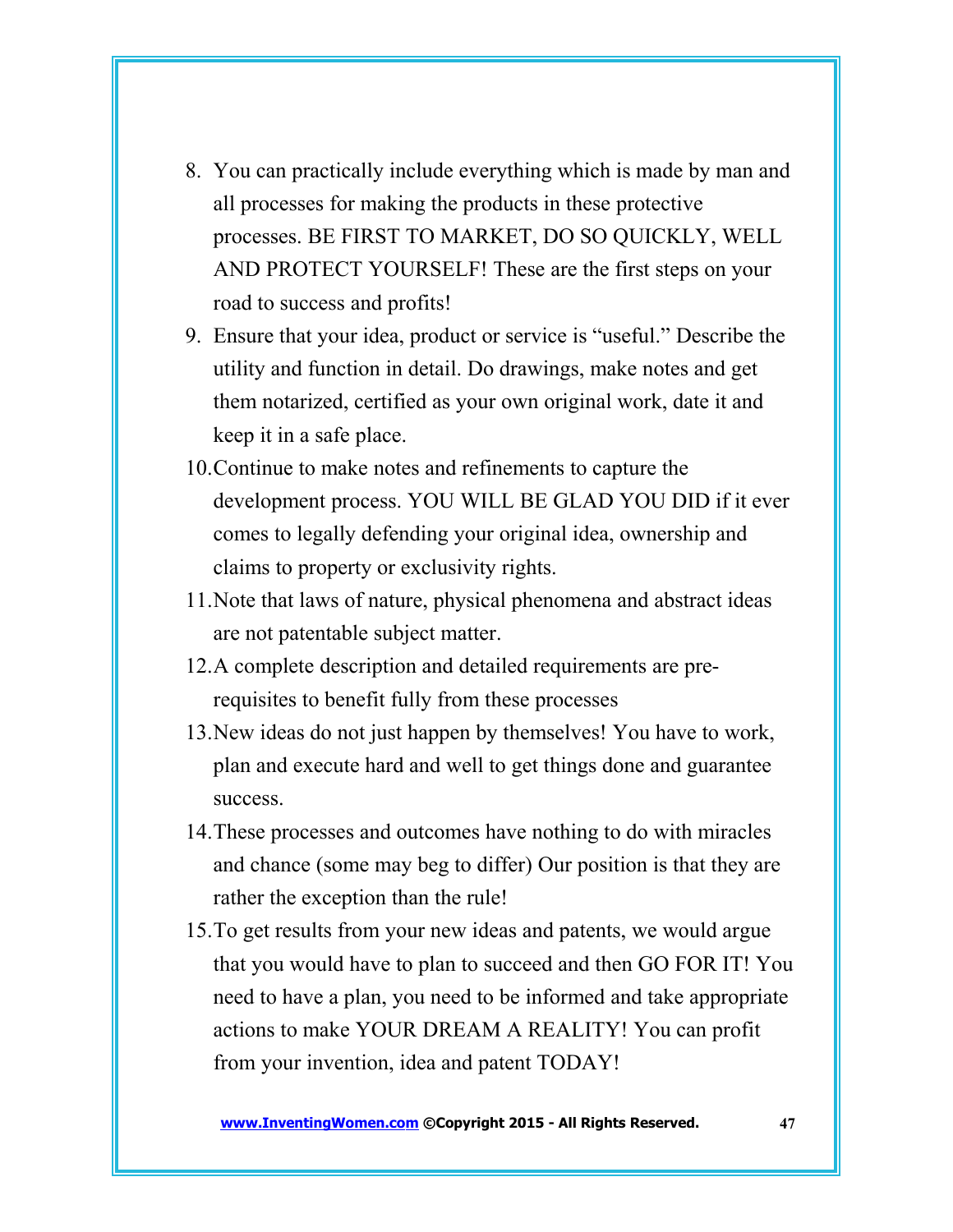8. You can practically include everything which is made by man and all processes for making the products in these protective processes. BE FIRST TO MARKET, DO SO QUICKLY, WELL AND PROTECT YOURSELF! These are the first steps on your road to success and profits!
9. Ensure that your idea, product or service is "useful." Describe the utility and function in detail. Do drawings, make notes and get them notarized, certified as your own original work, date it and keep it in a safe place.
10. Continue to make notes and refinements to capture the development process. YOU WILL BE GLAD YOU DID if it ever comes to legally defending your original idea, ownership and claims to property or exclusivity rights.
11. Note that laws of nature, physical phenomena and abstract ideas are not patentable subject matter.
12. A complete description and detailed requirements are pre-requisites to benefit fully from these processes
13. New ideas do not just happen by themselves! You have to work, plan and execute hard and well to get things done and guarantee success.
14. These processes and outcomes have nothing to do with miracles and chance (some may beg to differ) Our position is that they are rather the exception than the rule!
15. To get results from your new ideas and patents, we would argue that you would have to plan to succeed and then GO FOR IT! You need to have a plan, you need to be informed and take appropriate actions to make YOUR DREAM A REALITY! You can profit from your invention, idea and patent TODAY!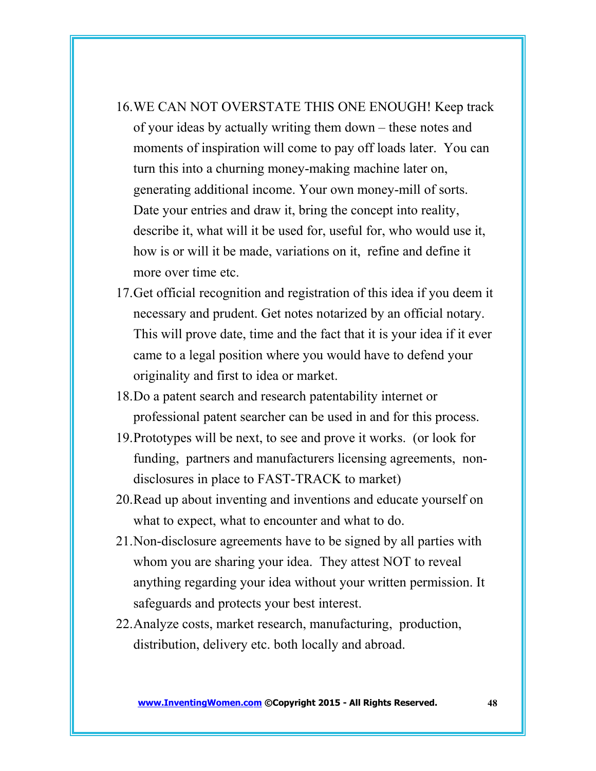16. WE CAN NOT OVERSTATE THIS ONE ENOUGH! Keep track of your ideas by actually writing them down – these notes and moments of inspiration will come to pay off loads later. You can turn this into a churning money-making machine later on, generating additional income. Your own money-mill of sorts. Date your entries and draw it, bring the concept into reality, describe it, what will it be used for, useful for, who would use it, how is or will it be made, variations on it, refine and define it more over time etc.
17. Get official recognition and registration of this idea if you deem it necessary and prudent. Get notes notarized by an official notary. This will prove date, time and the fact that it is your idea if it ever came to a legal position where you would have to defend your originality and first to idea or market.
18. Do a patent search and research patentability internet or professional patent searcher can be used in and for this process.
19. Prototypes will be next, to see and prove it works. (or look for funding, partners and manufacturers licensing agreements, non-disclosures in place to FAST-TRACK to market)
20. Read up about inventing and inventions and educate yourself on what to expect, what to encounter and what to do.
21. Non-disclosure agreements have to be signed by all parties with whom you are sharing your idea. They attest NOT to reveal anything regarding your idea without your written permission. It safeguards and protects your best interest.
22. Analyze costs, market research, manufacturing, production, distribution, delivery etc. both locally and abroad.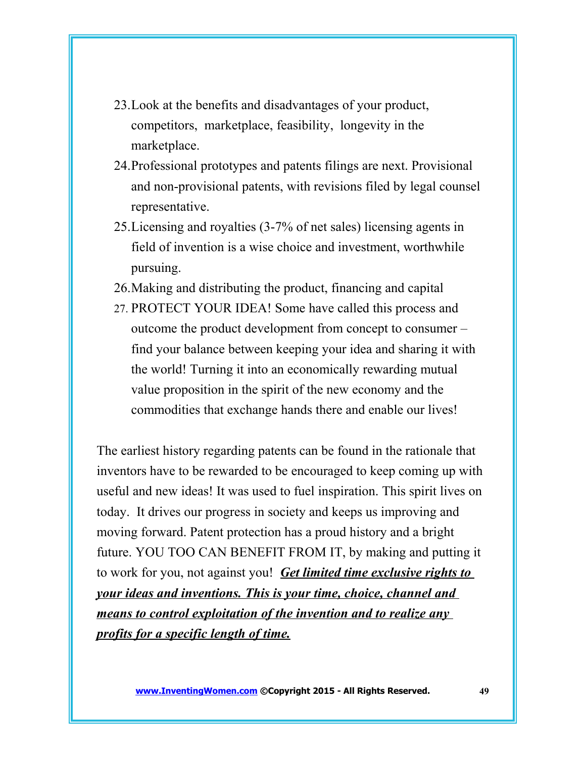23. Look at the benefits and disadvantages of your product, competitors, marketplace, feasibility, longevity in the marketplace.
24. Professional prototypes and patents filings are next. Provisional and non-provisional patents, with revisions filed by legal counsel representative.
25. Licensing and royalties (3-7% of net sales) licensing agents in field of invention is a wise choice and investment, worthwhile pursuing.
26. Making and distributing the product, financing and capital
27. PROTECT YOUR IDEA! Some have called this process and outcome the product development from concept to consumer – find your balance between keeping your idea and sharing it with the world! Turning it into an economically rewarding mutual value proposition in the spirit of the new economy and the commodities that exchange hands there and enable our lives!

The earliest history regarding patents can be found in the rationale that inventors have to be rewarded to be encouraged to keep coming up with useful and new ideas! It was used to fuel inspiration. This spirit lives on today. It drives our progress in society and keeps us improving and moving forward. Patent protection has a proud history and a bright future. YOU TOO CAN BENEFIT FROM IT, by making and putting it to work for you, not against you! ***Get limited time exclusive rights to your ideas and inventions. This is your time, choice, channel and means to control exploitation of the invention and to realize any profits for a specific length of time.***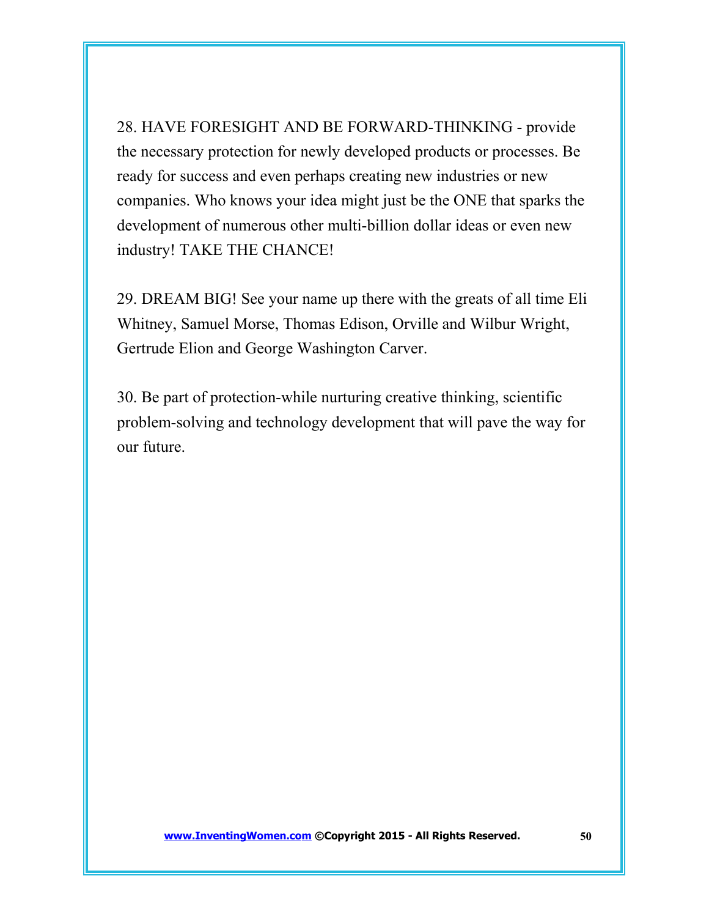28. HAVE FORESIGHT AND BE FORWARD-THINKING - provide the necessary protection for newly developed products or processes. Be ready for success and even perhaps creating new industries or new companies. Who knows your idea might just be the ONE that sparks the development of numerous other multi-billion dollar ideas or even new industry! TAKE THE CHANCE!

29. DREAM BIG! See your name up there with the greats of all time Eli Whitney, Samuel Morse, Thomas Edison, Orville and Wilbur Wright, Gertrude Elion and George Washington Carver.

30. Be part of protection-while nurturing creative thinking, scientific problem-solving and technology development that will pave the way for our future.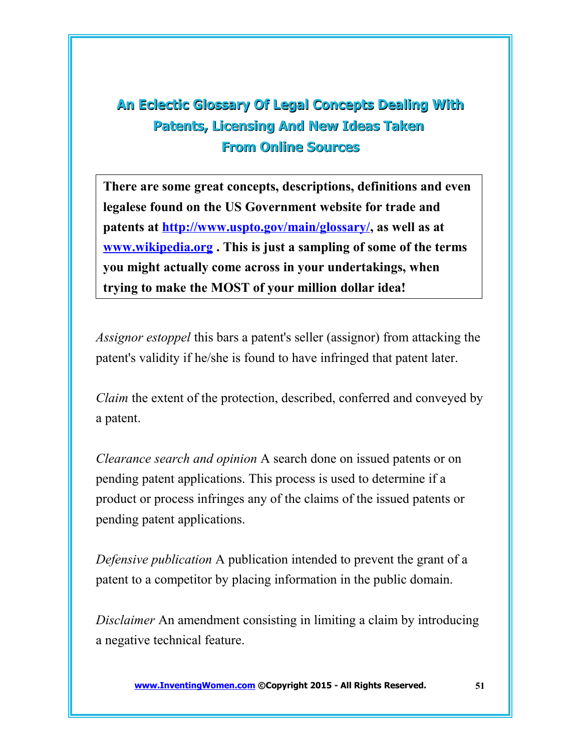## An Eclectic Glossary Of Legal Concepts Dealing With Patents, Licensing And New Ideas Taken From Online Sources

**There are some great concepts, descriptions, definitions and even legalese found on the US Government website for trade and patents at http://www.uspto.gov/main/glossary/, as well as at www.wikipedia.org . This is just a sampling of some of the terms you might actually come across in your undertakings, when trying to make the MOST of your million dollar idea!**

*Assignor estoppel* this bars a patent's seller (assignor) from attacking the patent's validity if he/she is found to have infringed that patent later.

*Claim* the extent of the protection, described, conferred and conveyed by a patent.

*Clearance search and opinion* A search done on issued patents or on pending patent applications. This process is used to determine if a product or process infringes any of the claims of the issued patents or pending patent applications.

*Defensive publication* A publication intended to prevent the grant of a patent to a competitor by placing information in the public domain.

*Disclaimer* An amendment consisting in limiting a claim by introducing a negative technical feature.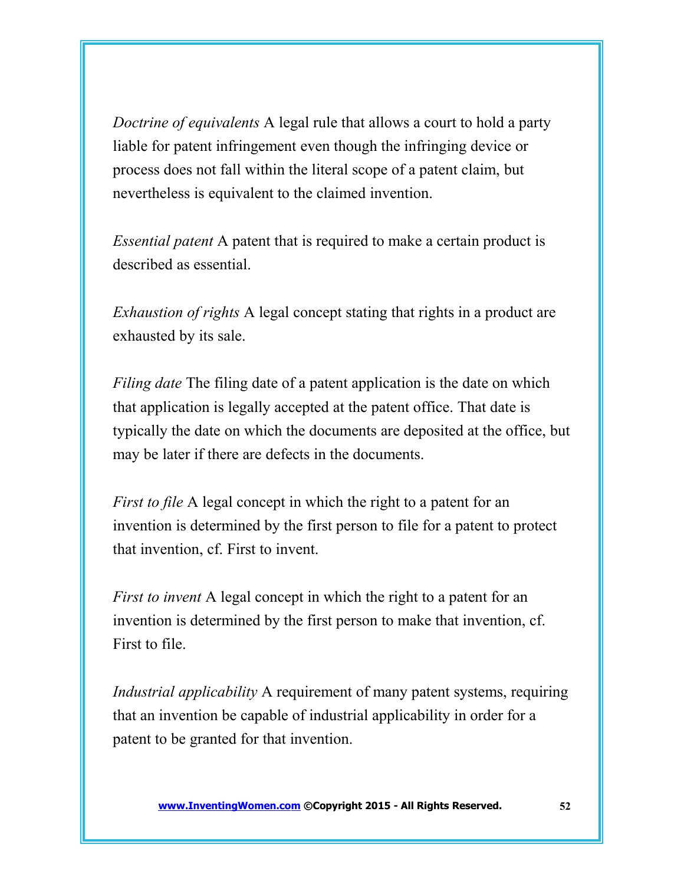*Doctrine of equivalents* A legal rule that allows a court to hold a party liable for patent infringement even though the infringing device or process does not fall within the literal scope of a patent claim, but nevertheless is equivalent to the claimed invention.

*Essential patent* A patent that is required to make a certain product is described as essential.

*Exhaustion of rights* A legal concept stating that rights in a product are exhausted by its sale.

*Filing date* The filing date of a patent application is the date on which that application is legally accepted at the patent office. That date is typically the date on which the documents are deposited at the office, but may be later if there are defects in the documents.

*First to file* A legal concept in which the right to a patent for an invention is determined by the first person to file for a patent to protect that invention, cf. First to invent.

*First to invent* A legal concept in which the right to a patent for an invention is determined by the first person to make that invention, cf. First to file.

*Industrial applicability* A requirement of many patent systems, requiring that an invention be capable of industrial applicability in order for a patent to be granted for that invention.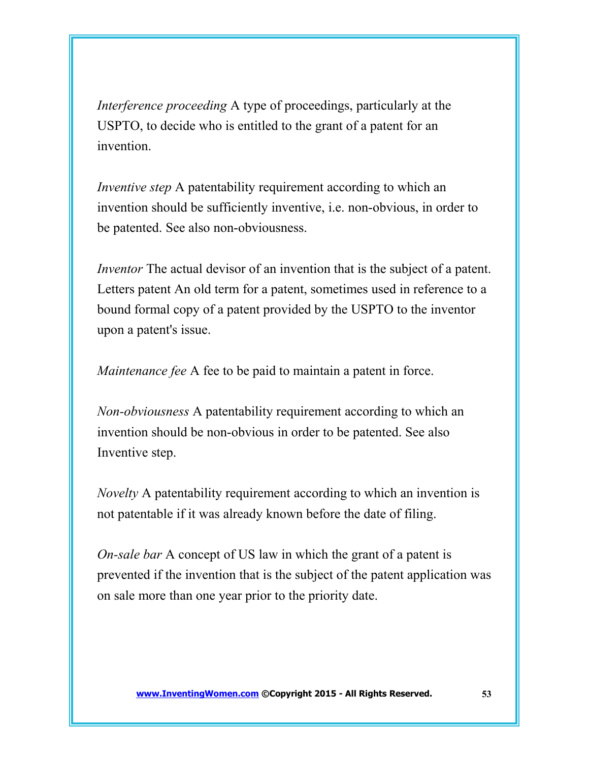*Interference proceeding* A type of proceedings, particularly at the USPTO, to decide who is entitled to the grant of a patent for an invention.

*Inventive step* A patentability requirement according to which an invention should be sufficiently inventive, i.e. non-obvious, in order to be patented. See also non-obviousness.

*Inventor* The actual devisor of an invention that is the subject of a patent. Letters patent An old term for a patent, sometimes used in reference to a bound formal copy of a patent provided by the USPTO to the inventor upon a patent's issue.

*Maintenance fee* A fee to be paid to maintain a patent in force.

*Non-obviousness* A patentability requirement according to which an invention should be non-obvious in order to be patented. See also Inventive step.

*Novelty* A patentability requirement according to which an invention is not patentable if it was already known before the date of filing.

*On-sale bar* A concept of US law in which the grant of a patent is prevented if the invention that is the subject of the patent application was on sale more than one year prior to the priority date.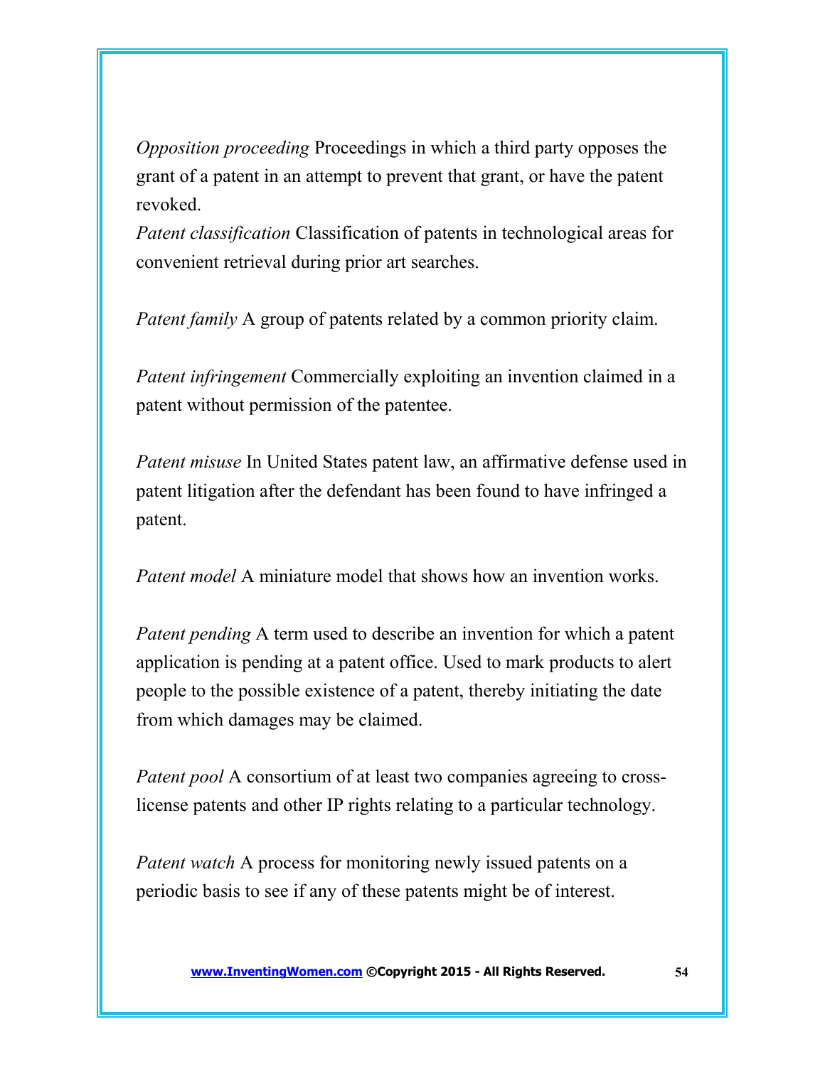*Opposition proceeding* Proceedings in which a third party opposes the grant of a patent in an attempt to prevent that grant, or have the patent revoked.

*Patent classification* Classification of patents in technological areas for convenient retrieval during prior art searches.

*Patent family* A group of patents related by a common priority claim.

*Patent infringement* Commercially exploiting an invention claimed in a patent without permission of the patentee.

*Patent misuse* In United States patent law, an affirmative defense used in patent litigation after the defendant has been found to have infringed a patent.

*Patent model* A miniature model that shows how an invention works.

*Patent pending* A term used to describe an invention for which a patent application is pending at a patent office. Used to mark products to alert people to the possible existence of a patent, thereby initiating the date from which damages may be claimed.

*Patent pool* A consortium of at least two companies agreeing to cross-license patents and other IP rights relating to a particular technology.

*Patent watch* A process for monitoring newly issued patents on a periodic basis to see if any of these patents might be of interest.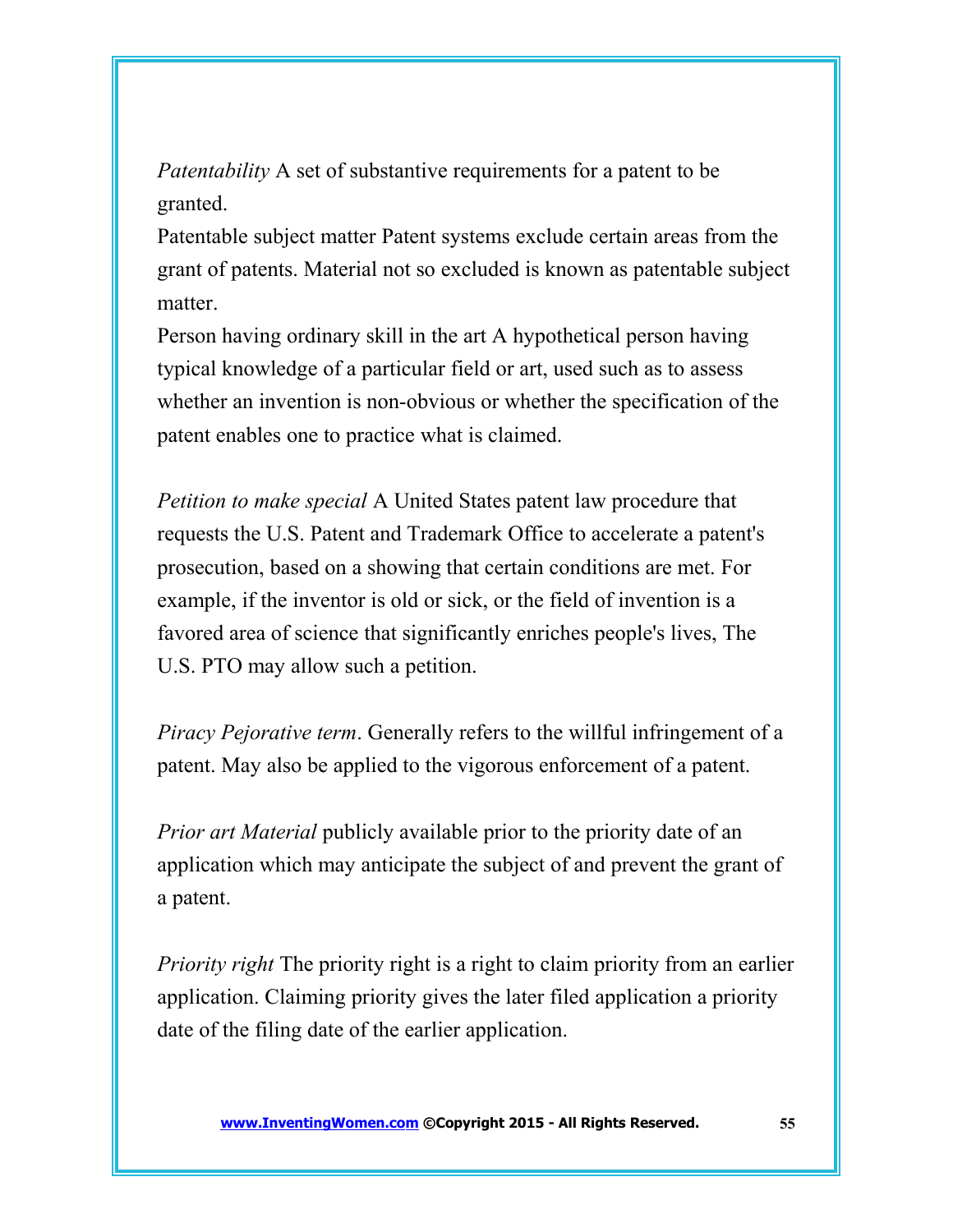*Patentability* A set of substantive requirements for a patent to be granted.
Patentable subject matter Patent systems exclude certain areas from the grant of patents. Material not so excluded is known as patentable subject matter.
Person having ordinary skill in the art A hypothetical person having typical knowledge of a particular field or art, used such as to assess whether an invention is non-obvious or whether the specification of the patent enables one to practice what is claimed.

*Petition to make special* A United States patent law procedure that requests the U.S. Patent and Trademark Office to accelerate a patent's prosecution, based on a showing that certain conditions are met. For example, if the inventor is old or sick, or the field of invention is a favored area of science that significantly enriches people's lives, The U.S. PTO may allow such a petition.

*Piracy Pejorative term*. Generally refers to the willful infringement of a patent. May also be applied to the vigorous enforcement of a patent.

*Prior art Material* publicly available prior to the priority date of an application which may anticipate the subject of and prevent the grant of a patent.

*Priority right* The priority right is a right to claim priority from an earlier application. Claiming priority gives the later filed application a priority date of the filing date of the earlier application.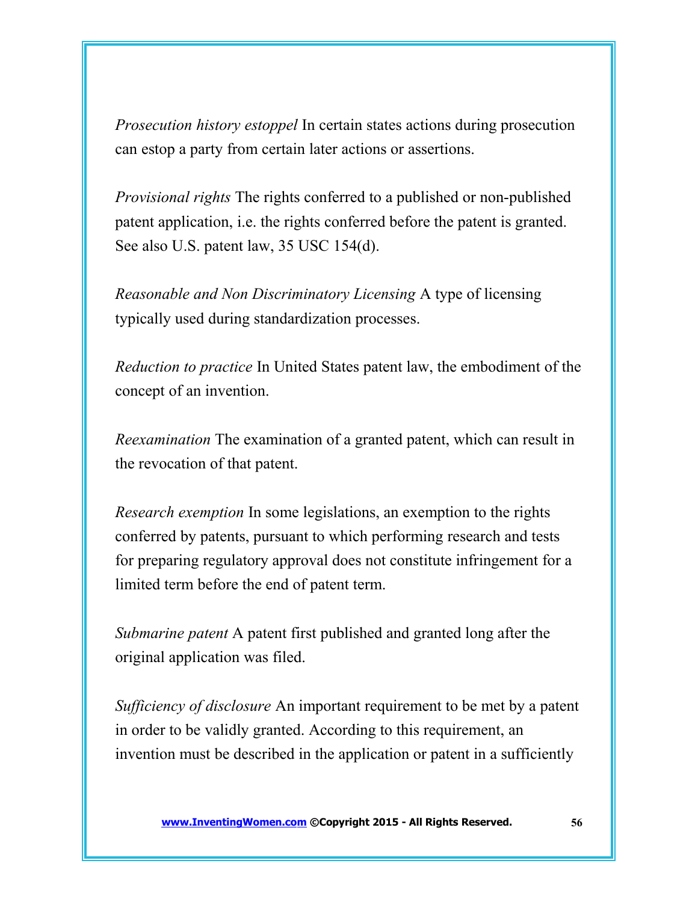*Prosecution history estoppel* In certain states actions during prosecution can estop a party from certain later actions or assertions.

*Provisional rights* The rights conferred to a published or non-published patent application, i.e. the rights conferred before the patent is granted. See also U.S. patent law, 35 USC 154(d).

*Reasonable and Non Discriminatory Licensing* A type of licensing typically used during standardization processes.

*Reduction to practice* In United States patent law, the embodiment of the concept of an invention.

*Reexamination* The examination of a granted patent, which can result in the revocation of that patent.

*Research exemption* In some legislations, an exemption to the rights conferred by patents, pursuant to which performing research and tests for preparing regulatory approval does not constitute infringement for a limited term before the end of patent term.

*Submarine patent* A patent first published and granted long after the original application was filed.

*Sufficiency of disclosure* An important requirement to be met by a patent in order to be validly granted. According to this requirement, an invention must be described in the application or patent in a sufficiently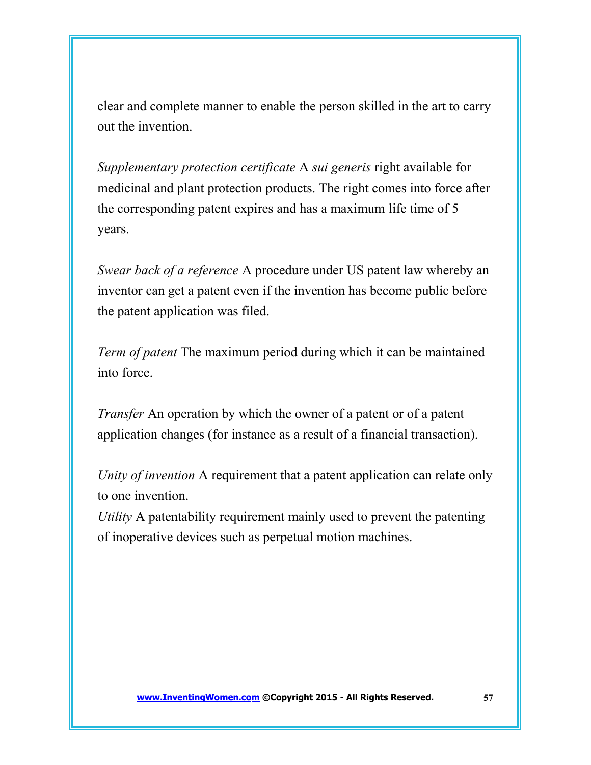clear and complete manner to enable the person skilled in the art to carry out the invention.

*Supplementary protection certificate* A *sui generis* right available for medicinal and plant protection products. The right comes into force after the corresponding patent expires and has a maximum life time of 5 years.

*Swear back of a reference* A procedure under US patent law whereby an inventor can get a patent even if the invention has become public before the patent application was filed.

*Term of patent* The maximum period during which it can be maintained into force.

*Transfer* An operation by which the owner of a patent or of a patent application changes (for instance as a result of a financial transaction).

*Unity of invention* A requirement that a patent application can relate only to one invention.

*Utility* A patentability requirement mainly used to prevent the patenting of inoperative devices such as perpetual motion machines.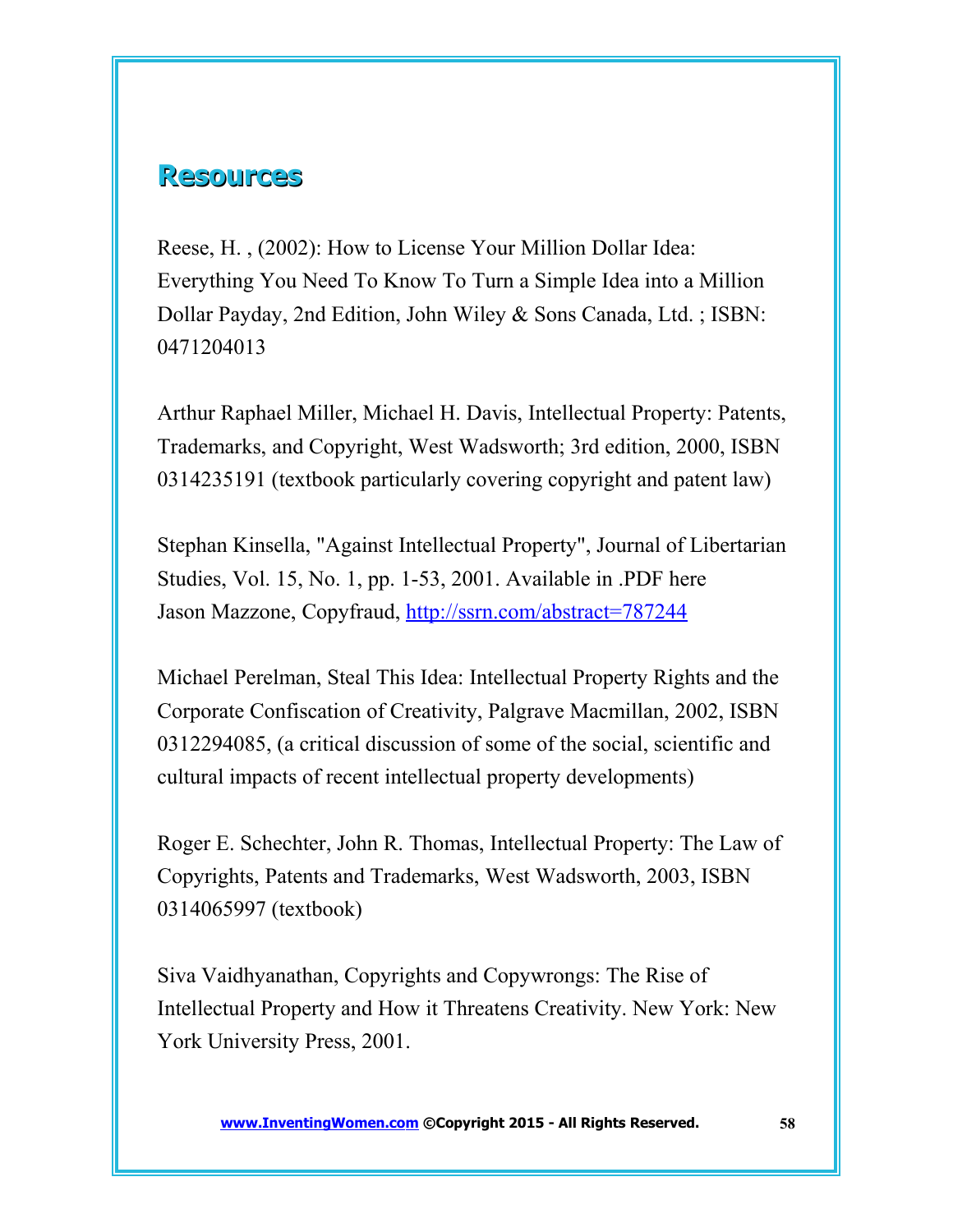# Resources

Reese, H. , (2002): How to License Your Million Dollar Idea: Everything You Need To Know To Turn a Simple Idea into a Million Dollar Payday, 2nd Edition, John Wiley & Sons Canada, Ltd. ; ISBN: 0471204013

Arthur Raphael Miller, Michael H. Davis, Intellectual Property: Patents, Trademarks, and Copyright, West Wadsworth; 3rd edition, 2000, ISBN 0314235191 (textbook particularly covering copyright and patent law)

Stephan Kinsella, "Against Intellectual Property", Journal of Libertarian Studies, Vol. 15, No. 1, pp. 1-53, 2001. Available in .PDF here
Jason Mazzone, Copyfraud, http://ssrn.com/abstract=787244

Michael Perelman, Steal This Idea: Intellectual Property Rights and the Corporate Confiscation of Creativity, Palgrave Macmillan, 2002, ISBN 0312294085, (a critical discussion of some of the social, scientific and cultural impacts of recent intellectual property developments)

Roger E. Schechter, John R. Thomas, Intellectual Property: The Law of Copyrights, Patents and Trademarks, West Wadsworth, 2003, ISBN 0314065997 (textbook)

Siva Vaidhyanathan, Copyrights and Copywrongs: The Rise of Intellectual Property and How it Threatens Creativity. New York: New York University Press, 2001.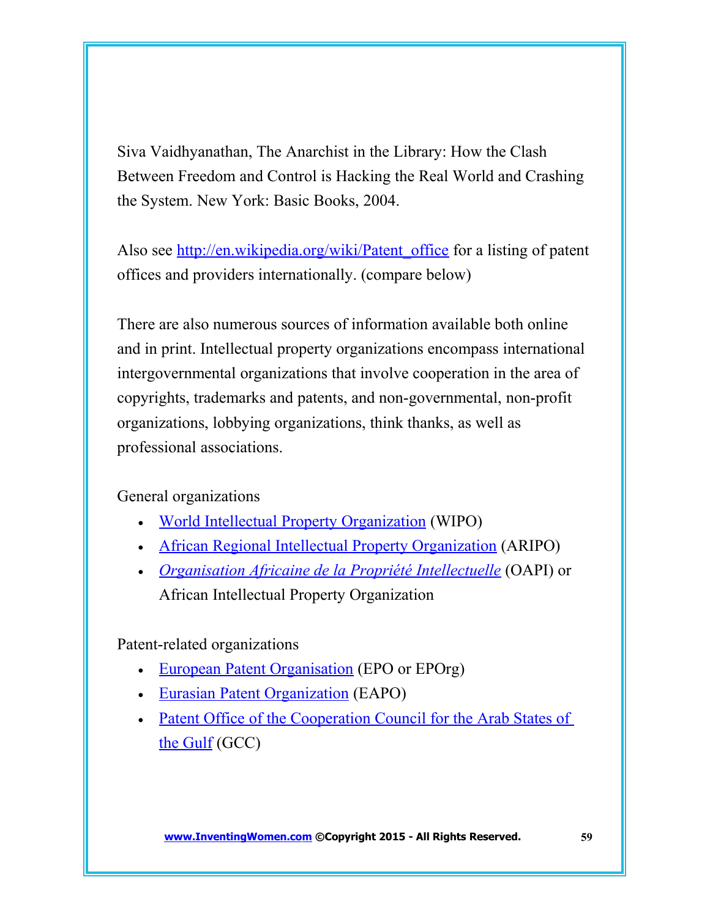Siva Vaidhyanathan, The Anarchist in the Library: How the Clash Between Freedom and Control is Hacking the Real World and Crashing the System. New York: Basic Books, 2004.

Also see [http://en.wikipedia.org/wiki/Patent_office](http://en.wikipedia.org/wiki/Patent_office) for a listing of patent offices and providers internationally. (compare below)

There are also numerous sources of information available both online and in print. Intellectual property organizations encompass international intergovernmental organizations that involve cooperation in the area of copyrights, trademarks and patents, and non-governmental, non-profit organizations, lobbying organizations, think thanks, as well as professional associations.

General organizations

- World Intellectual Property Organization (WIPO)
- African Regional Intellectual Property Organization (ARIPO)
- *Organisation Africaine de la Propriété Intellectuelle* (OAPI) or African Intellectual Property Organization

Patent-related organizations

- European Patent Organisation (EPO or EPOrg)
- Eurasian Patent Organization (EAPO)
- Patent Office of the Cooperation Council for the Arab States of the Gulf (GCC)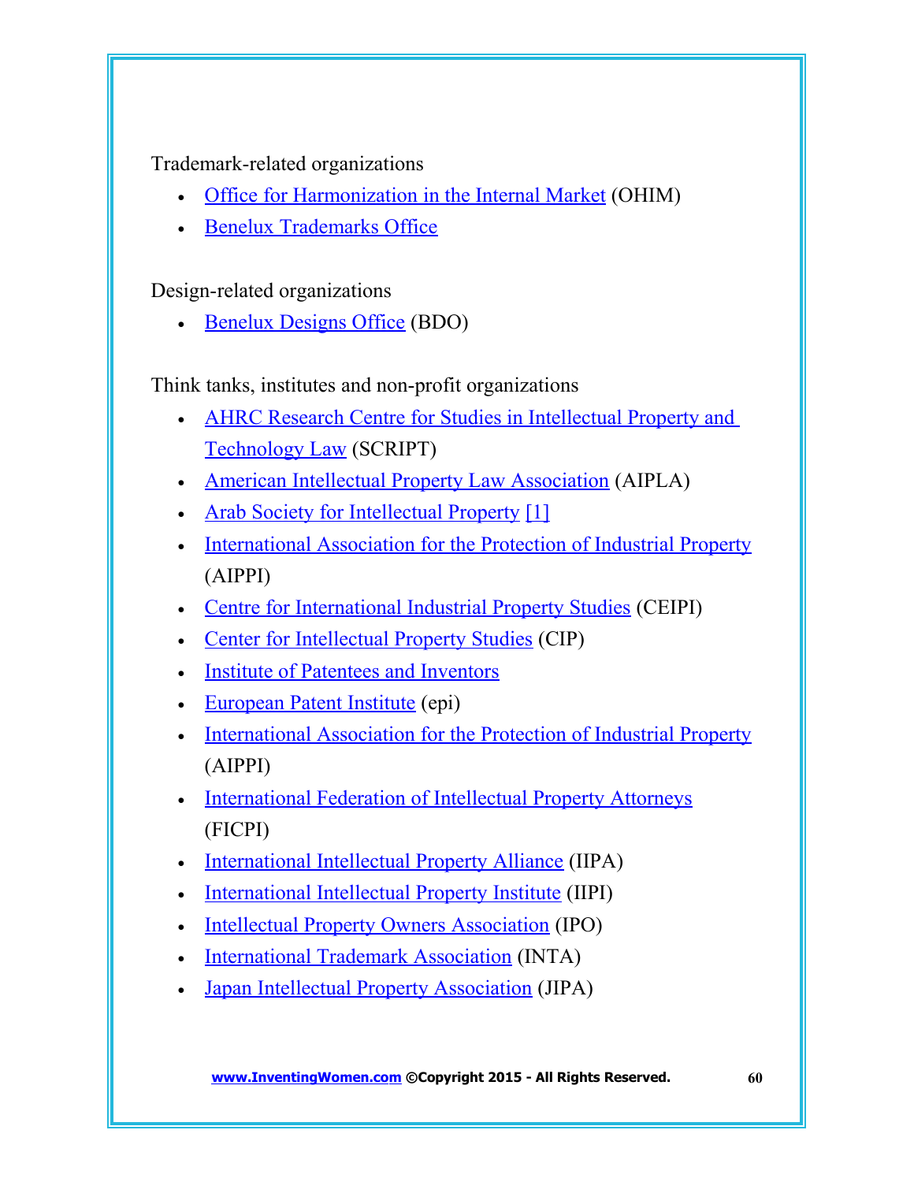Trademark-related organizations

- Office for Harmonization in the Internal Market (OHIM)
- Benelux Trademarks Office

Design-related organizations

- Benelux Designs Office (BDO)

Think tanks, institutes and non-profit organizations

- AHRC Research Centre for Studies in Intellectual Property and Technology Law (SCRIPT)
- American Intellectual Property Law Association (AIPLA)
- Arab Society for Intellectual Property [1]
- International Association for the Protection of Industrial Property (AIPPI)
- Centre for International Industrial Property Studies (CEIPI)
- Center for Intellectual Property Studies (CIP)
- Institute of Patentees and Inventors
- European Patent Institute (epi)
- International Association for the Protection of Industrial Property (AIPPI)
- International Federation of Intellectual Property Attorneys (FICPI)
- International Intellectual Property Alliance (IIPA)
- International Intellectual Property Institute (IIPI)
- Intellectual Property Owners Association (IPO)
- International Trademark Association (INTA)
- Japan Intellectual Property Association (JIPA)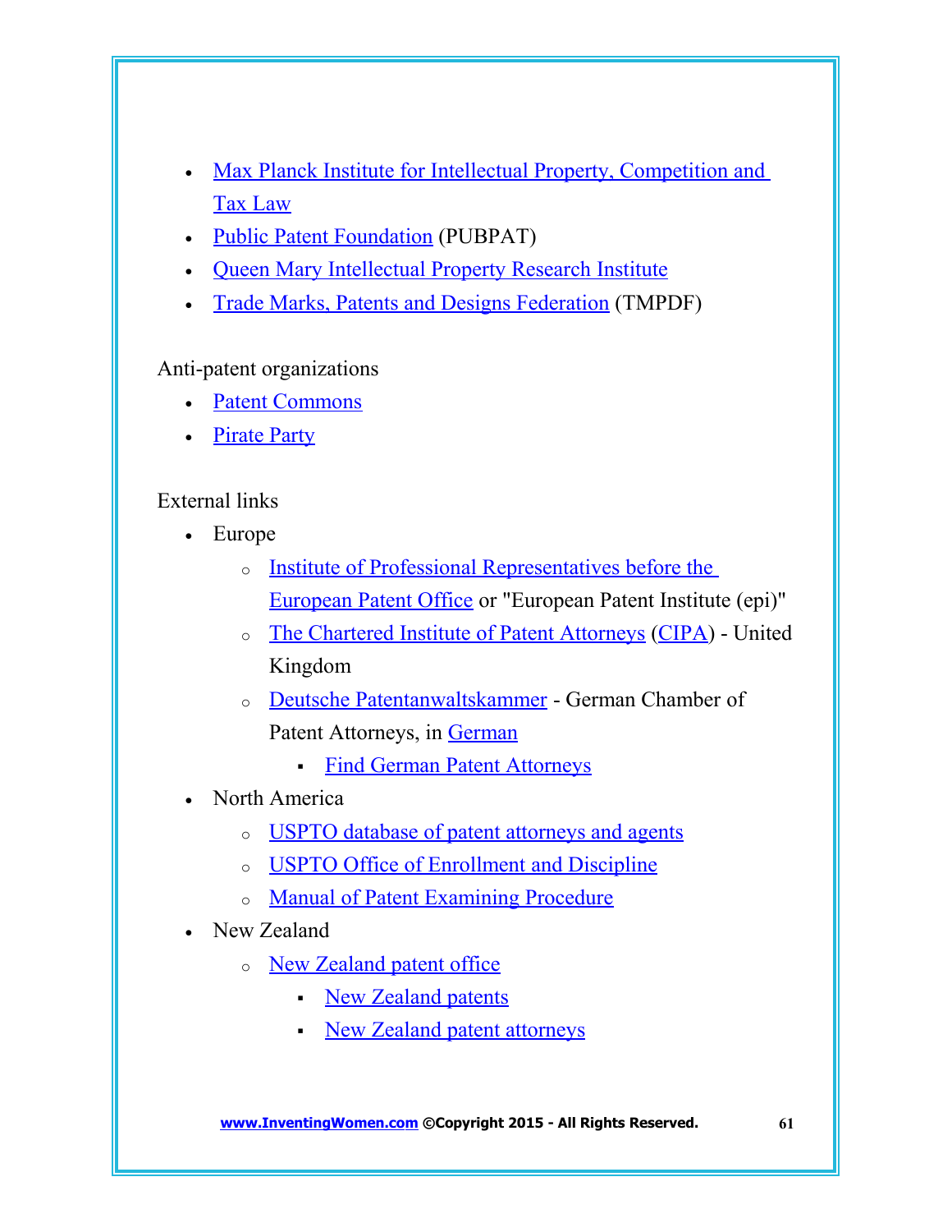- Max Planck Institute for Intellectual Property, Competition and Tax Law
- Public Patent Foundation (PUBPAT)
- Queen Mary Intellectual Property Research Institute
- Trade Marks, Patents and Designs Federation (TMPDF)

Anti-patent organizations

- Patent Commons
- Pirate Party

External links

- Europe
  - Institute of Professional Representatives before the European Patent Office or "European Patent Institute (epi)"
  - The Chartered Institute of Patent Attorneys (CIPA) - United Kingdom
  - Deutsche Patentanwaltskammer - German Chamber of Patent Attorneys, in German
    - Find German Patent Attorneys
- North America
  - USPTO database of patent attorneys and agents
  - USPTO Office of Enrollment and Discipline
  - Manual of Patent Examining Procedure
- New Zealand
  - New Zealand patent office
    - New Zealand patents
    - New Zealand patent attorneys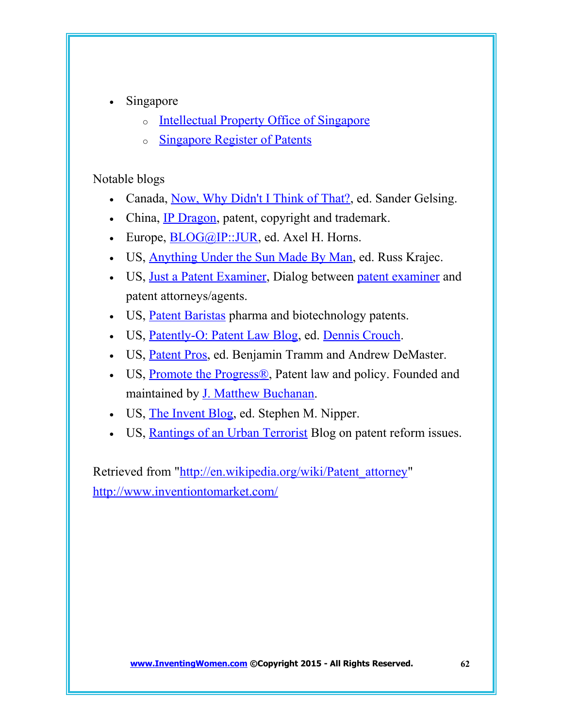- Singapore
  - Intellectual Property Office of Singapore
  - Singapore Register of Patents

Notable blogs

- Canada, Now, Why Didn't I Think of That?, ed. Sander Gelsing.
- China, IP Dragon, patent, copyright and trademark.
- Europe, BLOG@IP::JUR, ed. Axel H. Horns.
- US, Anything Under the Sun Made By Man, ed. Russ Krajec.
- US, Just a Patent Examiner, Dialog between patent examiner and patent attorneys/agents.
- US, Patent Baristas pharma and biotechnology patents.
- US, Patently-O: Patent Law Blog, ed. Dennis Crouch.
- US, Patent Pros, ed. Benjamin Tramm and Andrew DeMaster.
- US, Promote the Progress®, Patent law and policy. Founded and maintained by J. Matthew Buchanan.
- US, The Invent Blog, ed. Stephen M. Nipper.
- US, Rantings of an Urban Terrorist Blog on patent reform issues.

Retrieved from "http://en.wikipedia.org/wiki/Patent_attorney"
http://www.inventiontomarket.com/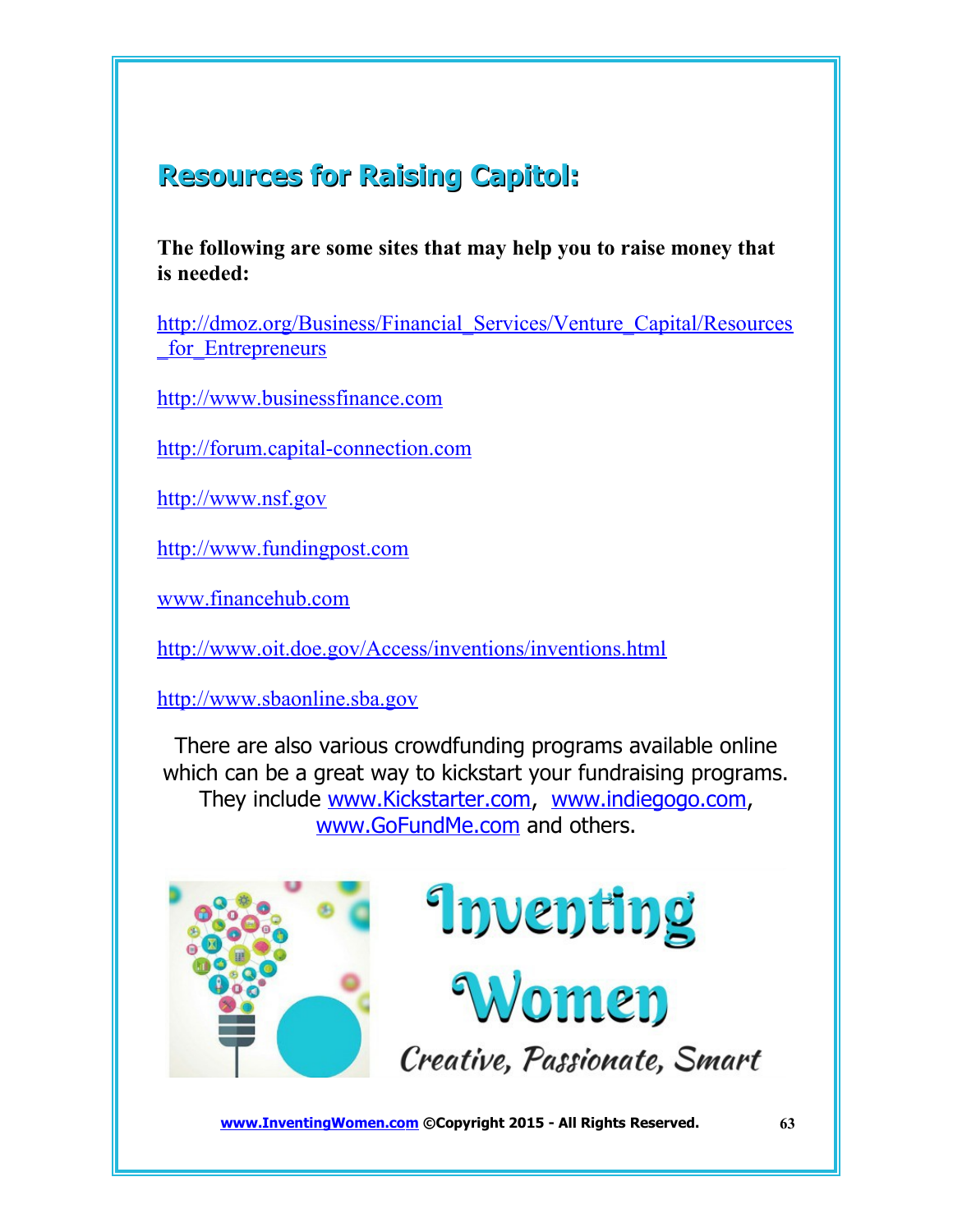## Resources for Raising Capitol:

**The following are some sites that may help you to raise money that is needed:**

http://dmoz.org/Business/Financial_Services/Venture_Capital/Resources_for_Entrepreneurs

http://www.businessfinance.com

http://forum.capital-connection.com

http://www.nsf.gov

http://www.fundingpost.com

www.financehub.com

http://www.oit.doe.gov/Access/inventions/inventions.html

http://www.sbaonline.sba.gov

There are also various crowdfunding programs available online which can be a great way to kickstart your fundraising programs. They include www.Kickstarter.com, www.indiegogo.com, www.GoFundMe.com and others.

Inventing Women

*Creative, Passionate, Smart*

**www.InventingWomen.com ©Copyright 2015 - All Rights Reserved.**